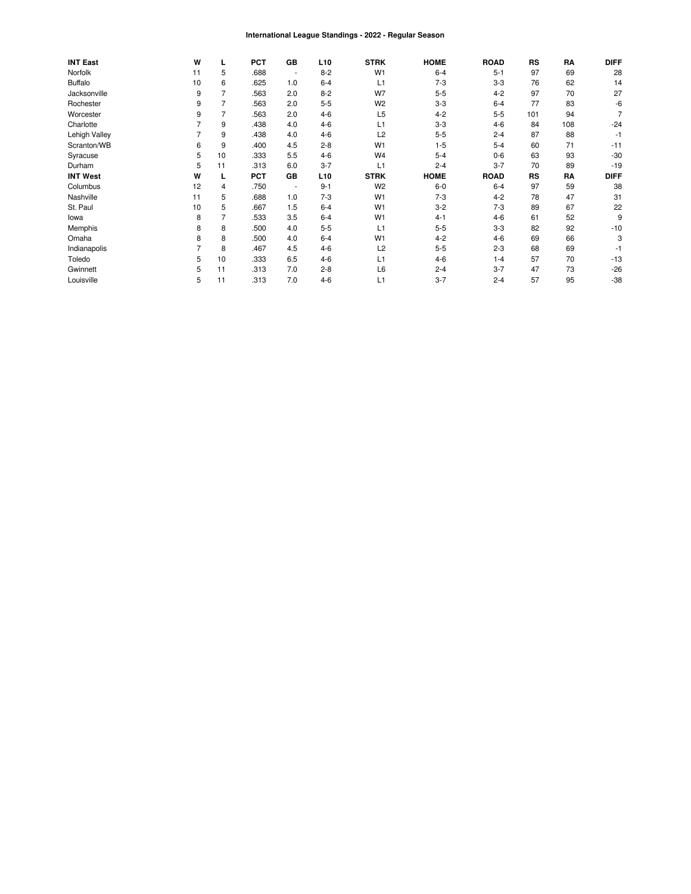# International League Standings - 2022 - Regular Season

| INT East | W | L | PCT | GB | L10 | STRK | HOME | ROAD | RS | RA | DIFF |
|---|---|---|---|---|---|---|---|---|---|---|---|
| Norfolk | 11 | 5 | .688 | - | 8-2 | W1 | 6-4 | 5-1 | 97 | 69 | 28 |
| Buffalo | 10 | 6 | .625 | 1.0 | 6-4 | L1 | 7-3 | 3-3 | 76 | 62 | 14 |
| Jacksonville | 9 | 7 | .563 | 2.0 | 8-2 | W7 | 5-5 | 4-2 | 97 | 70 | 27 |
| Rochester | 9 | 7 | .563 | 2.0 | 5-5 | W2 | 3-3 | 6-4 | 77 | 83 | -6 |
| Worcester | 9 | 7 | .563 | 2.0 | 4-6 | L5 | 4-2 | 5-5 | 101 | 94 | 7 |
| Charlotte | 7 | 9 | .438 | 4.0 | 4-6 | L1 | 3-3 | 4-6 | 84 | 108 | -24 |
| Lehigh Valley | 7 | 9 | .438 | 4.0 | 4-6 | L2 | 5-5 | 2-4 | 87 | 88 | -1 |
| Scranton/WB | 6 | 9 | .400 | 4.5 | 2-8 | W1 | 1-5 | 5-4 | 60 | 71 | -11 |
| Syracuse | 5 | 10 | .333 | 5.5 | 4-6 | W4 | 5-4 | 0-6 | 63 | 93 | -30 |
| Durham | 5 | 11 | .313 | 6.0 | 3-7 | L1 | 2-4 | 3-7 | 70 | 89 | -19 |
| **INT West** | **W** | **L** | **PCT** | **GB** | **L10** | **STRK** | **HOME** | **ROAD** | **RS** | **RA** | **DIFF** |
| Columbus | 12 | 4 | .750 | - | 9-1 | W2 | 6-0 | 6-4 | 97 | 59 | 38 |
| Nashville | 11 | 5 | .688 | 1.0 | 7-3 | W1 | 7-3 | 4-2 | 78 | 47 | 31 |
| St. Paul | 10 | 5 | .667 | 1.5 | 6-4 | W1 | 3-2 | 7-3 | 89 | 67 | 22 |
| Iowa | 8 | 7 | .533 | 3.5 | 6-4 | W1 | 4-1 | 4-6 | 61 | 52 | 9 |
| Memphis | 8 | 8 | .500 | 4.0 | 5-5 | L1 | 5-5 | 3-3 | 82 | 92 | -10 |
| Omaha | 8 | 8 | .500 | 4.0 | 6-4 | W1 | 4-2 | 4-6 | 69 | 66 | 3 |
| Indianapolis | 7 | 8 | .467 | 4.5 | 4-6 | L2 | 5-5 | 2-3 | 68 | 69 | -1 |
| Toledo | 5 | 10 | .333 | 6.5 | 4-6 | L1 | 4-6 | 1-4 | 57 | 70 | -13 |
| Gwinnett | 5 | 11 | .313 | 7.0 | 2-8 | L6 | 2-4 | 3-7 | 47 | 73 | -26 |
| Louisville | 5 | 11 | .313 | 7.0 | 4-6 | L1 | 3-7 | 2-4 | 57 | 95 | -38 |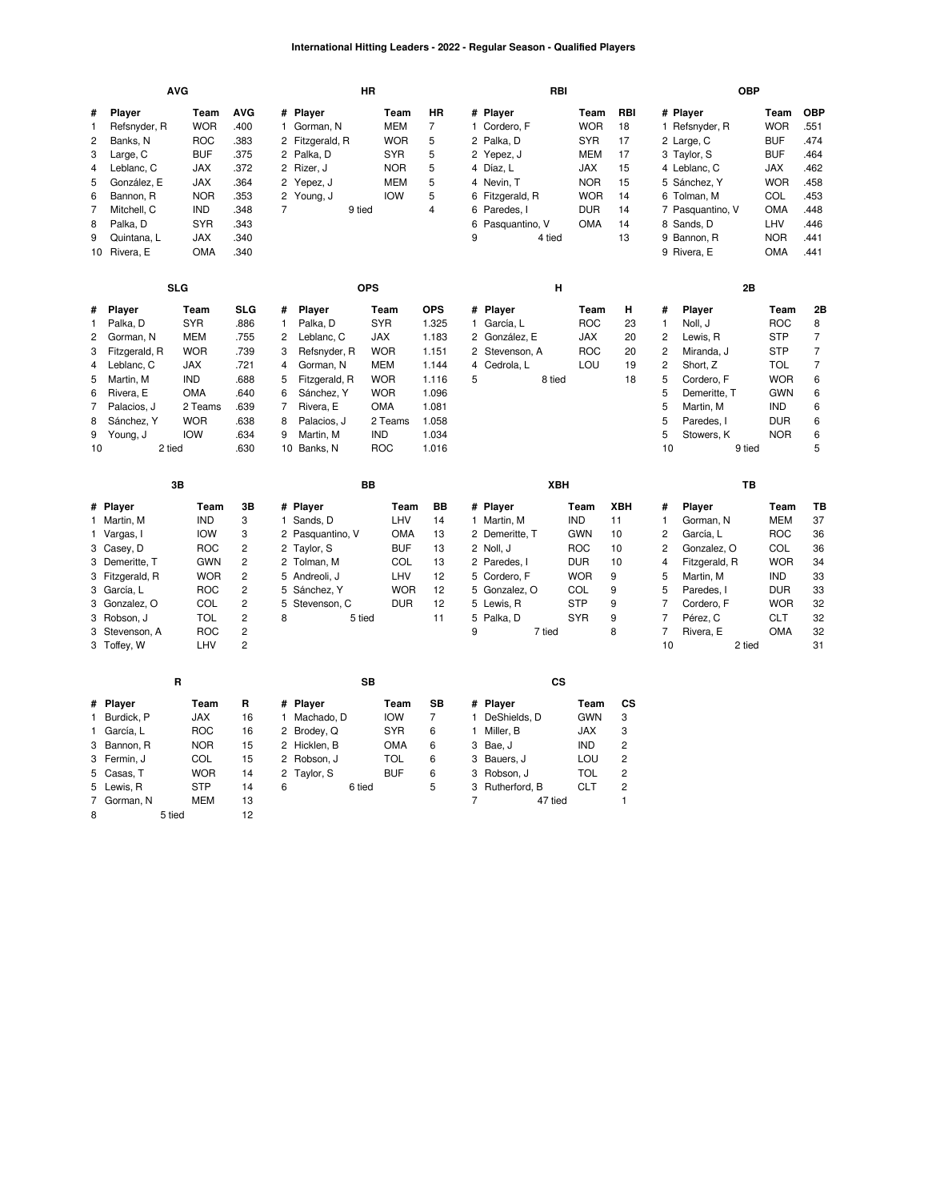# International Hitting Leaders - 2022 - Regular Season - Qualified Players

### AVG

| # | Player | Team | AVG |
|---|---|---|---|
| 1 | Refsnyder, R | WOR | .400 |
| 2 | Banks, N | ROC | .383 |
| 3 | Large, C | BUF | .375 |
| 4 | Leblanc, C | JAX | .372 |
| 5 | González, E | JAX | .364 |
| 6 | Bannon, R | NOR | .353 |
| 7 | Mitchell, C | IND | .348 |
| 8 | Palka, D | SYR | .343 |
| 9 | Quintana, L | JAX | .340 |
| 10 | Rivera, E | OMA | .340 |

### HR

| # | Player | Team | HR |
|---|---|---|---|
| 1 | Gorman, N | MEM | 7 |
| 2 | Fitzgerald, R | WOR | 5 |
| 2 | Palka, D | SYR | 5 |
| 2 | Rizer, J | NOR | 5 |
| 2 | Yepez, J | MEM | 5 |
| 2 | Young, J | IOW | 5 |
| 7 | 9 tied | | 4 |

### RBI

| # | Player | Team | RBI |
|---|---|---|---|
| 1 | Cordero, F | WOR | 18 |
| 2 | Palka, D | SYR | 17 |
| 2 | Yepez, J | MEM | 17 |
| 4 | Díaz, L | JAX | 15 |
| 4 | Nevin, T | NOR | 15 |
| 6 | Fitzgerald, R | WOR | 14 |
| 6 | Paredes, I | DUR | 14 |
| 6 | Pasquantino, V | OMA | 14 |
| 9 | 4 tied | | 13 |

### OBP

| # | Player | Team | OBP |
|---|---|---|---|
| 1 | Refsnyder, R | WOR | .551 |
| 2 | Large, C | BUF | .474 |
| 3 | Taylor, S | BUF | .464 |
| 4 | Leblanc, C | JAX | .462 |
| 5 | Sánchez, Y | WOR | .458 |
| 6 | Tolman, M | COL | .453 |
| 7 | Pasquantino, V | OMA | .448 |
| 8 | Sands, D | LHV | .446 |
| 9 | Bannon, R | NOR | .441 |
| 9 | Rivera, E | OMA | .441 |

### SLG

| # | Player | Team | SLG |
|---|---|---|---|
| 1 | Palka, D | SYR | .886 |
| 2 | Gorman, N | MEM | .755 |
| 3 | Fitzgerald, R | WOR | .739 |
| 4 | Leblanc, C | JAX | .721 |
| 5 | Martin, M | IND | .688 |
| 6 | Rivera, E | OMA | .640 |
| 7 | Palacios, J | 2 Teams | .639 |
| 8 | Sánchez, Y | WOR | .638 |
| 9 | Young, J | IOW | .634 |
| 10 | 2 tied | | .630 |

### OPS

| # | Player | Team | OPS |
|---|---|---|---|
| 1 | Palka, D | SYR | 1.325 |
| 2 | Leblanc, C | JAX | 1.183 |
| 3 | Refsnyder, R | WOR | 1.151 |
| 4 | Gorman, N | MEM | 1.144 |
| 5 | Fitzgerald, R | WOR | 1.116 |
| 6 | Sánchez, Y | WOR | 1.096 |
| 7 | Rivera, E | OMA | 1.081 |
| 8 | Palacios, J | 2 Teams | 1.058 |
| 9 | Martin, M | IND | 1.034 |
| 10 | Banks, N | ROC | 1.016 |

### H

| # | Player | Team | H |
|---|---|---|---|
| 1 | García, L | ROC | 23 |
| 2 | González, E | JAX | 20 |
| 2 | Stevenson, A | ROC | 20 |
| 4 | Cedrola, L | LOU | 19 |
| 5 | 8 tied | | 18 |

### 2B

| # | Player | Team | 2B |
|---|---|---|---|
| 1 | Noll, J | ROC | 8 |
| 2 | Lewis, R | STP | 7 |
| 2 | Miranda, J | STP | 7 |
| 2 | Short, Z | TOL | 7 |
| 5 | Cordero, F | WOR | 6 |
| 5 | Demeritte, T | GWN | 6 |
| 5 | Martin, M | IND | 6 |
| 5 | Paredes, I | DUR | 6 |
| 5 | Stowers, K | NOR | 6 |
| 10 | 9 tied | | 5 |

### 3B

| # | Player | Team | 3B |
|---|---|---|---|
| 1 | Martin, M | IND | 3 |
| 1 | Vargas, I | IOW | 3 |
| 3 | Casey, D | ROC | 2 |
| 3 | Demeritte, T | GWN | 2 |
| 3 | Fitzgerald, R | WOR | 2 |
| 3 | García, L | ROC | 2 |
| 3 | Gonzalez, O | COL | 2 |
| 3 | Robson, J | TOL | 2 |
| 3 | Stevenson, A | ROC | 2 |
| 3 | Toffey, W | LHV | 2 |

### BB

| # | Player | Team | BB |
|---|---|---|---|
| 1 | Sands, D | LHV | 14 |
| 2 | Pasquantino, V | OMA | 13 |
| 2 | Taylor, S | BUF | 13 |
| 2 | Tolman, M | COL | 13 |
| 5 | Andreoli, J | LHV | 12 |
| 5 | Sánchez, Y | WOR | 12 |
| 5 | Stevenson, C | DUR | 12 |
| 8 | 5 tied | | 11 |

### XBH

| # | Player | Team | XBH |
|---|---|---|---|
| 1 | Martin, M | IND | 11 |
| 2 | Demeritte, T | GWN | 10 |
| 2 | Noll, J | ROC | 10 |
| 2 | Paredes, I | DUR | 10 |
| 5 | Cordero, F | WOR | 9 |
| 5 | Gonzalez, O | COL | 9 |
| 5 | Lewis, R | STP | 9 |
| 5 | Palka, D | SYR | 9 |
| 9 | 7 tied | | 8 |

### TB

| # | Player | Team | TB |
|---|---|---|---|
| 1 | Gorman, N | MEM | 37 |
| 2 | García, L | ROC | 36 |
| 2 | Gonzalez, O | COL | 36 |
| 4 | Fitzgerald, R | WOR | 34 |
| 5 | Martin, M | IND | 33 |
| 5 | Paredes, I | DUR | 33 |
| 7 | Cordero, F | WOR | 32 |
| 7 | Pérez, C | CLT | 32 |
| 7 | Rivera, E | OMA | 32 |
| 10 | 2 tied | | 31 |

### R

| # | Player | Team | R |
|---|---|---|---|
| 1 | Burdick, P | JAX | 16 |
| 1 | García, L | ROC | 16 |
| 3 | Bannon, R | NOR | 15 |
| 3 | Fermin, J | COL | 15 |
| 5 | Casas, T | WOR | 14 |
| 5 | Lewis, R | STP | 14 |
| 7 | Gorman, N | MEM | 13 |
| 8 | 5 tied | | 12 |

### SB

| # | Player | Team | SB |
|---|---|---|---|
| 1 | Machado, D | IOW | 7 |
| 2 | Brodey, Q | SYR | 6 |
| 2 | Hicklen, B | OMA | 6 |
| 2 | Robson, J | TOL | 6 |
| 2 | Taylor, S | BUF | 6 |
| 6 | 6 tied | | 5 |

### CS

| # | Player | Team | CS |
|---|---|---|---|
| 1 | DeShields, D | GWN | 3 |
| 1 | Miller, B | JAX | 3 |
| 3 | Bae, J | IND | 2 |
| 3 | Bauers, J | LOU | 2 |
| 3 | Robson, J | TOL | 2 |
| 3 | Rutherford, B | CLT | 2 |
| 7 | 47 tied | | 1 |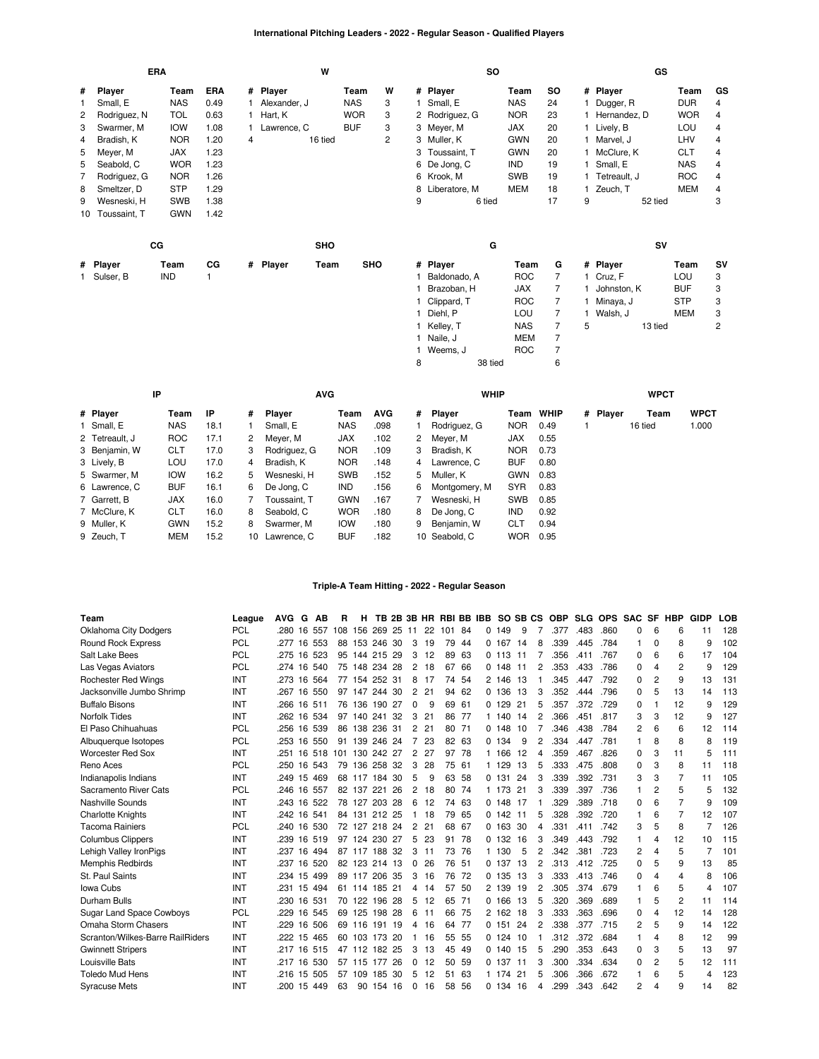## International Pitching Leaders - 2022 - Regular Season - Qualified Players

### ERA

| # | Player | Team | ERA |
|---|---|---|---|
| 1 | Small, E | NAS | 0.49 |
| 2 | Rodriguez, N | TOL | 0.63 |
| 3 | Swarmer, M | IOW | 1.08 |
| 4 | Bradish, K | NOR | 1.20 |
| 5 | Meyer, M | JAX | 1.23 |
| 5 | Seabold, C | WOR | 1.23 |
| 7 | Rodriguez, G | NOR | 1.26 |
| 8 | Smeltzer, D | STP | 1.29 |
| 9 | Wesneski, H | SWB | 1.38 |
| 10 | Toussaint, T | GWN | 1.42 |

### W

| # | Player | Team | W |
|---|---|---|---|
| 1 | Alexander, J | NAS | 3 |
| 1 | Hart, K | WOR | 3 |
| 1 | Lawrence, C | BUF | 3 |
| 4 | 16 tied | | 2 |

### SO

| # | Player | Team | SO |
|---|---|---|---|
| 1 | Small, E | NAS | 24 |
| 2 | Rodriguez, G | NOR | 23 |
| 3 | Meyer, M | JAX | 20 |
| 3 | Muller, K | GWN | 20 |
| 3 | Toussaint, T | GWN | 20 |
| 6 | De Jong, C | IND | 19 |
| 6 | Krook, M | SWB | 19 |
| 8 | Liberatore, M | MEM | 18 |
| 9 | 6 tied | | 17 |

### GS

| # | Player | Team | GS |
|---|---|---|---|
| 1 | Dugger, R | DUR | 4 |
| 1 | Hernandez, D | WOR | 4 |
| 1 | Lively, B | LOU | 4 |
| 1 | Marvel, J | LHV | 4 |
| 1 | McClure, K | CLT | 4 |
| 1 | Small, E | NAS | 4 |
| 1 | Tetreault, J | ROC | 4 |
| 1 | Zeuch, T | MEM | 4 |
| 9 | 52 tied | | 3 |

### CG

| # | Player | Team | CG |
|---|---|---|---|
| 1 | Sulser, B | IND | 1 |

### SHO

| # | Player | Team | SHO |
|---|---|---|---|

### G

| # | Player | Team | G |
|---|---|---|---|
| 1 | Baldonado, A | ROC | 7 |
| 1 | Brazoban, H | JAX | 7 |
| 1 | Clippard, T | ROC | 7 |
| 1 | Diehl, P | LOU | 7 |
| 1 | Kelley, T | NAS | 7 |
| 1 | Naile, J | MEM | 7 |
| 1 | Weems, J | ROC | 7 |
| 8 | 38 tied | | 6 |

### SV

| # | Player | Team | SV |
|---|---|---|---|
| 1 | Cruz, F | LOU | 3 |
| 1 | Johnston, K | BUF | 3 |
| 1 | Minaya, J | STP | 3 |
| 1 | Walsh, J | MEM | 3 |
| 5 | 13 tied | | 2 |

### IP

| # | Player | Team | IP |
|---|---|---|---|
| 1 | Small, E | NAS | 18.1 |
| 2 | Tetreault, J | ROC | 17.1 |
| 3 | Benjamin, W | CLT | 17.0 |
| 3 | Lively, B | LOU | 17.0 |
| 5 | Swarmer, M | IOW | 16.2 |
| 6 | Lawrence, C | BUF | 16.1 |
| 7 | Garrett, B | JAX | 16.0 |
| 7 | McClure, K | CLT | 16.0 |
| 9 | Muller, K | GWN | 15.2 |
| 9 | Zeuch, T | MEM | 15.2 |

### AVG

| # | Player | Team | AVG |
|---|---|---|---|
| 1 | Small, E | NAS | .098 |
| 2 | Meyer, M | JAX | .102 |
| 3 | Rodriguez, G | NOR | .109 |
| 4 | Bradish, K | NOR | .148 |
| 5 | Wesneski, H | SWB | .152 |
| 6 | De Jong, C | IND | .156 |
| 7 | Toussaint, T | GWN | .167 |
| 8 | Seabold, C | WOR | .180 |
| 8 | Swarmer, M | IOW | .180 |
| 10 | Lawrence, C | BUF | .182 |

### WHIP

| # | Player | Team | WHIP |
|---|---|---|---|
| 1 | Rodriguez, G | NOR | 0.49 |
| 2 | Meyer, M | JAX | 0.55 |
| 3 | Bradish, K | NOR | 0.73 |
| 4 | Lawrence, C | BUF | 0.80 |
| 5 | Muller, K | GWN | 0.83 |
| 6 | Montgomery, M | SYR | 0.83 |
| 7 | Wesneski, H | SWB | 0.85 |
| 8 | De Jong, C | IND | 0.92 |
| 9 | Benjamin, W | CLT | 0.94 |
| 10 | Seabold, C | WOR | 0.95 |

### WPCT

| # | Player | Team | WPCT |
|---|---|---|---|
| 1 | 16 tied | | 1.000 |

## Triple-A Team Hitting - 2022 - Regular Season

| Team | League | AVG | G | AB | R | H | TB | 2B | 3B | HR | RBI | BB | IBB | SO | SB | CS | OBP | SLG | OPS | SAC | SF | HBP | GIDP | LOB |
|---|---|---|---|---|---|---|---|---|---|---|---|---|---|---|---|---|---|---|---|---|---|---|---|---|
| Oklahoma City Dodgers | PCL | .280 | 16 | 557 | 108 | 156 | 269 | 25 | 11 | 22 | 101 | 84 | 0 | 149 | 9 | 7 | .377 | .483 | .860 | 0 | 6 | 6 | 11 | 128 |
| Round Rock Express | PCL | .277 | 16 | 553 | 88 | 153 | 246 | 30 | 3 | 19 | 79 | 44 | 0 | 167 | 14 | 8 | .339 | .445 | .784 | 1 | 0 | 8 | 9 | 102 |
| Salt Lake Bees | PCL | .275 | 16 | 523 | 95 | 144 | 215 | 29 | 3 | 12 | 89 | 63 | 0 | 113 | 11 | 7 | .356 | .411 | .767 | 0 | 6 | 6 | 17 | 104 |
| Las Vegas Aviators | PCL | .274 | 16 | 540 | 75 | 148 | 234 | 28 | 2 | 18 | 67 | 66 | 0 | 148 | 11 | 2 | .353 | .433 | .786 | 0 | 4 | 2 | 9 | 129 |
| Rochester Red Wings | INT | .273 | 16 | 564 | 77 | 154 | 252 | 31 | 8 | 17 | 74 | 54 | 2 | 146 | 13 | 1 | .345 | .447 | .792 | 0 | 2 | 9 | 13 | 131 |
| Jacksonville Jumbo Shrimp | INT | .267 | 16 | 550 | 97 | 147 | 244 | 30 | 2 | 21 | 94 | 62 | 0 | 136 | 13 | 3 | .352 | .444 | .796 | 0 | 5 | 13 | 14 | 113 |
| Buffalo Bisons | INT | .266 | 16 | 511 | 76 | 136 | 190 | 27 | 0 | 9 | 69 | 61 | 0 | 129 | 21 | 5 | .357 | .372 | .729 | 0 | 1 | 12 | 9 | 129 |
| Norfolk Tides | INT | .262 | 16 | 534 | 97 | 140 | 241 | 32 | 3 | 21 | 86 | 77 | 1 | 140 | 14 | 2 | .366 | .451 | .817 | 3 | 3 | 12 | 9 | 127 |
| El Paso Chihuahuas | PCL | .256 | 16 | 539 | 86 | 138 | 236 | 31 | 2 | 21 | 80 | 71 | 0 | 148 | 10 | 7 | .346 | .438 | .784 | 2 | 6 | 6 | 12 | 114 |
| Albuquerque Isotopes | PCL | .253 | 16 | 550 | 91 | 139 | 246 | 24 | 7 | 23 | 82 | 63 | 0 | 134 | 9 | 2 | .334 | .447 | .781 | 1 | 8 | 8 | 8 | 119 |
| Worcester Red Sox | INT | .251 | 16 | 518 | 101 | 130 | 242 | 27 | 2 | 27 | 97 | 78 | 1 | 166 | 12 | 4 | .359 | .467 | .826 | 0 | 3 | 11 | 5 | 111 |
| Reno Aces | PCL | .250 | 16 | 543 | 79 | 136 | 258 | 32 | 3 | 28 | 75 | 61 | 1 | 129 | 13 | 5 | .333 | .475 | .808 | 0 | 3 | 8 | 11 | 118 |
| Indianapolis Indians | INT | .249 | 15 | 469 | 68 | 117 | 184 | 30 | 5 | 9 | 63 | 58 | 0 | 131 | 24 | 3 | .339 | .392 | .731 | 3 | 3 | 7 | 11 | 105 |
| Sacramento River Cats | PCL | .246 | 16 | 557 | 82 | 137 | 221 | 26 | 2 | 18 | 80 | 74 | 1 | 173 | 21 | 3 | .339 | .397 | .736 | 1 | 2 | 5 | 5 | 132 |
| Nashville Sounds | INT | .243 | 16 | 522 | 78 | 127 | 203 | 28 | 6 | 12 | 74 | 63 | 0 | 148 | 17 | 1 | .329 | .389 | .718 | 0 | 6 | 7 | 9 | 109 |
| Charlotte Knights | INT | .242 | 16 | 541 | 84 | 131 | 212 | 25 | 1 | 18 | 79 | 65 | 0 | 142 | 11 | 5 | .328 | .392 | .720 | 1 | 6 | 7 | 12 | 107 |
| Tacoma Rainiers | PCL | .240 | 16 | 530 | 72 | 127 | 218 | 24 | 2 | 21 | 68 | 67 | 0 | 163 | 30 | 4 | .331 | .411 | .742 | 3 | 5 | 8 | 7 | 126 |
| Columbus Clippers | INT | .239 | 16 | 519 | 97 | 124 | 230 | 27 | 5 | 23 | 91 | 78 | 0 | 132 | 16 | 3 | .349 | .443 | .792 | 1 | 4 | 12 | 10 | 115 |
| Lehigh Valley IronPigs | INT | .237 | 16 | 494 | 87 | 117 | 188 | 32 | 3 | 11 | 73 | 76 | 1 | 130 | 5 | 2 | .342 | .381 | .723 | 2 | 4 | 5 | 7 | 101 |
| Memphis Redbirds | INT | .237 | 16 | 520 | 82 | 123 | 214 | 13 | 0 | 26 | 76 | 51 | 0 | 137 | 13 | 2 | .313 | .412 | .725 | 0 | 5 | 9 | 13 | 85 |
| St. Paul Saints | INT | .234 | 15 | 499 | 89 | 117 | 206 | 35 | 3 | 16 | 76 | 72 | 0 | 135 | 13 | 3 | .333 | .413 | .746 | 0 | 4 | 4 | 8 | 106 |
| Iowa Cubs | INT | .231 | 15 | 494 | 61 | 114 | 185 | 21 | 4 | 14 | 57 | 50 | 2 | 139 | 19 | 2 | .305 | .374 | .679 | 1 | 6 | 5 | 4 | 107 |
| Durham Bulls | INT | .230 | 16 | 531 | 70 | 122 | 196 | 28 | 5 | 12 | 65 | 71 | 0 | 166 | 13 | 5 | .320 | .369 | .689 | 1 | 5 | 2 | 11 | 114 |
| Sugar Land Space Cowboys | PCL | .229 | 16 | 545 | 69 | 125 | 198 | 28 | 6 | 11 | 66 | 75 | 2 | 162 | 18 | 3 | .333 | .363 | .696 | 0 | 4 | 12 | 14 | 128 |
| Omaha Storm Chasers | INT | .229 | 16 | 506 | 69 | 116 | 191 | 19 | 4 | 16 | 64 | 77 | 0 | 151 | 24 | 2 | .338 | .377 | .715 | 2 | 5 | 9 | 14 | 122 |
| Scranton/Wilkes-Barre RailRiders | INT | .222 | 15 | 465 | 60 | 103 | 173 | 20 | 1 | 16 | 55 | 55 | 0 | 124 | 10 | 1 | .312 | .372 | .684 | 1 | 4 | 8 | 12 | 99 |
| Gwinnett Stripers | INT | .217 | 16 | 515 | 47 | 112 | 182 | 25 | 3 | 13 | 45 | 49 | 0 | 140 | 15 | 5 | .290 | .353 | .643 | 0 | 3 | 5 | 13 | 97 |
| Louisville Bats | INT | .217 | 16 | 530 | 57 | 115 | 177 | 26 | 0 | 12 | 50 | 59 | 0 | 137 | 11 | 3 | .300 | .334 | .634 | 0 | 2 | 5 | 12 | 111 |
| Toledo Mud Hens | INT | .216 | 15 | 505 | 57 | 109 | 185 | 30 | 5 | 12 | 51 | 63 | 1 | 174 | 21 | 5 | .306 | .366 | .672 | 1 | 6 | 5 | 4 | 123 |
| Syracuse Mets | INT | .200 | 15 | 449 | 63 | 90 | 154 | 16 | 0 | 16 | 58 | 56 | 0 | 134 | 16 | 4 | .299 | .343 | .642 | 2 | 4 | 9 | 14 | 82 |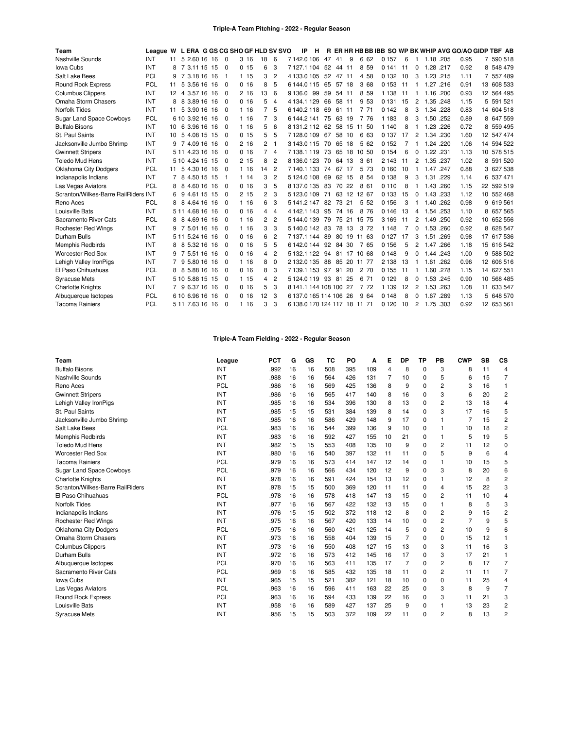## Triple-A Team Pitching - 2022 - Regular Season

| Team | League | W | L | ERA | G | GS | CG | SHO | GF | HLD | SV | SVO | IP | H | R | ER | HR | HB | BB | IBB | SO | WP | BK | WHIP | AVG | GO/AO | GIDP | TBF | AB |
|---|---|---|---|---|---|---|---|---|---|---|---|---|---|---|---|---|---|---|---|---|---|---|---|---|---|---|---|---|---|
| Nashville Sounds | INT | 11 | 5 | 2.60 | 16 | 16 | 0 | 3 | 16 | 18 | 6 | 7 | 142.0 | 106 | 47 | 41 | 9 | 6 | 62 | 0 | 157 | 6 | 1 | 1.18 | .205 | 0.95 | 7 | 590 | 518 |
| Iowa Cubs | INT | 8 | 7 | 3.11 | 15 | 15 | 0 | 0 | 15 | 6 | 3 | 7 | 127.1 | 104 | 52 | 44 | 11 | 8 | 59 | 0 | 141 | 11 | 0 | 1.28 | .217 | 0.92 | 8 | 548 | 479 |
| Salt Lake Bees | PCL | 9 | 7 | 3.18 | 16 | 16 | 1 | 1 | 15 | 3 | 2 | 4 | 133.0 | 105 | 52 | 47 | 11 | 4 | 58 | 0 | 132 | 10 | 3 | 1.23 | .215 | 1.11 | 7 | 557 | 489 |
| Round Rock Express | PCL | 11 | 5 | 3.56 | 16 | 16 | 0 | 0 | 16 | 8 | 5 | 6 | 144.0 | 115 | 65 | 57 | 18 | 3 | 68 | 0 | 153 | 11 | 1 | 1.27 | .216 | 0.91 | 13 | 608 | 533 |
| Columbus Clippers | INT | 12 | 4 | 3.57 | 16 | 16 | 0 | 2 | 16 | 13 | 6 | 9 | 136.0 | 99 | 59 | 54 | 11 | 8 | 59 | 1 | 138 | 11 | 1 | 1.16 | .200 | 0.93 | 12 | 564 | 495 |
| Omaha Storm Chasers | INT | 8 | 8 | 3.89 | 16 | 16 | 0 | 0 | 16 | 5 | 4 | 4 | 134.1 | 129 | 66 | 58 | 11 | 9 | 53 | 0 | 131 | 15 | 2 | 1.35 | .248 | 1.15 | 5 | 591 | 521 |
| Norfolk Tides | INT | 11 | 5 | 3.90 | 16 | 16 | 0 | 1 | 16 | 7 | 5 | 6 | 140.2 | 118 | 69 | 61 | 11 | 7 | 71 | 0 | 142 | 8 | 3 | 1.34 | .228 | 0.83 | 14 | 604 | 518 |
| Sugar Land Space Cowboys | PCL | 6 | 10 | 3.92 | 16 | 16 | 0 | 1 | 16 | 7 | 3 | 6 | 144.2 | 141 | 75 | 63 | 19 | 7 | 76 | 1 | 183 | 8 | 3 | 1.50 | .252 | 0.89 | 8 | 647 | 559 |
| Buffalo Bisons | INT | 10 | 6 | 3.96 | 16 | 16 | 0 | 1 | 16 | 5 | 6 | 8 | 131.2 | 112 | 62 | 58 | 15 | 11 | 50 | 1 | 140 | 8 | 1 | 1.23 | .226 | 0.72 | 8 | 559 | 495 |
| St. Paul Saints | INT | 10 | 5 | 4.08 | 15 | 15 | 0 | 0 | 15 | 5 | 5 | 7 | 128.0 | 109 | 67 | 58 | 10 | 6 | 63 | 0 | 137 | 17 | 2 | 1.34 | .230 | 1.60 | 12 | 547 | 474 |
| Jacksonville Jumbo Shrimp | INT | 9 | 7 | 4.09 | 16 | 16 | 0 | 2 | 16 | 2 | 1 | 3 | 143.0 | 115 | 70 | 65 | 18 | 5 | 62 | 0 | 152 | 7 | 1 | 1.24 | .220 | 1.06 | 14 | 594 | 522 |
| Gwinnett Stripers | INT | 5 | 11 | 4.23 | 16 | 16 | 0 | 0 | 16 | 7 | 4 | 7 | 138.1 | 119 | 73 | 65 | 18 | 10 | 50 | 0 | 154 | 6 | 0 | 1.22 | .231 | 1.13 | 10 | 578 | 515 |
| Toledo Mud Hens | INT | 5 | 10 | 4.24 | 15 | 15 | 0 | 2 | 15 | 8 | 2 | 8 | 136.0 | 123 | 70 | 64 | 13 | 3 | 61 | 2 | 143 | 11 | 2 | 1.35 | .237 | 1.02 | 8 | 591 | 520 |
| Oklahoma City Dodgers | PCL | 11 | 5 | 4.30 | 16 | 16 | 0 | 1 | 16 | 14 | 2 | 7 | 140.1 | 133 | 74 | 67 | 17 | 5 | 73 | 0 | 160 | 10 | 1 | 1.47 | .247 | 0.88 | 3 | 627 | 538 |
| Indianapolis Indians | INT | 7 | 8 | 4.50 | 15 | 15 | 1 | 1 | 14 | 3 | 2 | 5 | 124.0 | 108 | 69 | 62 | 15 | 8 | 54 | 0 | 138 | 9 | 3 | 1.31 | .229 | 1.14 | 6 | 537 | 471 |
| Las Vegas Aviators | PCL | 8 | 8 | 4.60 | 16 | 16 | 0 | 0 | 16 | 3 | 5 | 8 | 137.0 | 135 | 83 | 70 | 22 | 8 | 61 | 0 | 110 | 8 | 1 | 1.43 | .260 | 1.15 | 22 | 592 | 519 |
| Scranton/Wilkes-Barre RailRiders | INT | 6 | 9 | 4.61 | 15 | 15 | 0 | 2 | 15 | 2 | 3 | 5 | 123.0 | 109 | 71 | 63 | 12 | 12 | 67 | 0 | 133 | 15 | 0 | 1.43 | .233 | 1.12 | 10 | 552 | 468 |
| Reno Aces | PCL | 8 | 8 | 4.64 | 16 | 16 | 0 | 1 | 16 | 6 | 3 | 5 | 141.2 | 147 | 82 | 73 | 21 | 5 | 52 | 0 | 156 | 3 | 1 | 1.40 | .262 | 0.98 | 9 | 619 | 561 |
| Louisville Bats | INT | 5 | 11 | 4.68 | 16 | 16 | 0 | 0 | 16 | 4 | 4 | 4 | 142.1 | 143 | 95 | 74 | 16 | 8 | 76 | 0 | 146 | 13 | 4 | 1.54 | .253 | 1.10 | 8 | 657 | 565 |
| Sacramento River Cats | PCL | 8 | 8 | 4.69 | 16 | 16 | 0 | 1 | 16 | 2 | 2 | 5 | 144.0 | 139 | 79 | 75 | 21 | 15 | 75 | 3 | 169 | 11 | 2 | 1.49 | .250 | 0.92 | 10 | 652 | 556 |
| Rochester Red Wings | INT | 9 | 7 | 5.01 | 16 | 16 | 0 | 1 | 16 | 3 | 3 | 5 | 140.0 | 142 | 83 | 78 | 13 | 3 | 72 | 1 | 148 | 7 | 0 | 1.53 | .260 | 0.92 | 8 | 628 | 547 |
| Durham Bulls | INT | 5 | 11 | 5.24 | 16 | 16 | 0 | 0 | 16 | 6 | 2 | 7 | 137.1 | 144 | 89 | 80 | 19 | 11 | 63 | 0 | 127 | 17 | 3 | 1.51 | .269 | 0.98 | 17 | 617 | 536 |
| Memphis Redbirds | INT | 8 | 8 | 5.32 | 16 | 16 | 0 | 0 | 16 | 5 | 5 | 6 | 142.0 | 144 | 92 | 84 | 30 | 7 | 65 | 0 | 156 | 5 | 2 | 1.47 | .266 | 1.18 | 15 | 616 | 542 |
| Worcester Red Sox | INT | 9 | 7 | 5.51 | 16 | 16 | 0 | 0 | 16 | 4 | 2 | 5 | 132.1 | 122 | 94 | 81 | 17 | 10 | 68 | 0 | 148 | 9 | 0 | 1.44 | .243 | 1.00 | 9 | 588 | 502 |
| Lehigh Valley IronPigs | INT | 7 | 9 | 5.80 | 16 | 16 | 0 | 1 | 16 | 8 | 0 | 2 | 132.0 | 135 | 88 | 85 | 20 | 11 | 77 | 2 | 138 | 13 | 1 | 1.61 | .262 | 0.96 | 12 | 606 | 516 |
| El Paso Chihuahuas | PCL | 8 | 8 | 5.88 | 16 | 16 | 0 | 0 | 16 | 8 | 3 | 7 | 139.1 | 153 | 97 | 91 | 20 | 2 | 70 | 0 | 155 | 11 | 1 | 1.60 | .278 | 1.15 | 14 | 627 | 551 |
| Syracuse Mets | INT | 5 | 10 | 5.88 | 15 | 15 | 0 | 1 | 15 | 4 | 2 | 5 | 124.0 | 119 | 93 | 81 | 25 | 6 | 71 | 0 | 129 | 8 | 0 | 1.53 | .245 | 0.90 | 10 | 568 | 485 |
| Charlotte Knights | INT | 7 | 9 | 6.37 | 16 | 16 | 0 | 0 | 16 | 5 | 3 | 8 | 141.1 | 144 | 108 | 100 | 27 | 7 | 72 | 1 | 139 | 12 | 2 | 1.53 | .263 | 1.08 | 11 | 633 | 547 |
| Albuquerque Isotopes | PCL | 6 | 10 | 6.96 | 16 | 16 | 0 | 0 | 16 | 12 | 3 | 6 | 137.0 | 165 | 114 | 106 | 26 | 9 | 64 | 0 | 148 | 8 | 0 | 1.67 | .289 | 1.13 | 5 | 648 | 570 |
| Tacoma Rainiers | PCL | 5 | 11 | 7.63 | 16 | 16 | 0 | 1 | 16 | 3 | 3 | 6 | 138.0 | 170 | 124 | 117 | 18 | 11 | 71 | 0 | 120 | 10 | 2 | 1.75 | .303 | 0.92 | 12 | 653 | 561 |

## Triple-A Team Fielding - 2022 - Regular Season

| Team | League | PCT | G | GS | TC | PO | A | E | DP | TP | PB | CWP | SB | CS |
|---|---|---|---|---|---|---|---|---|---|---|---|---|---|---|
| Buffalo Bisons | INT | .992 | 16 | 16 | 508 | 395 | 109 | 4 | 8 | 0 | 3 | 8 | 11 | 4 |
| Nashville Sounds | INT | .988 | 16 | 16 | 564 | 426 | 131 | 7 | 10 | 0 | 5 | 6 | 15 | 7 |
| Reno Aces | PCL | .986 | 16 | 16 | 569 | 425 | 136 | 8 | 9 | 0 | 2 | 3 | 16 | 1 |
| Gwinnett Stripers | INT | .986 | 16 | 16 | 565 | 417 | 140 | 8 | 16 | 0 | 3 | 6 | 20 | 2 |
| Lehigh Valley IronPigs | INT | .985 | 16 | 16 | 534 | 396 | 130 | 8 | 13 | 0 | 2 | 13 | 18 | 4 |
| St. Paul Saints | INT | .985 | 15 | 15 | 531 | 384 | 139 | 8 | 14 | 0 | 3 | 17 | 16 | 5 |
| Jacksonville Jumbo Shrimp | INT | .985 | 16 | 16 | 586 | 429 | 148 | 9 | 17 | 0 | 1 | 7 | 15 | 2 |
| Salt Lake Bees | PCL | .983 | 16 | 16 | 544 | 399 | 136 | 9 | 10 | 0 | 1 | 10 | 18 | 2 |
| Memphis Redbirds | INT | .983 | 16 | 16 | 592 | 427 | 155 | 10 | 21 | 0 | 1 | 5 | 19 | 5 |
| Toledo Mud Hens | INT | .982 | 15 | 15 | 553 | 408 | 135 | 10 | 9 | 0 | 2 | 11 | 12 | 0 |
| Worcester Red Sox | INT | .980 | 16 | 16 | 540 | 397 | 132 | 11 | 11 | 0 | 5 | 9 | 6 | 4 |
| Tacoma Rainiers | PCL | .979 | 16 | 16 | 573 | 414 | 147 | 12 | 14 | 0 | 1 | 10 | 15 | 5 |
| Sugar Land Space Cowboys | PCL | .979 | 16 | 16 | 566 | 434 | 120 | 12 | 9 | 0 | 3 | 8 | 20 | 6 |
| Charlotte Knights | INT | .978 | 16 | 16 | 591 | 424 | 154 | 13 | 12 | 0 | 1 | 12 | 8 | 2 |
| Scranton/Wilkes-Barre RailRiders | INT | .978 | 15 | 15 | 500 | 369 | 120 | 11 | 11 | 0 | 4 | 15 | 22 | 3 |
| El Paso Chihuahuas | PCL | .978 | 16 | 16 | 578 | 418 | 147 | 13 | 15 | 0 | 2 | 11 | 10 | 4 |
| Norfolk Tides | INT | .977 | 16 | 16 | 567 | 422 | 132 | 13 | 15 | 0 | 1 | 8 | 5 | 3 |
| Indianapolis Indians | INT | .976 | 15 | 15 | 502 | 372 | 118 | 12 | 8 | 0 | 2 | 9 | 15 | 2 |
| Rochester Red Wings | INT | .975 | 16 | 16 | 567 | 420 | 133 | 14 | 10 | 0 | 2 | 7 | 9 | 5 |
| Oklahoma City Dodgers | PCL | .975 | 16 | 16 | 560 | 421 | 125 | 14 | 5 | 0 | 2 | 10 | 9 | 6 |
| Omaha Storm Chasers | INT | .973 | 16 | 16 | 558 | 404 | 139 | 15 | 7 | 0 | 0 | 15 | 12 | 1 |
| Columbus Clippers | INT | .973 | 16 | 16 | 550 | 408 | 127 | 15 | 13 | 0 | 3 | 11 | 16 | 3 |
| Durham Bulls | INT | .972 | 16 | 16 | 573 | 412 | 145 | 16 | 17 | 0 | 3 | 17 | 21 | 1 |
| Albuquerque Isotopes | PCL | .970 | 16 | 16 | 563 | 411 | 135 | 17 | 7 | 0 | 2 | 8 | 17 | 7 |
| Sacramento River Cats | PCL | .969 | 16 | 16 | 585 | 432 | 135 | 18 | 11 | 0 | 2 | 11 | 11 | 7 |
| Iowa Cubs | INT | .965 | 15 | 15 | 521 | 382 | 121 | 18 | 10 | 0 | 0 | 11 | 25 | 4 |
| Las Vegas Aviators | PCL | .963 | 16 | 16 | 596 | 411 | 163 | 22 | 25 | 0 | 3 | 8 | 9 | 7 |
| Round Rock Express | PCL | .963 | 16 | 16 | 594 | 433 | 139 | 22 | 16 | 0 | 3 | 11 | 21 | 3 |
| Louisville Bats | INT | .958 | 16 | 16 | 589 | 427 | 137 | 25 | 9 | 0 | 1 | 13 | 23 | 2 |
| Syracuse Mets | INT | .956 | 15 | 15 | 503 | 372 | 109 | 22 | 11 | 0 | 2 | 8 | 13 | 2 |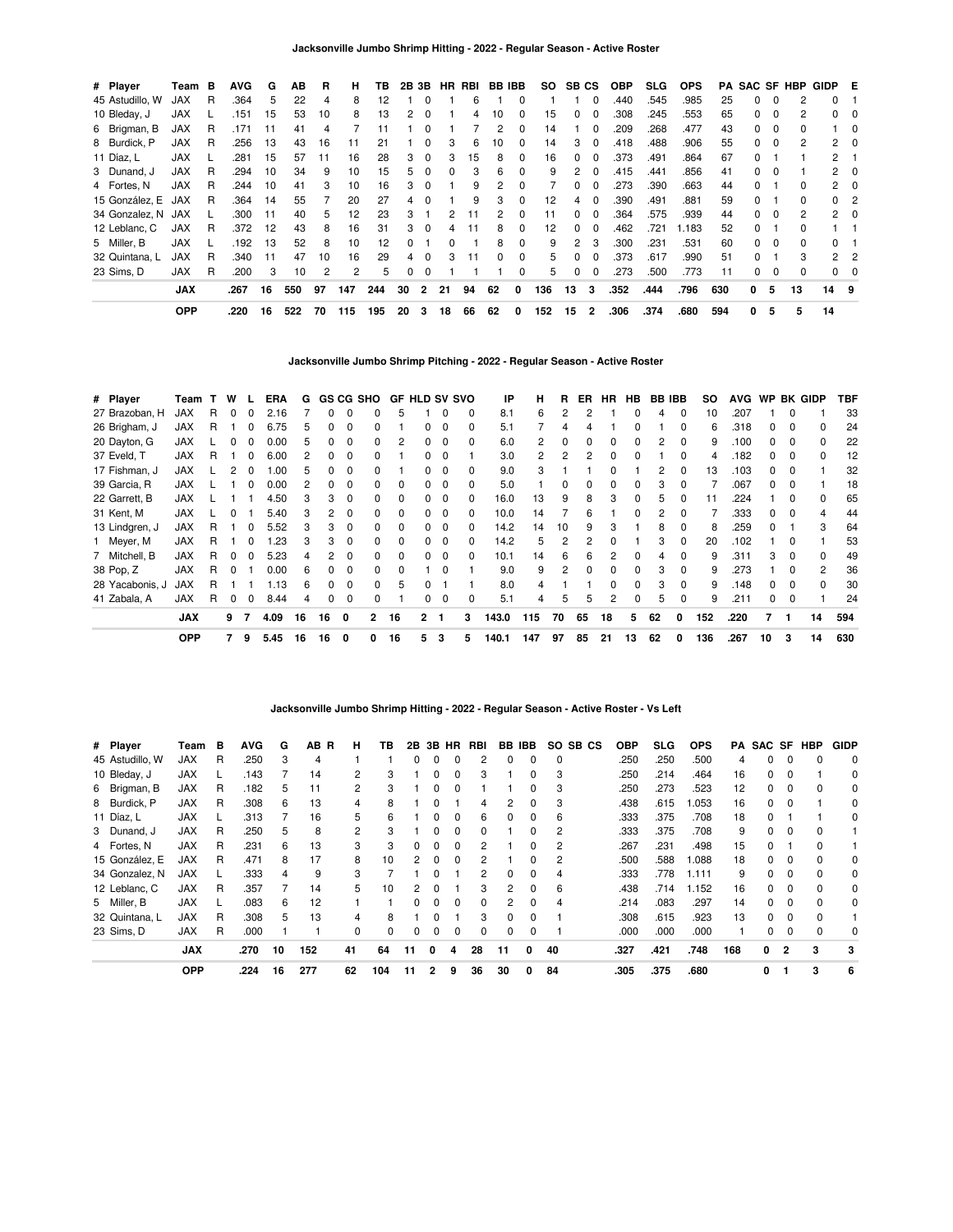### Jacksonville Jumbo Shrimp Hitting - 2022 - Regular Season - Active Roster

| # | Player | Team | B | AVG | G | AB | R | H | TB | 2B | 3B | HR | RBI | BB | IBB | SO | SB | CS | OBP | SLG | OPS | PA | SAC | SF | HBP | GIDP | E |
|---|---|---|---|---|---|---|---|---|---|---|---|---|---|---|---|---|---|---|---|---|---|---|---|---|---|---|---|
| 45 | Astudillo, W | JAX | R | .364 | 5 | 22 | 4 | 8 | 12 | 1 | 0 | 1 | 6 | 1 | 0 | 1 | 1 | 0 | .440 | .545 | .985 | 25 | 0 | 0 | 2 | 0 | 1 |
| 10 | Bleday, J | JAX | L | .151 | 15 | 53 | 10 | 8 | 13 | 2 | 0 | 1 | 4 | 10 | 0 | 15 | 0 | 0 | .308 | .245 | .553 | 65 | 0 | 0 | 2 | 0 | 0 |
| 6 | Brigman, B | JAX | R | .171 | 11 | 41 | 4 | 7 | 11 | 1 | 0 | 1 | 7 | 2 | 0 | 14 | 1 | 0 | .209 | .268 | .477 | 43 | 0 | 0 | 0 | 1 | 0 |
| 8 | Burdick, P | JAX | R | .256 | 13 | 43 | 16 | 11 | 21 | 1 | 0 | 3 | 6 | 10 | 0 | 14 | 3 | 0 | .418 | .488 | .906 | 55 | 0 | 0 | 2 | 2 | 0 |
| 11 | Díaz, L | JAX | L | .281 | 15 | 57 | 11 | 16 | 28 | 3 | 0 | 3 | 15 | 8 | 0 | 16 | 0 | 0 | .373 | .491 | .864 | 67 | 0 | 1 | 1 | 2 | 1 |
| 3 | Dunand, J | JAX | R | .294 | 10 | 34 | 9 | 10 | 15 | 5 | 0 | 0 | 3 | 6 | 0 | 9 | 2 | 0 | .415 | .441 | .856 | 41 | 0 | 0 | 1 | 2 | 0 |
| 4 | Fortes, N | JAX | R | .244 | 10 | 41 | 3 | 10 | 16 | 3 | 0 | 1 | 9 | 2 | 0 | 7 | 0 | 0 | .273 | .390 | .663 | 44 | 0 | 1 | 0 | 2 | 0 |
| 15 | González, E | JAX | R | .364 | 14 | 55 | 7 | 20 | 27 | 4 | 0 | 1 | 9 | 3 | 0 | 12 | 4 | 0 | .390 | .491 | .881 | 59 | 0 | 1 | 0 | 0 | 2 |
| 34 | Gonzalez, N | JAX | L | .300 | 11 | 40 | 5 | 12 | 23 | 3 | 1 | 2 | 11 | 2 | 0 | 11 | 0 | 0 | .364 | .575 | .939 | 44 | 0 | 0 | 2 | 2 | 0 |
| 12 | Leblanc, C | JAX | R | .372 | 12 | 43 | 8 | 16 | 31 | 3 | 0 | 4 | 11 | 8 | 0 | 12 | 0 | 0 | .462 | .721 | 1.183 | 52 | 0 | 1 | 0 | 1 | 1 |
| 5 | Miller, B | JAX | L | .192 | 13 | 52 | 8 | 10 | 12 | 0 | 1 | 0 | 1 | 8 | 0 | 9 | 2 | 3 | .300 | .231 | .531 | 60 | 0 | 0 | 0 | 0 | 1 |
| 32 | Quintana, L | JAX | R | .340 | 11 | 47 | 10 | 16 | 29 | 4 | 0 | 3 | 11 | 0 | 0 | 5 | 0 | 0 | .373 | .617 | .990 | 51 | 0 | 1 | 3 | 2 | 2 |
| 23 | Sims, D | JAX | R | .200 | 3 | 10 | 2 | 2 | 5 | 0 | 0 | 1 | 1 | 1 | 0 | 5 | 0 | 0 | .273 | .500 | .773 | 11 | 0 | 0 | 0 | 0 | 0 |
| | | **JAX** | | **.267** | **16** | **550** | **97** | **147** | **244** | **30** | **2** | **21** | **94** | **62** | **0** | **136** | **13** | **3** | **.352** | **.444** | **.796** | **630** | **0** | **5** | **13** | **14** | **9** |
| | | **OPP** | | **.220** | **16** | **522** | **70** | **115** | **195** | **20** | **3** | **18** | **66** | **62** | **0** | **152** | **15** | **2** | **.306** | **.374** | **.680** | **594** | **0** | **5** | **5** | **14** | |

### Jacksonville Jumbo Shrimp Pitching - 2022 - Regular Season - Active Roster

| # | Player | Team | T | W | L | ERA | G | GS | CG | SHO | GF | HLD | SV | SVO | IP | H | R | ER | HR | HB | BB | IBB | SO | AVG | WP | BK | GIDP | TBF |
|---|---|---|---|---|---|---|---|---|---|---|---|---|---|---|---|---|---|---|---|---|---|---|---|---|---|---|---|---|
| 27 | Brazoban, H | JAX | R | 0 | 0 | 2.16 | 7 | 0 | 0 | 0 | 5 | 1 | 0 | 0 | 8.1 | 6 | 2 | 2 | 1 | 0 | 4 | 0 | 10 | .207 | 1 | 0 | 1 | 33 |
| 26 | Brigham, J | JAX | R | 1 | 0 | 6.75 | 5 | 0 | 0 | 0 | 1 | 0 | 0 | 0 | 5.1 | 7 | 4 | 4 | 1 | 0 | 1 | 0 | 6 | .318 | 0 | 0 | 0 | 24 |
| 20 | Dayton, G | JAX | L | 0 | 0 | 0.00 | 5 | 0 | 0 | 0 | 2 | 0 | 0 | 0 | 6.0 | 2 | 0 | 0 | 0 | 0 | 2 | 0 | 9 | .100 | 0 | 0 | 0 | 22 |
| 37 | Eveld, T | JAX | R | 1 | 0 | 6.00 | 2 | 0 | 0 | 0 | 1 | 0 | 0 | 1 | 3.0 | 2 | 2 | 2 | 0 | 0 | 1 | 0 | 4 | .182 | 0 | 0 | 0 | 12 |
| 17 | Fishman, J | JAX | L | 2 | 0 | 1.00 | 5 | 0 | 0 | 0 | 1 | 0 | 0 | 0 | 9.0 | 3 | 1 | 1 | 0 | 1 | 2 | 0 | 13 | .103 | 0 | 0 | 1 | 32 |
| 39 | Garcia, R | JAX | L | 1 | 0 | 0.00 | 2 | 0 | 0 | 0 | 0 | 0 | 0 | 0 | 5.0 | 1 | 0 | 0 | 0 | 0 | 3 | 0 | 7 | .067 | 0 | 0 | 1 | 18 |
| 22 | Garrett, B | JAX | L | 1 | 1 | 4.50 | 3 | 3 | 0 | 0 | 0 | 0 | 0 | 0 | 16.0 | 13 | 9 | 8 | 3 | 0 | 5 | 0 | 11 | .224 | 1 | 0 | 0 | 65 |
| 31 | Kent, M | JAX | L | 0 | 1 | 5.40 | 3 | 2 | 0 | 0 | 0 | 0 | 0 | 0 | 10.0 | 14 | 7 | 6 | 1 | 0 | 2 | 0 | 7 | .333 | 0 | 0 | 4 | 44 |
| 13 | Lindgren, J | JAX | R | 1 | 0 | 5.52 | 3 | 3 | 0 | 0 | 0 | 0 | 0 | 0 | 14.2 | 14 | 10 | 9 | 3 | 1 | 8 | 0 | 8 | .259 | 0 | 1 | 3 | 64 |
| 1 | Meyer, M | JAX | R | 1 | 0 | 1.23 | 3 | 3 | 0 | 0 | 0 | 0 | 0 | 0 | 14.2 | 5 | 2 | 2 | 0 | 1 | 3 | 0 | 20 | .102 | 1 | 0 | 1 | 53 |
| 7 | Mitchell, B | JAX | R | 0 | 0 | 5.23 | 4 | 2 | 0 | 0 | 0 | 0 | 0 | 0 | 10.1 | 14 | 6 | 6 | 2 | 0 | 4 | 0 | 9 | .311 | 3 | 0 | 0 | 49 |
| 38 | Pop, Z | JAX | R | 0 | 1 | 0.00 | 6 | 0 | 0 | 0 | 0 | 1 | 0 | 1 | 9.0 | 9 | 2 | 0 | 0 | 0 | 3 | 0 | 9 | .273 | 1 | 0 | 2 | 36 |
| 28 | Yacabonis, J | JAX | R | 1 | 1 | 1.13 | 6 | 0 | 0 | 0 | 5 | 0 | 1 | 1 | 8.0 | 4 | 1 | 1 | 0 | 0 | 3 | 0 | 9 | .148 | 0 | 0 | 0 | 30 |
| 41 | Zabala, A | JAX | R | 0 | 0 | 8.44 | 4 | 0 | 0 | 0 | 1 | 0 | 0 | 0 | 5.1 | 4 | 5 | 5 | 2 | 0 | 5 | 0 | 9 | .211 | 0 | 0 | 1 | 24 |
| | | **JAX** | | **9** | **7** | **4.09** | **16** | **16** | **0** | **2** | **16** | **2** | **1** | **3** | **143.0** | **115** | **70** | **65** | **18** | **5** | **62** | **0** | **152** | **.220** | **7** | **1** | **14** | **594** |
| | | **OPP** | | **7** | **9** | **5.45** | **16** | **16** | **0** | **0** | **16** | **5** | **3** | **5** | **140.1** | **147** | **97** | **85** | **21** | **13** | **62** | **0** | **136** | **.267** | **10** | **3** | **14** | **630** |

### Jacksonville Jumbo Shrimp Hitting - 2022 - Regular Season - Active Roster - Vs Left

| # | Player | Team | B | AVG | G | AB | R | H | TB | 2B | 3B | HR | RBI | BB | IBB | SO | SB | CS | OBP | SLG | OPS | PA | SAC | SF | HBP | GIDP |
|---|---|---|---|---|---|---|---|---|---|---|---|---|---|---|---|---|---|---|---|---|---|---|---|---|---|---|
| 45 | Astudillo, W | JAX | R | .250 | 3 | 4 | | 1 | 1 | 0 | 0 | 0 | 2 | 0 | 0 | 0 | | | .250 | .250 | .500 | 4 | 0 | 0 | 0 | 0 |
| 10 | Bleday, J | JAX | L | .143 | 7 | 14 | | 2 | 3 | 1 | 0 | 0 | 3 | 1 | 0 | 3 | | | .250 | .214 | .464 | 16 | 0 | 0 | 1 | 0 |
| 6 | Brigman, B | JAX | R | .182 | 5 | 11 | | 2 | 3 | 1 | 0 | 0 | 1 | 1 | 0 | 3 | | | .250 | .273 | .523 | 12 | 0 | 0 | 0 | 0 |
| 8 | Burdick, P | JAX | R | .308 | 6 | 13 | | 4 | 8 | 1 | 0 | 1 | 4 | 2 | 0 | 3 | | | .438 | .615 | 1.053 | 16 | 0 | 0 | 1 | 0 |
| 11 | Díaz, L | JAX | L | .313 | 7 | 16 | | 5 | 6 | 1 | 0 | 0 | 6 | 0 | 0 | 6 | | | .333 | .375 | .708 | 18 | 0 | 1 | 1 | 0 |
| 3 | Dunand, J | JAX | R | .250 | 5 | 8 | | 2 | 3 | 1 | 0 | 0 | 0 | 1 | 0 | 2 | | | .333 | .375 | .708 | 9 | 0 | 0 | 0 | 1 |
| 4 | Fortes, N | JAX | R | .231 | 6 | 13 | | 3 | 3 | 0 | 0 | 0 | 2 | 1 | 0 | 2 | | | .267 | .231 | .498 | 15 | 0 | 1 | 0 | 1 |
| 15 | González, E | JAX | R | .471 | 8 | 17 | | 8 | 10 | 2 | 0 | 0 | 2 | 1 | 0 | 2 | | | .500 | .588 | 1.088 | 18 | 0 | 0 | 0 | 0 |
| 34 | Gonzalez, N | JAX | L | .333 | 4 | 9 | | 3 | 7 | 1 | 0 | 1 | 2 | 0 | 0 | 4 | | | .333 | .778 | 1.111 | 9 | 0 | 0 | 0 | 0 |
| 12 | Leblanc, C | JAX | R | .357 | 7 | 14 | | 5 | 10 | 2 | 0 | 1 | 3 | 2 | 0 | 6 | | | .438 | .714 | 1.152 | 16 | 0 | 0 | 0 | 0 |
| 5 | Miller, B | JAX | L | .083 | 6 | 12 | | 1 | 1 | 0 | 0 | 0 | 0 | 2 | 0 | 4 | | | .214 | .083 | .297 | 14 | 0 | 0 | 0 | 0 |
| 32 | Quintana, L | JAX | R | .308 | 5 | 13 | | 4 | 8 | 1 | 0 | 1 | 3 | 0 | 0 | 1 | | | .308 | .615 | .923 | 13 | 0 | 0 | 0 | 1 |
| 23 | Sims, D | JAX | R | .000 | 1 | 1 | | 0 | 0 | 0 | 0 | 0 | 0 | 0 | 0 | 1 | | | .000 | .000 | .000 | 1 | 0 | 0 | 0 | 0 |
| | | **JAX** | | **.270** | **10** | **152** | | **41** | **64** | **11** | **0** | **4** | **28** | **11** | **0** | **40** | | | **.327** | **.421** | **.748** | **168** | **0** | **2** | **3** | **3** |
| | | **OPP** | | **.224** | **16** | **277** | | **62** | **104** | **11** | **2** | **9** | **36** | **30** | **0** | **84** | | | **.305** | **.375** | **.680** | | **0** | **1** | **3** | **6** |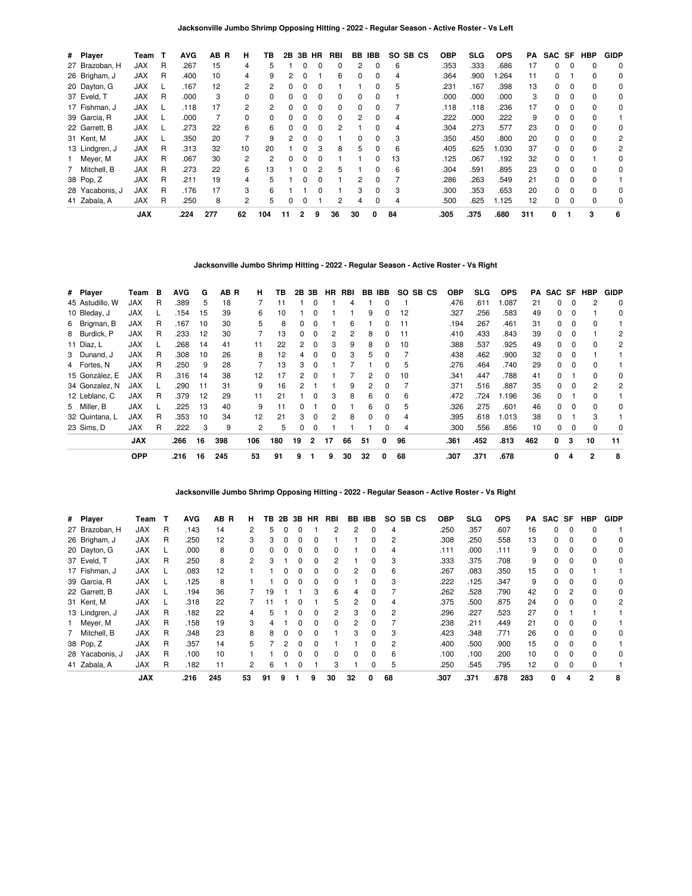## Jacksonville Jumbo Shrimp Opposing Hitting - 2022 - Regular Season - Active Roster - Vs Left

| # | Player | Team | T | AVG | AB | R | H | TB | 2B | 3B | HR | RBI | BB | IBB | SO | SB | CS | OBP | SLG | OPS | PA | SAC | SF | HBP | GIDP |
|---|---|---|---|---|---|---|---|---|---|---|---|---|---|---|---|---|---|---|---|---|---|---|---|---|---|
| 27 | Brazoban, H | JAX | R | .267 | 15 | | 4 | 5 | 1 | 0 | 0 | 0 | 2 | 0 | 6 | | | .353 | .333 | .686 | 17 | 0 | 0 | 0 | 0 |
| 26 | Brigham, J | JAX | R | .400 | 10 | | 4 | 9 | 2 | 0 | 1 | 6 | 0 | 0 | 4 | | | .364 | .900 | 1.264 | 11 | 0 | 1 | 0 | 0 |
| 20 | Dayton, G | JAX | L | .167 | 12 | | 2 | 2 | 0 | 0 | 0 | 1 | 1 | 0 | 5 | | | .231 | .167 | .398 | 13 | 0 | 0 | 0 | 0 |
| 37 | Eveld, T | JAX | R | .000 | 3 | | 0 | 0 | 0 | 0 | 0 | 0 | 0 | 0 | 1 | | | .000 | .000 | .000 | 3 | 0 | 0 | 0 | 0 |
| 17 | Fishman, J | JAX | L | .118 | 17 | | 2 | 2 | 0 | 0 | 0 | 0 | 0 | 0 | 7 | | | .118 | .118 | .236 | 17 | 0 | 0 | 0 | 0 |
| 39 | Garcia, R | JAX | L | .000 | 7 | | 0 | 0 | 0 | 0 | 0 | 0 | 2 | 0 | 4 | | | .222 | .000 | .222 | 9 | 0 | 0 | 0 | 1 |
| 22 | Garrett, B | JAX | L | .273 | 22 | | 6 | 6 | 0 | 0 | 0 | 2 | 1 | 0 | 4 | | | .304 | .273 | .577 | 23 | 0 | 0 | 0 | 0 |
| 31 | Kent, M | JAX | L | .350 | 20 | | 7 | 9 | 2 | 0 | 0 | 1 | 0 | 0 | 3 | | | .350 | .450 | .800 | 20 | 0 | 0 | 0 | 2 |
| 13 | Lindgren, J | JAX | R | .313 | 32 | | 10 | 20 | 1 | 0 | 3 | 8 | 5 | 0 | 6 | | | .405 | .625 | 1.030 | 37 | 0 | 0 | 0 | 2 |
| 1 | Meyer, M | JAX | R | .067 | 30 | | 2 | 2 | 0 | 0 | 0 | 1 | 1 | 0 | 13 | | | .125 | .067 | .192 | 32 | 0 | 0 | 1 | 0 |
| 7 | Mitchell, B | JAX | R | .273 | 22 | | 6 | 13 | 1 | 0 | 2 | 5 | 1 | 0 | 6 | | | .304 | .591 | .895 | 23 | 0 | 0 | 0 | 0 |
| 38 | Pop, Z | JAX | R | .211 | 19 | | 4 | 5 | 1 | 0 | 0 | 1 | 2 | 0 | 7 | | | .286 | .263 | .549 | 21 | 0 | 0 | 0 | 1 |
| 28 | Yacabonis, J | JAX | R | .176 | 17 | | 3 | 6 | 1 | 1 | 0 | 1 | 3 | 0 | 3 | | | .300 | .353 | .653 | 20 | 0 | 0 | 0 | 0 |
| 41 | Zabala, A | JAX | R | .250 | 8 | | 2 | 5 | 0 | 0 | 1 | 2 | 4 | 0 | 4 | | | .500 | .625 | 1.125 | 12 | 0 | 0 | 0 | 0 |
| | | **JAX** | | **.224** | **277** | | **62** | **104** | **11** | **2** | **9** | **36** | **30** | **0** | **84** | | | **.305** | **.375** | **.680** | **311** | **0** | **1** | **3** | **6** |

## Jacksonville Jumbo Shrimp Hitting - 2022 - Regular Season - Active Roster - Vs Right

| # | Player | Team | B | AVG | G | AB | R | H | TB | 2B | 3B | HR | RBI | BB | IBB | SO | SB | CS | OBP | SLG | OPS | PA | SAC | SF | HBP | GIDP |
|---|---|---|---|---|---|---|---|---|---|---|---|---|---|---|---|---|---|---|---|---|---|---|---|---|---|---|
| 45 | Astudillo, W | JAX | R | .389 | 5 | 18 | | 7 | 11 | 1 | 0 | 1 | 4 | 1 | 0 | 1 | | | .476 | .611 | 1.087 | 21 | 0 | 0 | 2 | 0 |
| 10 | Bleday, J | JAX | L | .154 | 15 | 39 | | 6 | 10 | 1 | 0 | 1 | 1 | 9 | 0 | 12 | | | .327 | .256 | .583 | 49 | 0 | 0 | 1 | 0 |
| 6 | Brigman, B | JAX | R | .167 | 10 | 30 | | 5 | 8 | 0 | 0 | 1 | 6 | 1 | 0 | 11 | | | .194 | .267 | .461 | 31 | 0 | 0 | 0 | 1 |
| 8 | Burdick, P | JAX | R | .233 | 12 | 30 | | 7 | 13 | 0 | 0 | 2 | 2 | 8 | 0 | 11 | | | .410 | .433 | .843 | 39 | 0 | 0 | 1 | 2 |
| 11 | Díaz, L | JAX | L | .268 | 14 | 41 | | 11 | 22 | 2 | 0 | 3 | 9 | 8 | 0 | 10 | | | .388 | .537 | .925 | 49 | 0 | 0 | 0 | 2 |
| 3 | Dunand, J | JAX | R | .308 | 10 | 26 | | 8 | 12 | 4 | 0 | 0 | 3 | 5 | 0 | 7 | | | .438 | .462 | .900 | 32 | 0 | 0 | 1 | 1 |
| 4 | Fortes, N | JAX | R | .250 | 9 | 28 | | 7 | 13 | 3 | 0 | 1 | 7 | 1 | 0 | 5 | | | .276 | .464 | .740 | 29 | 0 | 0 | 0 | 1 |
| 15 | González, E | JAX | R | .316 | 14 | 38 | | 12 | 17 | 2 | 0 | 1 | 7 | 2 | 0 | 10 | | | .341 | .447 | .788 | 41 | 0 | 1 | 0 | 0 |
| 34 | Gonzalez, N | JAX | L | .290 | 11 | 31 | | 9 | 16 | 2 | 1 | 1 | 9 | 2 | 0 | 7 | | | .371 | .516 | .887 | 35 | 0 | 0 | 2 | 2 |
| 12 | Leblanc, C | JAX | R | .379 | 12 | 29 | | 11 | 21 | 1 | 0 | 3 | 8 | 6 | 0 | 6 | | | .472 | .724 | 1.196 | 36 | 0 | 1 | 0 | 1 |
| 5 | Miller, B | JAX | L | .225 | 13 | 40 | | 9 | 11 | 0 | 1 | 0 | 1 | 6 | 0 | 5 | | | .326 | .275 | .601 | 46 | 0 | 0 | 0 | 0 |
| 32 | Quintana, L | JAX | R | .353 | 10 | 34 | | 12 | 21 | 3 | 0 | 2 | 8 | 0 | 0 | 4 | | | .395 | .618 | 1.013 | 38 | 0 | 1 | 3 | 1 |
| 23 | Sims, D | JAX | R | .222 | 3 | 9 | | 2 | 5 | 0 | 0 | 1 | 1 | 1 | 0 | 4 | | | .300 | .556 | .856 | 10 | 0 | 0 | 0 | 0 |
| | | **JAX** | | **.266** | **16** | **398** | | **106** | **180** | **19** | **2** | **17** | **66** | **51** | **0** | **96** | | | **.361** | **.452** | **.813** | **462** | **0** | **3** | **10** | **11** |
| | | **OPP** | | **.216** | **16** | **245** | | **53** | **91** | **9** | **1** | **9** | **30** | **32** | **0** | **68** | | | **.307** | **.371** | **.678** | | **0** | **4** | **2** | **8** |

## Jacksonville Jumbo Shrimp Opposing Hitting - 2022 - Regular Season - Active Roster - Vs Right

| # | Player | Team | T | AVG | AB | R | H | TB | 2B | 3B | HR | RBI | BB | IBB | SO | SB | CS | OBP | SLG | OPS | PA | SAC | SF | HBP | GIDP |
|---|---|---|---|---|---|---|---|---|---|---|---|---|---|---|---|---|---|---|---|---|---|---|---|---|---|
| 27 | Brazoban, H | JAX | R | .143 | 14 | | 2 | 5 | 0 | 0 | 1 | 2 | 2 | 0 | 4 | | | .250 | .357 | .607 | 16 | 0 | 0 | 0 | 1 |
| 26 | Brigham, J | JAX | R | .250 | 12 | | 3 | 3 | 0 | 0 | 0 | 1 | 1 | 0 | 2 | | | .308 | .250 | .558 | 13 | 0 | 0 | 0 | 0 |
| 20 | Dayton, G | JAX | L | .000 | 8 | | 0 | 0 | 0 | 0 | 0 | 0 | 1 | 0 | 4 | | | .111 | .000 | .111 | 9 | 0 | 0 | 0 | 0 |
| 37 | Eveld, T | JAX | R | .250 | 8 | | 2 | 3 | 1 | 0 | 0 | 2 | 1 | 0 | 3 | | | .333 | .375 | .708 | 9 | 0 | 0 | 0 | 0 |
| 17 | Fishman, J | JAX | L | .083 | 12 | | 1 | 1 | 0 | 0 | 0 | 0 | 2 | 0 | 6 | | | .267 | .083 | .350 | 15 | 0 | 0 | 1 | 1 |
| 39 | Garcia, R | JAX | L | .125 | 8 | | 1 | 1 | 0 | 0 | 0 | 0 | 1 | 0 | 3 | | | .222 | .125 | .347 | 9 | 0 | 0 | 0 | 0 |
| 22 | Garrett, B | JAX | L | .194 | 36 | | 7 | 19 | 1 | 1 | 3 | 6 | 4 | 0 | 7 | | | .262 | .528 | .790 | 42 | 0 | 2 | 0 | 0 |
| 31 | Kent, M | JAX | L | .318 | 22 | | 7 | 11 | 1 | 0 | 1 | 5 | 2 | 0 | 4 | | | .375 | .500 | .875 | 24 | 0 | 0 | 0 | 2 |
| 13 | Lindgren, J | JAX | R | .182 | 22 | | 4 | 5 | 1 | 0 | 0 | 2 | 3 | 0 | 2 | | | .296 | .227 | .523 | 27 | 0 | 1 | 1 | 1 |
| 1 | Meyer, M | JAX | R | .158 | 19 | | 3 | 4 | 1 | 0 | 0 | 0 | 2 | 0 | 7 | | | .238 | .211 | .449 | 21 | 0 | 0 | 0 | 1 |
| 7 | Mitchell, B | JAX | R | .348 | 23 | | 8 | 8 | 0 | 0 | 0 | 1 | 3 | 0 | 3 | | | .423 | .348 | .771 | 26 | 0 | 0 | 0 | 0 |
| 38 | Pop, Z | JAX | R | .357 | 14 | | 5 | 7 | 2 | 0 | 0 | 1 | 1 | 0 | 2 | | | .400 | .500 | .900 | 15 | 0 | 0 | 0 | 1 |
| 28 | Yacabonis, J | JAX | R | .100 | 10 | | 1 | 1 | 0 | 0 | 0 | 0 | 0 | 0 | 6 | | | .100 | .100 | .200 | 10 | 0 | 0 | 0 | 0 |
| 41 | Zabala, A | JAX | R | .182 | 11 | | 2 | 6 | 1 | 0 | 1 | 3 | 1 | 0 | 5 | | | .250 | .545 | .795 | 12 | 0 | 0 | 0 | 1 |
| | | **JAX** | | **.216** | **245** | | **53** | **91** | **9** | **1** | **9** | **30** | **32** | **0** | **68** | | | **.307** | **.371** | **.678** | **283** | **0** | **4** | **2** | **8** |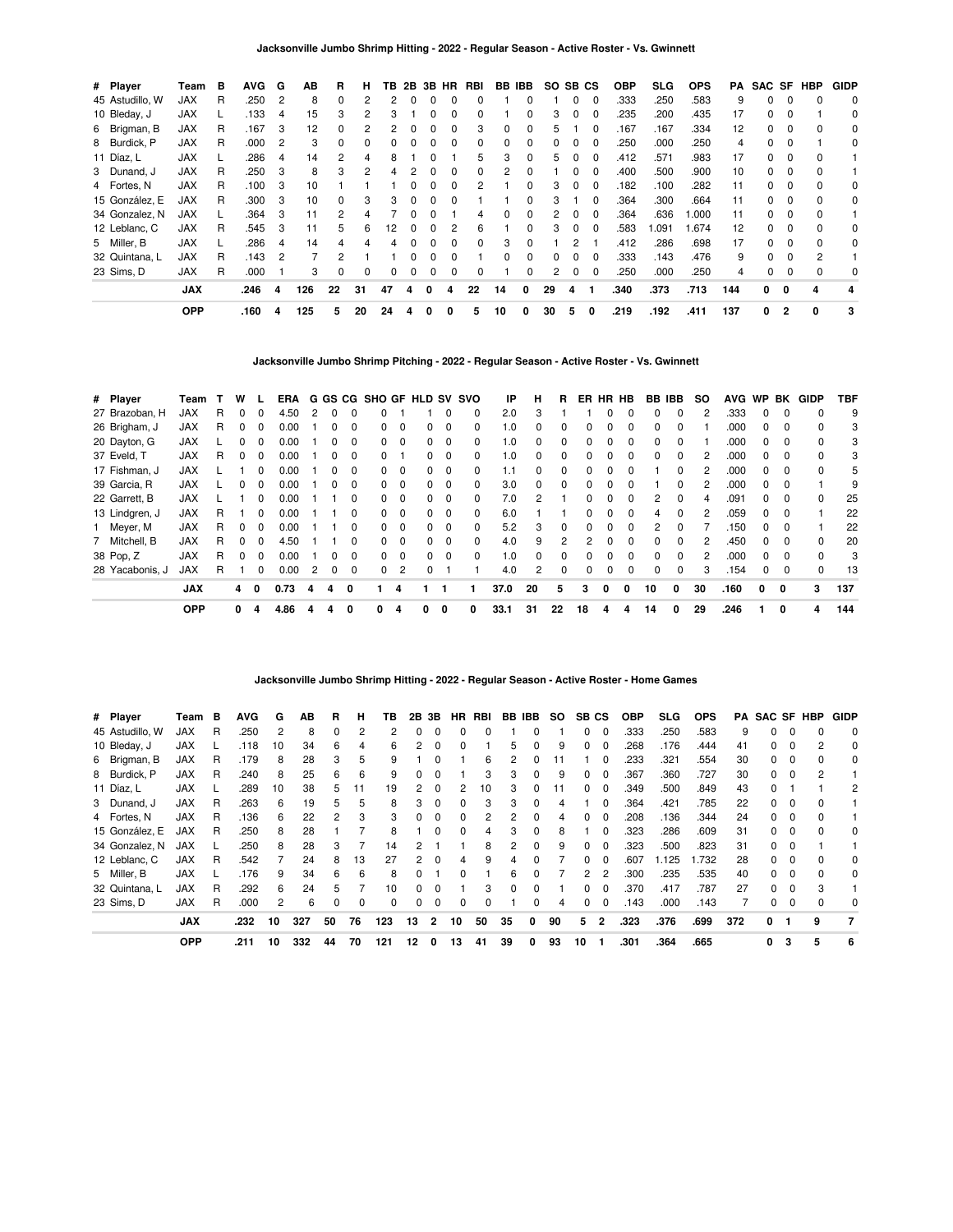### Jacksonville Jumbo Shrimp Hitting - 2022 - Regular Season - Active Roster - Vs. Gwinnett

| # | Player | Team | B | AVG | G | AB | R | H | TB | 2B | 3B | HR | RBI | BB | IBB | SO | SB | CS | OBP | SLG | OPS | PA | SAC | SF | HBP | GIDP |
|---|---|---|---|---|---|---|---|---|---|---|---|---|---|---|---|---|---|---|---|---|---|---|---|---|---|---|
| 45 | Astudillo, W | JAX | R | .250 | 2 | 8 | 0 | 2 | 2 | 0 | 0 | 0 | 0 | 1 | 0 | 1 | 0 | 0 | .333 | .250 | .583 | 9 | 0 | 0 | 0 | 0 |
| 10 | Bleday, J | JAX | L | .133 | 4 | 15 | 3 | 2 | 3 | 1 | 0 | 0 | 0 | 1 | 0 | 3 | 0 | 0 | .235 | .200 | .435 | 17 | 0 | 0 | 1 | 0 |
| 6 | Brigman, B | JAX | R | .167 | 3 | 12 | 0 | 2 | 2 | 0 | 0 | 0 | 3 | 0 | 0 | 5 | 1 | 0 | .167 | .167 | .334 | 12 | 0 | 0 | 0 | 0 |
| 8 | Burdick, P | JAX | R | .000 | 2 | 3 | 0 | 0 | 0 | 0 | 0 | 0 | 0 | 0 | 0 | 0 | 0 | 0 | .250 | .000 | .250 | 4 | 0 | 0 | 1 | 0 |
| 11 | Díaz, L | JAX | L | .286 | 4 | 14 | 2 | 4 | 8 | 1 | 0 | 1 | 5 | 3 | 0 | 5 | 0 | 0 | .412 | .571 | .983 | 17 | 0 | 0 | 0 | 1 |
| 3 | Dunand, J | JAX | R | .250 | 3 | 8 | 3 | 2 | 4 | 2 | 0 | 0 | 0 | 2 | 0 | 1 | 0 | 0 | .400 | .500 | .900 | 10 | 0 | 0 | 0 | 1 |
| 4 | Fortes, N | JAX | R | .100 | 3 | 10 | 1 | 1 | 1 | 0 | 0 | 0 | 2 | 1 | 0 | 3 | 0 | 0 | .182 | .100 | .282 | 11 | 0 | 0 | 0 | 0 |
| 15 | González, E | JAX | R | .300 | 3 | 10 | 0 | 3 | 3 | 0 | 0 | 0 | 1 | 1 | 0 | 3 | 1 | 0 | .364 | .300 | .664 | 11 | 0 | 0 | 0 | 0 |
| 34 | Gonzalez, N | JAX | L | .364 | 3 | 11 | 2 | 4 | 7 | 0 | 0 | 1 | 4 | 0 | 0 | 2 | 0 | 0 | .364 | .636 | 1.000 | 11 | 0 | 0 | 0 | 1 |
| 12 | Leblanc, C | JAX | R | .545 | 3 | 11 | 5 | 6 | 12 | 0 | 0 | 2 | 6 | 1 | 0 | 3 | 0 | 0 | .583 | 1.091 | 1.674 | 12 | 0 | 0 | 0 | 0 |
| 5 | Miller, B | JAX | L | .286 | 4 | 14 | 4 | 4 | 4 | 0 | 0 | 0 | 0 | 3 | 0 | 1 | 2 | 1 | .412 | .286 | .698 | 17 | 0 | 0 | 0 | 0 |
| 32 | Quintana, L | JAX | R | .143 | 2 | 7 | 2 | 1 | 1 | 0 | 0 | 0 | 1 | 0 | 0 | 0 | 0 | 0 | .333 | .143 | .476 | 9 | 0 | 0 | 2 | 1 |
| 23 | Sims, D | JAX | R | .000 | 1 | 3 | 0 | 0 | 0 | 0 | 0 | 0 | 0 | 1 | 0 | 2 | 0 | 0 | .250 | .000 | .250 | 4 | 0 | 0 | 0 | 0 |
| | | **JAX** | | **.246** | **4** | **126** | **22** | **31** | **47** | **4** | **0** | **4** | **22** | **14** | **0** | **29** | **4** | **1** | **.340** | **.373** | **.713** | **144** | **0** | **0** | **4** | **4** |
| | | **OPP** | | **.160** | **4** | **125** | **5** | **20** | **24** | **4** | **0** | **0** | **5** | **10** | **0** | **30** | **5** | **0** | **.219** | **.192** | **.411** | **137** | **0** | **2** | **0** | **3** |

### Jacksonville Jumbo Shrimp Pitching - 2022 - Regular Season - Active Roster - Vs. Gwinnett

| # | Player | Team | T | W | L | ERA | G | GS | CG | SHO | GF | HLD | SV | SVO | IP | H | R | ER | HR | HB | BB | IBB | SO | AVG | WP | BK | GIDP | TBF |
|---|---|---|---|---|---|---|---|---|---|---|---|---|---|---|---|---|---|---|---|---|---|---|---|---|---|---|---|---|
| 27 | Brazoban, H | JAX | R | 0 | 0 | 4.50 | 2 | 0 | 0 | 0 | 1 | 1 | 0 | 0 | 2.0 | 3 | 1 | 1 | 0 | 0 | 0 | 0 | 2 | .333 | 0 | 0 | 0 | 9 |
| 26 | Brigham, J | JAX | R | 0 | 0 | 0.00 | 1 | 0 | 0 | 0 | 0 | 0 | 0 | 0 | 1.0 | 0 | 0 | 0 | 0 | 0 | 0 | 0 | 1 | .000 | 0 | 0 | 0 | 3 |
| 20 | Dayton, G | JAX | L | 0 | 0 | 0.00 | 1 | 0 | 0 | 0 | 0 | 0 | 0 | 0 | 1.0 | 0 | 0 | 0 | 0 | 0 | 0 | 0 | 1 | .000 | 0 | 0 | 0 | 3 |
| 37 | Eveld, T | JAX | R | 0 | 0 | 0.00 | 1 | 0 | 0 | 0 | 1 | 0 | 0 | 0 | 1.0 | 0 | 0 | 0 | 0 | 0 | 0 | 0 | 2 | .000 | 0 | 0 | 0 | 3 |
| 17 | Fishman, J | JAX | L | 1 | 0 | 0.00 | 1 | 0 | 0 | 0 | 0 | 0 | 0 | 0 | 1.1 | 0 | 0 | 0 | 0 | 0 | 1 | 0 | 2 | .000 | 0 | 0 | 0 | 5 |
| 39 | Garcia, R | JAX | L | 0 | 0 | 0.00 | 1 | 0 | 0 | 0 | 0 | 0 | 0 | 0 | 3.0 | 0 | 0 | 0 | 0 | 0 | 1 | 0 | 2 | .000 | 0 | 0 | 1 | 9 |
| 22 | Garrett, B | JAX | L | 1 | 0 | 0.00 | 1 | 1 | 0 | 0 | 0 | 0 | 0 | 0 | 7.0 | 2 | 1 | 0 | 0 | 0 | 2 | 0 | 4 | .091 | 0 | 0 | 0 | 25 |
| 13 | Lindgren, J | JAX | R | 1 | 0 | 0.00 | 1 | 1 | 0 | 0 | 0 | 0 | 0 | 0 | 6.0 | 1 | 1 | 0 | 0 | 0 | 4 | 0 | 2 | .059 | 0 | 0 | 1 | 22 |
| 1 | Meyer, M | JAX | R | 0 | 0 | 0.00 | 1 | 1 | 0 | 0 | 0 | 0 | 0 | 0 | 5.2 | 3 | 0 | 0 | 0 | 0 | 2 | 0 | 7 | .150 | 0 | 0 | 1 | 22 |
| 7 | Mitchell, B | JAX | R | 0 | 0 | 4.50 | 1 | 1 | 0 | 0 | 0 | 0 | 0 | 0 | 4.0 | 9 | 2 | 2 | 0 | 0 | 0 | 0 | 2 | .450 | 0 | 0 | 0 | 20 |
| 38 | Pop, Z | JAX | R | 0 | 0 | 0.00 | 1 | 0 | 0 | 0 | 0 | 0 | 0 | 0 | 1.0 | 0 | 0 | 0 | 0 | 0 | 0 | 0 | 2 | .000 | 0 | 0 | 0 | 3 |
| 28 | Yacabonis, J | JAX | R | 1 | 0 | 0.00 | 2 | 0 | 0 | 0 | 2 | 0 | 1 | 1 | 4.0 | 2 | 0 | 0 | 0 | 0 | 0 | 0 | 3 | .154 | 0 | 0 | 0 | 13 |
| | | **JAX** | | **4** | **0** | **0.73** | **4** | **4** | **0** | **1** | **4** | **1** | **1** | **1** | **37.0** | **20** | **5** | **3** | **0** | **0** | **10** | **0** | **30** | **.160** | **0** | **0** | **3** | **137** |
| | | **OPP** | | **0** | **4** | **4.86** | **4** | **4** | **0** | **0** | **4** | **0** | **0** | **0** | **33.1** | **31** | **22** | **18** | **4** | **4** | **14** | **0** | **29** | **.246** | **1** | **0** | **4** | **144** |

### Jacksonville Jumbo Shrimp Hitting - 2022 - Regular Season - Active Roster - Home Games

| # | Player | Team | B | AVG | G | AB | R | H | TB | 2B | 3B | HR | RBI | BB | IBB | SO | SB | CS | OBP | SLG | OPS | PA | SAC | SF | HBP | GIDP |
|---|---|---|---|---|---|---|---|---|---|---|---|---|---|---|---|---|---|---|---|---|---|---|---|---|---|---|
| 45 | Astudillo, W | JAX | R | .250 | 2 | 8 | 0 | 2 | 2 | 0 | 0 | 0 | 0 | 1 | 0 | 1 | 0 | 0 | .333 | .250 | .583 | 9 | 0 | 0 | 0 | 0 |
| 10 | Bleday, J | JAX | L | .118 | 10 | 34 | 6 | 4 | 6 | 2 | 0 | 0 | 1 | 5 | 0 | 9 | 0 | 0 | .268 | .176 | .444 | 41 | 0 | 0 | 2 | 0 |
| 6 | Brigman, B | JAX | R | .179 | 8 | 28 | 3 | 5 | 9 | 1 | 0 | 1 | 6 | 2 | 0 | 11 | 1 | 0 | .233 | .321 | .554 | 30 | 0 | 0 | 0 | 0 |
| 8 | Burdick, P | JAX | R | .240 | 8 | 25 | 6 | 6 | 9 | 0 | 0 | 1 | 3 | 3 | 0 | 9 | 0 | 0 | .367 | .360 | .727 | 30 | 0 | 0 | 2 | 1 |
| 11 | Díaz, L | JAX | L | .289 | 10 | 38 | 5 | 11 | 19 | 2 | 0 | 2 | 10 | 3 | 0 | 11 | 0 | 0 | .349 | .500 | .849 | 43 | 0 | 1 | 1 | 2 |
| 3 | Dunand, J | JAX | R | .263 | 6 | 19 | 5 | 5 | 8 | 3 | 0 | 0 | 3 | 3 | 0 | 4 | 1 | 0 | .364 | .421 | .785 | 22 | 0 | 0 | 0 | 1 |
| 4 | Fortes, N | JAX | R | .136 | 6 | 22 | 2 | 3 | 3 | 0 | 0 | 0 | 2 | 2 | 0 | 4 | 0 | 0 | .208 | .136 | .344 | 24 | 0 | 0 | 0 | 1 |
| 15 | González, E | JAX | R | .250 | 8 | 28 | 1 | 7 | 8 | 1 | 0 | 0 | 4 | 3 | 0 | 8 | 1 | 0 | .323 | .286 | .609 | 31 | 0 | 0 | 0 | 0 |
| 34 | Gonzalez, N | JAX | L | .250 | 8 | 28 | 3 | 7 | 14 | 2 | 1 | 1 | 8 | 2 | 0 | 9 | 0 | 0 | .323 | .500 | .823 | 31 | 0 | 0 | 1 | 1 |
| 12 | Leblanc, C | JAX | R | .542 | 7 | 24 | 8 | 13 | 27 | 2 | 0 | 4 | 9 | 4 | 0 | 7 | 0 | 0 | .607 | 1.125 | 1.732 | 28 | 0 | 0 | 0 | 0 |
| 5 | Miller, B | JAX | L | .176 | 9 | 34 | 6 | 6 | 8 | 0 | 1 | 0 | 1 | 6 | 0 | 7 | 2 | 2 | .300 | .235 | .535 | 40 | 0 | 0 | 0 | 0 |
| 32 | Quintana, L | JAX | R | .292 | 6 | 24 | 5 | 7 | 10 | 0 | 0 | 1 | 3 | 0 | 0 | 1 | 0 | 0 | .370 | .417 | .787 | 27 | 0 | 0 | 3 | 1 |
| 23 | Sims, D | JAX | R | .000 | 2 | 6 | 0 | 0 | 0 | 0 | 0 | 0 | 0 | 1 | 0 | 4 | 0 | 0 | .143 | .000 | .143 | 7 | 0 | 0 | 0 | 0 |
| | | **JAX** | | **.232** | **10** | **327** | **50** | **76** | **123** | **13** | **2** | **10** | **50** | **35** | **0** | **90** | **5** | **2** | **.323** | **.376** | **.699** | **372** | **0** | **1** | **9** | **7** |
| | | **OPP** | | **.211** | **10** | **332** | **44** | **70** | **121** | **12** | **0** | **13** | **41** | **39** | **0** | **93** | **10** | **1** | **.301** | **.364** | **.665** | | **0** | **3** | **5** | **6** |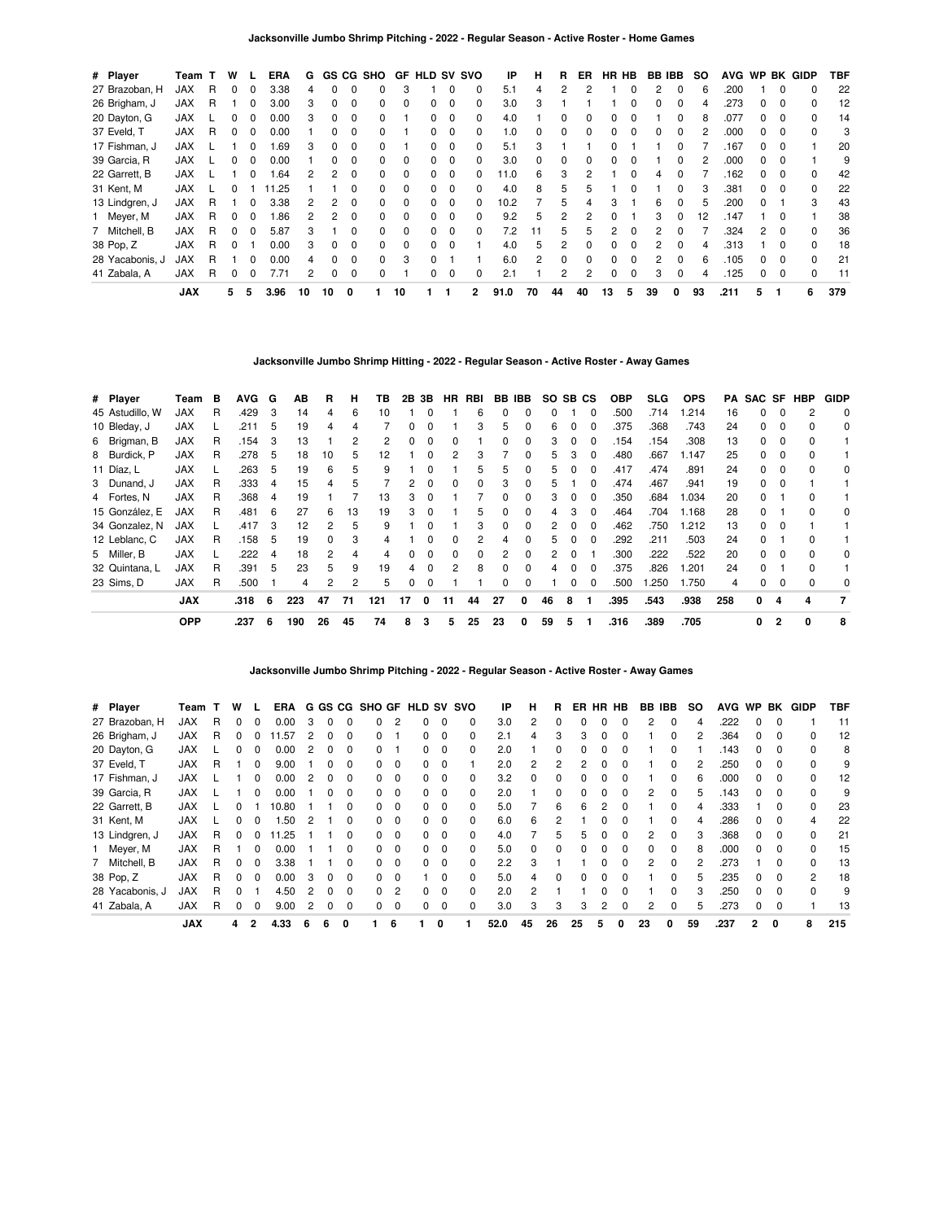**Jacksonville Jumbo Shrimp Pitching - 2022 - Regular Season - Active Roster - Home Games**

| # | Player | Team | T | W | L | ERA | G | GS | CG | SHO | GF | HLD | SV | SVO | IP | H | R | ER | HR | HB | BB | IBB | SO | AVG | WP | BK | GIDP | TBF |
|---|---|---|---|---|---|---|---|---|---|---|---|---|---|---|---|---|---|---|---|---|---|---|---|---|---|---|---|---|
| 27 | Brazoban, H | JAX | R | 0 | 0 | 3.38 | 4 | 0 | 0 | 0 | 3 | 1 | 0 | 0 | 5.1 | 4 | 2 | 2 | 1 | 0 | 2 | 0 | 6 | .200 | 1 | 0 | 0 | 22 |
| 26 | Brigham, J | JAX | R | 1 | 0 | 3.00 | 3 | 0 | 0 | 0 | 0 | 0 | 0 | 0 | 3.0 | 3 | 1 | 1 | 1 | 0 | 0 | 0 | 4 | .273 | 0 | 0 | 0 | 12 |
| 20 | Dayton, G | JAX | L | 0 | 0 | 0.00 | 3 | 0 | 0 | 0 | 1 | 0 | 0 | 0 | 4.0 | 1 | 0 | 0 | 0 | 0 | 1 | 0 | 8 | .077 | 0 | 0 | 0 | 14 |
| 37 | Eveld, T | JAX | R | 0 | 0 | 0.00 | 1 | 0 | 0 | 0 | 1 | 0 | 0 | 0 | 1.0 | 0 | 0 | 0 | 0 | 0 | 0 | 0 | 2 | .000 | 0 | 0 | 0 | 3 |
| 17 | Fishman, J | JAX | L | 1 | 0 | 1.69 | 3 | 0 | 0 | 0 | 1 | 0 | 0 | 0 | 5.1 | 3 | 1 | 1 | 0 | 1 | 1 | 0 | 7 | .167 | 0 | 0 | 1 | 20 |
| 39 | Garcia, R | JAX | L | 0 | 0 | 0.00 | 1 | 0 | 0 | 0 | 0 | 0 | 0 | 0 | 3.0 | 0 | 0 | 0 | 0 | 0 | 1 | 0 | 2 | .000 | 0 | 0 | 1 | 9 |
| 22 | Garrett, B | JAX | L | 1 | 0 | 1.64 | 2 | 2 | 0 | 0 | 0 | 0 | 0 | 0 | 11.0 | 6 | 3 | 2 | 1 | 0 | 4 | 0 | 7 | .162 | 0 | 0 | 0 | 42 |
| 31 | Kent, M | JAX | L | 1 | 0 | 11.25 | 1 | 1 | 0 | 0 | 0 | 0 | 0 | 0 | 4.0 | 8 | 5 | 5 | 1 | 0 | 1 | 0 | 3 | .381 | 0 | 0 | 0 | 22 |
| 13 | Lindgren, J | JAX | R | 1 | 0 | 3.38 | 2 | 2 | 0 | 0 | 0 | 0 | 0 | 0 | 10.2 | 7 | 5 | 4 | 3 | 1 | 6 | 0 | 5 | .200 | 0 | 1 | 3 | 43 |
| 1 | Meyer, M | JAX | R | 0 | 0 | 1.86 | 2 | 2 | 0 | 0 | 0 | 0 | 0 | 0 | 9.2 | 5 | 2 | 2 | 0 | 1 | 3 | 0 | 12 | .147 | 1 | 0 | 1 | 38 |
| 7 | Mitchell, B | JAX | R | 0 | 0 | 5.87 | 3 | 1 | 0 | 0 | 0 | 0 | 0 | 0 | 7.2 | 11 | 5 | 5 | 2 | 0 | 2 | 0 | 7 | .324 | 2 | 0 | 0 | 36 |
| 38 | Pop, Z | JAX | R | 0 | 1 | 0.00 | 3 | 0 | 0 | 0 | 0 | 0 | 0 | 1 | 4.0 | 5 | 2 | 0 | 0 | 0 | 2 | 0 | 4 | .313 | 1 | 0 | 0 | 18 |
| 28 | Yacabonis, J | JAX | R | 1 | 0 | 0.00 | 4 | 0 | 0 | 0 | 3 | 0 | 1 | 1 | 6.0 | 2 | 0 | 0 | 0 | 0 | 2 | 0 | 6 | .105 | 0 | 0 | 0 | 21 |
| 41 | Zabala, A | JAX | R | 0 | 0 | 7.71 | 2 | 0 | 0 | 0 | 1 | 0 | 0 | 0 | 2.1 | 1 | 2 | 2 | 0 | 0 | 3 | 0 | 4 | .125 | 0 | 0 | 0 | 11 |
| | **JAX** | | | **5** | **5** | **3.96** | **10** | **10** | **0** | **1** | **10** | **1** | **1** | **2** | **91.0** | **70** | **44** | **40** | **13** | **5** | **39** | **0** | **93** | **.211** | **5** | **1** | **6** | **379** |

**Jacksonville Jumbo Shrimp Hitting - 2022 - Regular Season - Active Roster - Away Games**

| # | Player | Team | B | AVG | G | AB | R | H | TB | 2B | 3B | HR | RBI | BB | IBB | SO | SB | CS | OBP | SLG | OPS | PA | SAC | SF | HBP | GIDP |
|---|---|---|---|---|---|---|---|---|---|---|---|---|---|---|---|---|---|---|---|---|---|---|---|---|---|---|
| 45 | Astudillo, W | JAX | R | .429 | 3 | 14 | 4 | 6 | 10 | 1 | 0 | 1 | 6 | 0 | 0 | 0 | 1 | 0 | .500 | .714 | 1.214 | 16 | 0 | 0 | 2 | 0 |
| 10 | Bleday, J | JAX | L | .211 | 5 | 19 | 4 | 4 | 7 | 0 | 0 | 1 | 3 | 5 | 0 | 6 | 0 | 0 | .375 | .368 | .743 | 24 | 0 | 0 | 0 | 0 |
| 6 | Brigman, B | JAX | R | .154 | 3 | 13 | 1 | 2 | 2 | 0 | 0 | 0 | 1 | 0 | 0 | 3 | 0 | 0 | .154 | .154 | .308 | 13 | 0 | 0 | 0 | 1 |
| 8 | Burdick, P | JAX | R | .278 | 5 | 18 | 10 | 5 | 12 | 1 | 0 | 2 | 3 | 7 | 0 | 5 | 3 | 0 | .480 | .667 | 1.147 | 25 | 0 | 0 | 0 | 1 |
| 11 | Díaz, L | JAX | L | .263 | 5 | 19 | 6 | 5 | 9 | 1 | 0 | 1 | 5 | 5 | 0 | 5 | 0 | 0 | .417 | .474 | .891 | 24 | 0 | 0 | 0 | 0 |
| 3 | Dunand, J | JAX | R | .333 | 4 | 15 | 4 | 5 | 7 | 2 | 0 | 0 | 0 | 3 | 0 | 5 | 1 | 0 | .474 | .467 | .941 | 19 | 0 | 0 | 1 | 1 |
| 4 | Fortes, N | JAX | R | .368 | 4 | 19 | 1 | 7 | 13 | 3 | 0 | 1 | 7 | 0 | 0 | 3 | 0 | 0 | .350 | .684 | 1.034 | 20 | 0 | 1 | 0 | 1 |
| 15 | González, E | JAX | R | .481 | 6 | 27 | 6 | 13 | 19 | 3 | 0 | 1 | 5 | 0 | 0 | 4 | 3 | 0 | .464 | .704 | 1.168 | 28 | 0 | 1 | 0 | 0 |
| 34 | Gonzalez, N | JAX | L | .417 | 3 | 12 | 2 | 5 | 9 | 1 | 0 | 1 | 3 | 0 | 0 | 2 | 0 | 0 | .462 | .750 | 1.212 | 13 | 0 | 0 | 1 | 1 |
| 12 | Leblanc, C | JAX | R | .158 | 5 | 19 | 0 | 3 | 4 | 1 | 0 | 0 | 2 | 4 | 0 | 5 | 0 | 0 | .292 | .211 | .503 | 24 | 0 | 1 | 0 | 1 |
| 5 | Miller, B | JAX | L | .222 | 4 | 18 | 2 | 4 | 4 | 0 | 0 | 0 | 0 | 2 | 0 | 2 | 0 | 1 | .300 | .222 | .522 | 20 | 0 | 0 | 0 | 0 |
| 32 | Quintana, L | JAX | R | .391 | 5 | 23 | 5 | 9 | 19 | 4 | 0 | 2 | 8 | 0 | 0 | 4 | 0 | 0 | .375 | .826 | 1.201 | 24 | 0 | 1 | 0 | 1 |
| 23 | Sims, D | JAX | R | .500 | 1 | 4 | 2 | 2 | 5 | 0 | 0 | 1 | 1 | 0 | 0 | 1 | 0 | 0 | .500 | 1.250 | 1.750 | 4 | 0 | 0 | 0 | 0 |
| | **JAX** | | | **.318** | **6** | **223** | **47** | **71** | **121** | **17** | **0** | **11** | **44** | **27** | **0** | **46** | **8** | **1** | **.395** | **.543** | **.938** | **258** | **0** | **4** | **4** | **7** |
| | **OPP** | | | **.237** | **6** | **190** | **26** | **45** | **74** | **8** | **3** | **5** | **25** | **23** | **0** | **59** | **5** | **1** | **.316** | **.389** | **.705** | | **0** | **2** | **0** | **8** |

**Jacksonville Jumbo Shrimp Pitching - 2022 - Regular Season - Active Roster - Away Games**

| # | Player | Team | T | W | L | ERA | G | GS | CG | SHO | GF | HLD | SV | SVO | IP | H | R | ER | HR | HB | BB | IBB | SO | AVG | WP | BK | GIDP | TBF |
|---|---|---|---|---|---|---|---|---|---|---|---|---|---|---|---|---|---|---|---|---|---|---|---|---|---|---|---|---|
| 27 | Brazoban, H | JAX | R | 0 | 0 | 0.00 | 3 | 0 | 0 | 0 | 2 | 0 | 0 | 0 | 3.0 | 2 | 0 | 0 | 0 | 0 | 2 | 0 | 4 | .222 | 0 | 0 | 1 | 11 |
| 26 | Brigham, J | JAX | R | 0 | 0 | 11.57 | 2 | 0 | 0 | 0 | 1 | 0 | 0 | 0 | 2.1 | 4 | 3 | 3 | 0 | 0 | 1 | 0 | 2 | .364 | 0 | 0 | 0 | 12 |
| 20 | Dayton, G | JAX | L | 0 | 0 | 0.00 | 2 | 0 | 0 | 0 | 1 | 0 | 0 | 0 | 2.0 | 1 | 0 | 0 | 0 | 0 | 1 | 0 | 1 | .143 | 0 | 0 | 0 | 8 |
| 37 | Eveld, T | JAX | R | 1 | 0 | 9.00 | 1 | 0 | 0 | 0 | 0 | 0 | 0 | 1 | 2.0 | 2 | 2 | 2 | 0 | 0 | 1 | 0 | 2 | .250 | 0 | 0 | 0 | 9 |
| 17 | Fishman, J | JAX | L | 1 | 0 | 0.00 | 2 | 0 | 0 | 0 | 0 | 0 | 0 | 0 | 3.2 | 0 | 0 | 0 | 0 | 0 | 1 | 0 | 6 | .000 | 0 | 0 | 0 | 12 |
| 39 | Garcia, R | JAX | L | 1 | 0 | 0.00 | 1 | 0 | 0 | 0 | 0 | 0 | 0 | 0 | 2.0 | 1 | 0 | 0 | 0 | 0 | 2 | 0 | 5 | .143 | 0 | 0 | 0 | 9 |
| 22 | Garrett, B | JAX | L | 0 | 1 | 10.80 | 1 | 1 | 0 | 0 | 0 | 0 | 0 | 0 | 5.0 | 7 | 6 | 6 | 2 | 0 | 1 | 0 | 4 | .333 | 1 | 0 | 0 | 23 |
| 31 | Kent, M | JAX | L | 0 | 0 | 1.50 | 2 | 1 | 0 | 0 | 0 | 0 | 0 | 0 | 6.0 | 6 | 2 | 1 | 0 | 0 | 1 | 0 | 4 | .286 | 0 | 0 | 4 | 22 |
| 13 | Lindgren, J | JAX | R | 0 | 0 | 11.25 | 1 | 1 | 0 | 0 | 0 | 0 | 0 | 0 | 4.0 | 7 | 5 | 5 | 0 | 0 | 2 | 0 | 3 | .368 | 0 | 0 | 0 | 21 |
| 1 | Meyer, M | JAX | R | 1 | 0 | 0.00 | 1 | 1 | 0 | 0 | 0 | 0 | 0 | 0 | 5.0 | 0 | 0 | 0 | 0 | 0 | 0 | 0 | 8 | .000 | 0 | 0 | 0 | 15 |
| 7 | Mitchell, B | JAX | R | 0 | 0 | 3.38 | 1 | 1 | 0 | 0 | 0 | 0 | 0 | 0 | 2.2 | 3 | 1 | 1 | 0 | 0 | 2 | 0 | 2 | .273 | 1 | 0 | 0 | 13 |
| 38 | Pop, Z | JAX | R | 0 | 0 | 0.00 | 3 | 0 | 0 | 0 | 0 | 1 | 0 | 0 | 5.0 | 4 | 0 | 0 | 0 | 0 | 1 | 0 | 5 | .235 | 0 | 0 | 2 | 18 |
| 28 | Yacabonis, J | JAX | R | 0 | 1 | 4.50 | 2 | 0 | 0 | 0 | 2 | 0 | 0 | 0 | 2.0 | 2 | 1 | 1 | 0 | 0 | 1 | 0 | 3 | .250 | 0 | 0 | 0 | 9 |
| 41 | Zabala, A | JAX | R | 0 | 0 | 9.00 | 2 | 0 | 0 | 0 | 0 | 0 | 0 | 0 | 3.0 | 3 | 3 | 3 | 2 | 0 | 2 | 0 | 5 | .273 | 0 | 0 | 1 | 13 |
| | **JAX** | | | **4** | **2** | **4.33** | **6** | **6** | **0** | **1** | **6** | **1** | **0** | **1** | **52.0** | **45** | **26** | **25** | **5** | **0** | **23** | **0** | **59** | **.237** | **2** | **0** | **8** | **215** |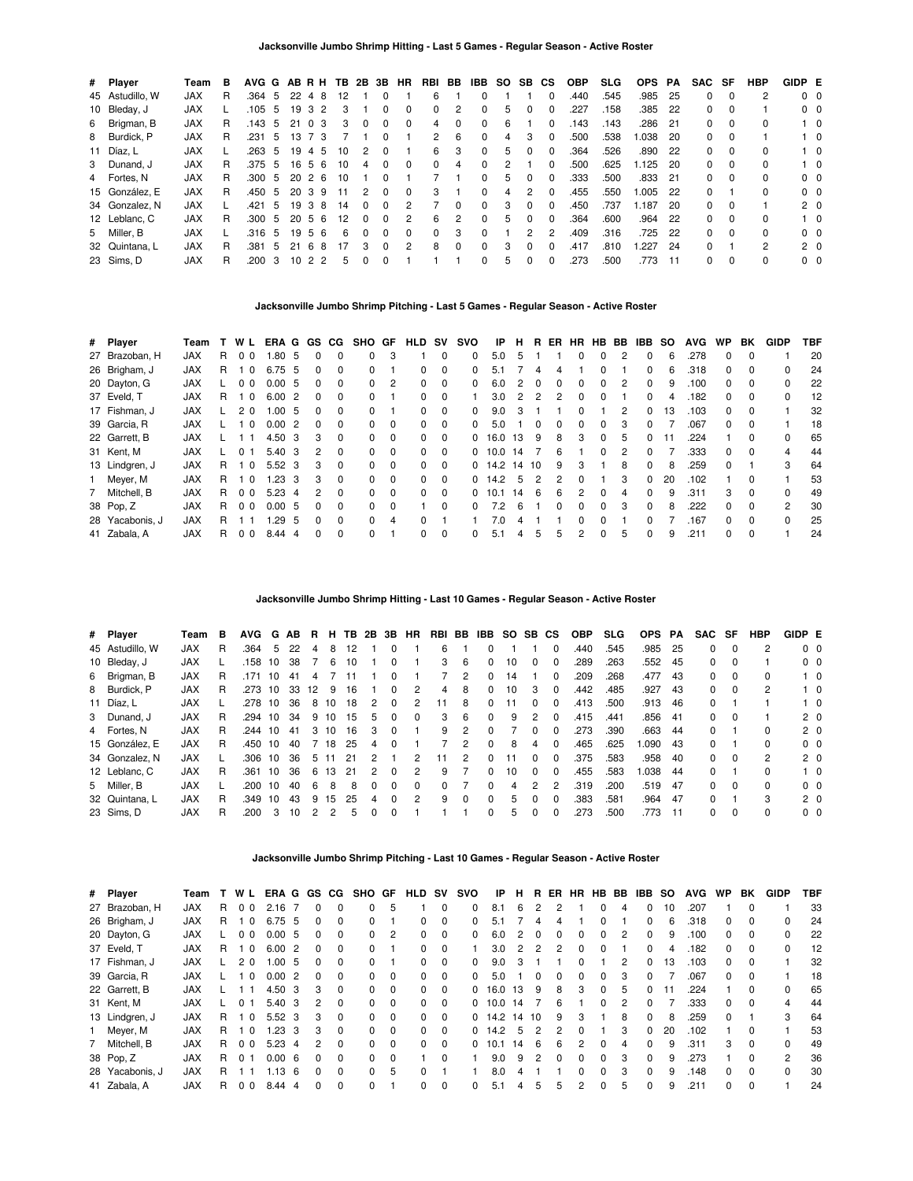## Jacksonville Jumbo Shrimp Hitting - Last 5 Games - Regular Season - Active Roster

| # | Player | Team | B | AVG | G | AB | R | H | TB | 2B | 3B | HR | RBI | BB | IBB | SO | SB | CS | OBP | SLG | OPS | PA | SAC | SF | HBP | GIDP | E |
|---|---|---|---|---|---|---|---|---|---|---|---|---|---|---|---|---|---|---|---|---|---|---|---|---|---|---|---|
| 45 | Astudillo, W | JAX | R | .364 | 5 | 22 | 4 | 8 | 12 | 1 | 0 | 1 | 6 | 1 | 0 | 1 | 1 | 0 | .440 | .545 | .985 | 25 | 0 | 0 | 2 | 0 | 0 |
| 10 | Bleday, J | JAX | L | .105 | 5 | 19 | 3 | 2 | 3 | 1 | 0 | 0 | 0 | 2 | 0 | 5 | 0 | 0 | .227 | .158 | .385 | 22 | 0 | 0 | 1 | 0 | 0 |
| 6 | Brigman, B | JAX | R | .143 | 5 | 21 | 0 | 3 | 3 | 0 | 0 | 0 | 4 | 0 | 0 | 6 | 1 | 0 | .143 | .143 | .286 | 21 | 0 | 0 | 0 | 1 | 0 |
| 8 | Burdick, P | JAX | R | .231 | 5 | 13 | 7 | 3 | 7 | 1 | 0 | 1 | 2 | 6 | 0 | 4 | 3 | 0 | .500 | .538 | 1.038 | 20 | 0 | 0 | 1 | 1 | 0 |
| 11 | Díaz, L | JAX | L | .263 | 5 | 19 | 4 | 5 | 10 | 2 | 0 | 1 | 6 | 3 | 0 | 5 | 0 | 0 | .364 | .526 | .890 | 22 | 0 | 0 | 0 | 1 | 0 |
| 3 | Dunand, J | JAX | R | .375 | 5 | 16 | 5 | 6 | 10 | 4 | 0 | 0 | 0 | 4 | 0 | 2 | 1 | 0 | .500 | .625 | 1.125 | 20 | 0 | 0 | 0 | 1 | 0 |
| 4 | Fortes, N | JAX | R | .300 | 5 | 20 | 2 | 6 | 10 | 1 | 0 | 1 | 7 | 1 | 0 | 5 | 0 | 0 | .333 | .500 | .833 | 21 | 0 | 0 | 0 | 0 | 0 |
| 15 | González, E | JAX | R | .450 | 5 | 20 | 3 | 9 | 11 | 2 | 0 | 0 | 3 | 1 | 0 | 4 | 2 | 0 | .455 | .550 | 1.005 | 22 | 0 | 1 | 0 | 0 | 0 |
| 34 | Gonzalez, N | JAX | L | .421 | 5 | 19 | 3 | 8 | 14 | 0 | 0 | 2 | 7 | 0 | 0 | 3 | 0 | 0 | .450 | .737 | 1.187 | 20 | 0 | 0 | 1 | 2 | 0 |
| 12 | Leblanc, C | JAX | R | .300 | 5 | 20 | 5 | 6 | 12 | 0 | 0 | 2 | 6 | 2 | 0 | 5 | 0 | 0 | .364 | .600 | .964 | 22 | 0 | 0 | 0 | 1 | 0 |
| 5 | Miller, B | JAX | L | .316 | 5 | 19 | 5 | 6 | 6 | 0 | 0 | 0 | 0 | 3 | 0 | 1 | 2 | 2 | .409 | .316 | .725 | 22 | 0 | 0 | 0 | 0 | 0 |
| 32 | Quintana, L | JAX | R | .381 | 5 | 21 | 6 | 8 | 17 | 3 | 0 | 2 | 8 | 0 | 0 | 3 | 0 | 0 | .417 | .810 | 1.227 | 24 | 0 | 1 | 2 | 2 | 0 |
| 23 | Sims, D | JAX | R | .200 | 3 | 10 | 2 | 2 | 5 | 0 | 0 | 1 | 1 | 1 | 0 | 5 | 0 | 0 | .273 | .500 | .773 | 11 | 0 | 0 | 0 | 0 | 0 |

## Jacksonville Jumbo Shrimp Pitching - Last 5 Games - Regular Season - Active Roster

| # | Player | Team | T | W | L | ERA | G | GS | CG | SHO | GF | HLD | SV | SVO | IP | H | R | ER | HR | HB | BB | IBB | SO | AVG | WP | BK | GIDP | TBF |
|---|---|---|---|---|---|---|---|---|---|---|---|---|---|---|---|---|---|---|---|---|---|---|---|---|---|---|---|---|
| 27 | Brazoban, H | JAX | R | 0 | 0 | 1.80 | 5 | 0 | 0 | 0 | 3 | 1 | 0 | 0 | 5.0 | 5 | 1 | 1 | 0 | 0 | 2 | 0 | 6 | .278 | 0 | 0 | 1 | 20 |
| 26 | Brigham, J | JAX | R | 1 | 0 | 6.75 | 5 | 0 | 0 | 0 | 1 | 0 | 0 | 0 | 5.1 | 7 | 4 | 4 | 1 | 0 | 1 | 0 | 6 | .318 | 0 | 0 | 0 | 24 |
| 20 | Dayton, G | JAX | L | 0 | 0 | 0.00 | 5 | 0 | 0 | 0 | 2 | 0 | 0 | 0 | 6.0 | 2 | 0 | 0 | 0 | 0 | 2 | 0 | 9 | .100 | 0 | 0 | 0 | 22 |
| 37 | Eveld, T | JAX | R | 1 | 0 | 6.00 | 2 | 0 | 0 | 0 | 1 | 0 | 0 | 1 | 3.0 | 2 | 2 | 2 | 0 | 0 | 1 | 0 | 4 | .182 | 0 | 0 | 0 | 12 |
| 17 | Fishman, J | JAX | L | 2 | 0 | 1.00 | 5 | 0 | 0 | 0 | 1 | 0 | 0 | 0 | 9.0 | 3 | 1 | 1 | 0 | 1 | 2 | 0 | 13 | .103 | 0 | 0 | 1 | 32 |
| 39 | Garcia, R | JAX | L | 1 | 0 | 0.00 | 2 | 0 | 0 | 0 | 0 | 0 | 0 | 0 | 5.0 | 1 | 0 | 0 | 0 | 0 | 3 | 0 | 7 | .067 | 0 | 0 | 1 | 18 |
| 22 | Garrett, B | JAX | L | 1 | 1 | 4.50 | 3 | 3 | 0 | 0 | 0 | 0 | 0 | 0 | 16.0 | 13 | 9 | 8 | 3 | 0 | 5 | 0 | 11 | .224 | 1 | 0 | 0 | 65 |
| 31 | Kent, M | JAX | L | 0 | 1 | 5.40 | 3 | 2 | 0 | 0 | 0 | 0 | 0 | 0 | 10.0 | 14 | 7 | 6 | 1 | 0 | 2 | 0 | 7 | .333 | 0 | 0 | 4 | 44 |
| 13 | Lindgren, J | JAX | R | 1 | 0 | 5.52 | 3 | 3 | 0 | 0 | 0 | 0 | 0 | 0 | 14.2 | 14 | 10 | 9 | 3 | 1 | 8 | 0 | 8 | .259 | 0 | 1 | 3 | 64 |
| 1 | Meyer, M | JAX | R | 1 | 0 | 1.23 | 3 | 3 | 0 | 0 | 0 | 0 | 0 | 0 | 14.2 | 5 | 2 | 2 | 0 | 1 | 3 | 0 | 20 | .102 | 1 | 0 | 1 | 53 |
| 7 | Mitchell, B | JAX | R | 0 | 0 | 5.23 | 4 | 2 | 0 | 0 | 0 | 0 | 0 | 0 | 10.1 | 14 | 6 | 6 | 2 | 0 | 4 | 0 | 9 | .311 | 3 | 0 | 0 | 49 |
| 38 | Pop, Z | JAX | R | 0 | 0 | 0.00 | 5 | 0 | 0 | 0 | 0 | 1 | 0 | 0 | 7.2 | 6 | 1 | 0 | 0 | 0 | 3 | 0 | 8 | .222 | 0 | 0 | 2 | 30 |
| 28 | Yacabonis, J | JAX | R | 1 | 1 | 1.29 | 5 | 0 | 0 | 0 | 4 | 0 | 1 | 1 | 7.0 | 4 | 1 | 1 | 0 | 0 | 1 | 0 | 7 | .167 | 0 | 0 | 0 | 25 |
| 41 | Zabala, A | JAX | R | 0 | 0 | 8.44 | 4 | 0 | 0 | 0 | 1 | 0 | 0 | 0 | 5.1 | 4 | 5 | 5 | 2 | 0 | 5 | 0 | 9 | .211 | 0 | 0 | 1 | 24 |

## Jacksonville Jumbo Shrimp Hitting - Last 10 Games - Regular Season - Active Roster

| # | Player | Team | B | AVG | G | AB | R | H | TB | 2B | 3B | HR | RBI | BB | IBB | SO | SB | CS | OBP | SLG | OPS | PA | SAC | SF | HBP | GIDP | E |
|---|---|---|---|---|---|---|---|---|---|---|---|---|---|---|---|---|---|---|---|---|---|---|---|---|---|---|---|
| 45 | Astudillo, W | JAX | R | .364 | 5 | 22 | 4 | 8 | 12 | 1 | 0 | 1 | 6 | 1 | 0 | 1 | 1 | 0 | .440 | .545 | .985 | 25 | 0 | 0 | 2 | 0 | 0 |
| 10 | Bleday, J | JAX | L | .158 | 10 | 38 | 7 | 6 | 10 | 1 | 0 | 1 | 3 | 6 | 0 | 10 | 0 | 0 | .289 | .263 | .552 | 45 | 0 | 0 | 1 | 0 | 0 |
| 6 | Brigman, B | JAX | R | .171 | 10 | 41 | 4 | 7 | 11 | 1 | 0 | 1 | 7 | 2 | 0 | 14 | 1 | 0 | .209 | .268 | .477 | 43 | 0 | 0 | 0 | 1 | 0 |
| 8 | Burdick, P | JAX | R | .273 | 10 | 33 | 12 | 9 | 16 | 1 | 0 | 2 | 4 | 8 | 0 | 10 | 3 | 0 | .442 | .485 | .927 | 43 | 0 | 0 | 2 | 1 | 0 |
| 11 | Díaz, L | JAX | L | .278 | 10 | 36 | 8 | 10 | 18 | 2 | 0 | 2 | 11 | 8 | 0 | 11 | 0 | 0 | .413 | .500 | .913 | 46 | 0 | 1 | 1 | 1 | 0 |
| 3 | Dunand, J | JAX | R | .294 | 10 | 34 | 9 | 10 | 15 | 5 | 0 | 0 | 3 | 6 | 0 | 9 | 2 | 0 | .415 | .441 | .856 | 41 | 0 | 0 | 1 | 2 | 0 |
| 4 | Fortes, N | JAX | R | .244 | 10 | 41 | 3 | 10 | 16 | 3 | 0 | 1 | 9 | 2 | 0 | 7 | 0 | 0 | .273 | .390 | .663 | 44 | 0 | 1 | 0 | 2 | 0 |
| 15 | González, E | JAX | R | .450 | 10 | 40 | 7 | 18 | 25 | 4 | 0 | 1 | 7 | 2 | 0 | 8 | 4 | 0 | .465 | .625 | 1.090 | 43 | 0 | 1 | 0 | 0 | 0 |
| 34 | Gonzalez, N | JAX | L | .306 | 10 | 36 | 5 | 11 | 21 | 2 | 1 | 2 | 11 | 2 | 0 | 11 | 0 | 0 | .375 | .583 | .958 | 40 | 0 | 0 | 2 | 2 | 0 |
| 12 | Leblanc, C | JAX | R | .361 | 10 | 36 | 6 | 13 | 21 | 2 | 0 | 2 | 9 | 7 | 0 | 10 | 0 | 0 | .455 | .583 | 1.038 | 44 | 0 | 1 | 0 | 1 | 0 |
| 5 | Miller, B | JAX | L | .200 | 10 | 40 | 6 | 8 | 8 | 0 | 0 | 0 | 0 | 7 | 0 | 4 | 2 | 2 | .319 | .200 | .519 | 47 | 0 | 0 | 0 | 0 | 0 |
| 32 | Quintana, L | JAX | R | .349 | 10 | 43 | 9 | 15 | 25 | 4 | 0 | 2 | 9 | 0 | 0 | 5 | 0 | 0 | .383 | .581 | .964 | 47 | 0 | 1 | 3 | 2 | 0 |
| 23 | Sims, D | JAX | R | .200 | 3 | 10 | 2 | 2 | 5 | 0 | 0 | 1 | 1 | 1 | 0 | 5 | 0 | 0 | .273 | .500 | .773 | 11 | 0 | 0 | 0 | 0 | 0 |

## Jacksonville Jumbo Shrimp Pitching - Last 10 Games - Regular Season - Active Roster

| # | Player | Team | T | W | L | ERA | G | GS | CG | SHO | GF | HLD | SV | SVO | IP | H | R | ER | HR | HB | BB | IBB | SO | AVG | WP | BK | GIDP | TBF |
|---|---|---|---|---|---|---|---|---|---|---|---|---|---|---|---|---|---|---|---|---|---|---|---|---|---|---|---|---|
| 27 | Brazoban, H | JAX | R | 0 | 0 | 2.16 | 7 | 0 | 0 | 0 | 5 | 1 | 0 | 0 | 8.1 | 6 | 2 | 2 | 1 | 0 | 4 | 0 | 10 | .207 | 1 | 0 | 1 | 33 |
| 26 | Brigham, J | JAX | R | 1 | 0 | 6.75 | 5 | 0 | 0 | 0 | 1 | 0 | 0 | 0 | 5.1 | 7 | 4 | 4 | 1 | 0 | 1 | 0 | 6 | .318 | 0 | 0 | 0 | 24 |
| 20 | Dayton, G | JAX | L | 0 | 0 | 0.00 | 5 | 0 | 0 | 0 | 2 | 0 | 0 | 0 | 6.0 | 2 | 0 | 0 | 0 | 0 | 2 | 0 | 9 | .100 | 0 | 0 | 0 | 22 |
| 37 | Eveld, T | JAX | R | 1 | 0 | 6.00 | 2 | 0 | 0 | 0 | 1 | 0 | 0 | 1 | 3.0 | 2 | 2 | 2 | 0 | 0 | 1 | 0 | 4 | .182 | 0 | 0 | 0 | 12 |
| 17 | Fishman, J | JAX | L | 2 | 0 | 1.00 | 5 | 0 | 0 | 0 | 1 | 0 | 0 | 0 | 9.0 | 3 | 1 | 1 | 0 | 1 | 2 | 0 | 13 | .103 | 0 | 0 | 1 | 32 |
| 39 | Garcia, R | JAX | L | 1 | 0 | 0.00 | 2 | 0 | 0 | 0 | 0 | 0 | 0 | 0 | 5.0 | 1 | 0 | 0 | 0 | 0 | 3 | 0 | 7 | .067 | 0 | 0 | 1 | 18 |
| 22 | Garrett, B | JAX | L | 1 | 1 | 4.50 | 3 | 3 | 0 | 0 | 0 | 0 | 0 | 0 | 16.0 | 13 | 9 | 8 | 3 | 0 | 5 | 0 | 11 | .224 | 1 | 0 | 0 | 65 |
| 31 | Kent, M | JAX | L | 0 | 1 | 5.40 | 3 | 2 | 0 | 0 | 0 | 0 | 0 | 0 | 10.0 | 14 | 7 | 6 | 1 | 0 | 2 | 0 | 7 | .333 | 0 | 0 | 4 | 44 |
| 13 | Lindgren, J | JAX | R | 1 | 0 | 5.52 | 3 | 3 | 0 | 0 | 0 | 0 | 0 | 0 | 14.2 | 14 | 10 | 9 | 3 | 1 | 8 | 0 | 8 | .259 | 0 | 1 | 3 | 64 |
| 1 | Meyer, M | JAX | R | 1 | 0 | 1.23 | 3 | 3 | 0 | 0 | 0 | 0 | 0 | 0 | 14.2 | 5 | 2 | 2 | 0 | 1 | 3 | 0 | 20 | .102 | 1 | 0 | 1 | 53 |
| 7 | Mitchell, B | JAX | R | 0 | 0 | 5.23 | 4 | 2 | 0 | 0 | 0 | 0 | 0 | 0 | 10.1 | 14 | 6 | 6 | 2 | 0 | 4 | 0 | 9 | .311 | 3 | 0 | 0 | 49 |
| 38 | Pop, Z | JAX | R | 0 | 1 | 0.00 | 6 | 0 | 0 | 0 | 0 | 1 | 0 | 1 | 9.0 | 9 | 2 | 0 | 0 | 0 | 3 | 0 | 9 | .273 | 1 | 0 | 2 | 36 |
| 28 | Yacabonis, J | JAX | R | 1 | 1 | 1.13 | 6 | 0 | 0 | 0 | 5 | 0 | 1 | 1 | 8.0 | 4 | 1 | 1 | 0 | 0 | 3 | 0 | 9 | .148 | 0 | 0 | 0 | 30 |
| 41 | Zabala, A | JAX | R | 0 | 0 | 8.44 | 4 | 0 | 0 | 0 | 1 | 0 | 0 | 0 | 5.1 | 4 | 5 | 5 | 2 | 0 | 5 | 0 | 9 | .211 | 0 | 0 | 1 | 24 |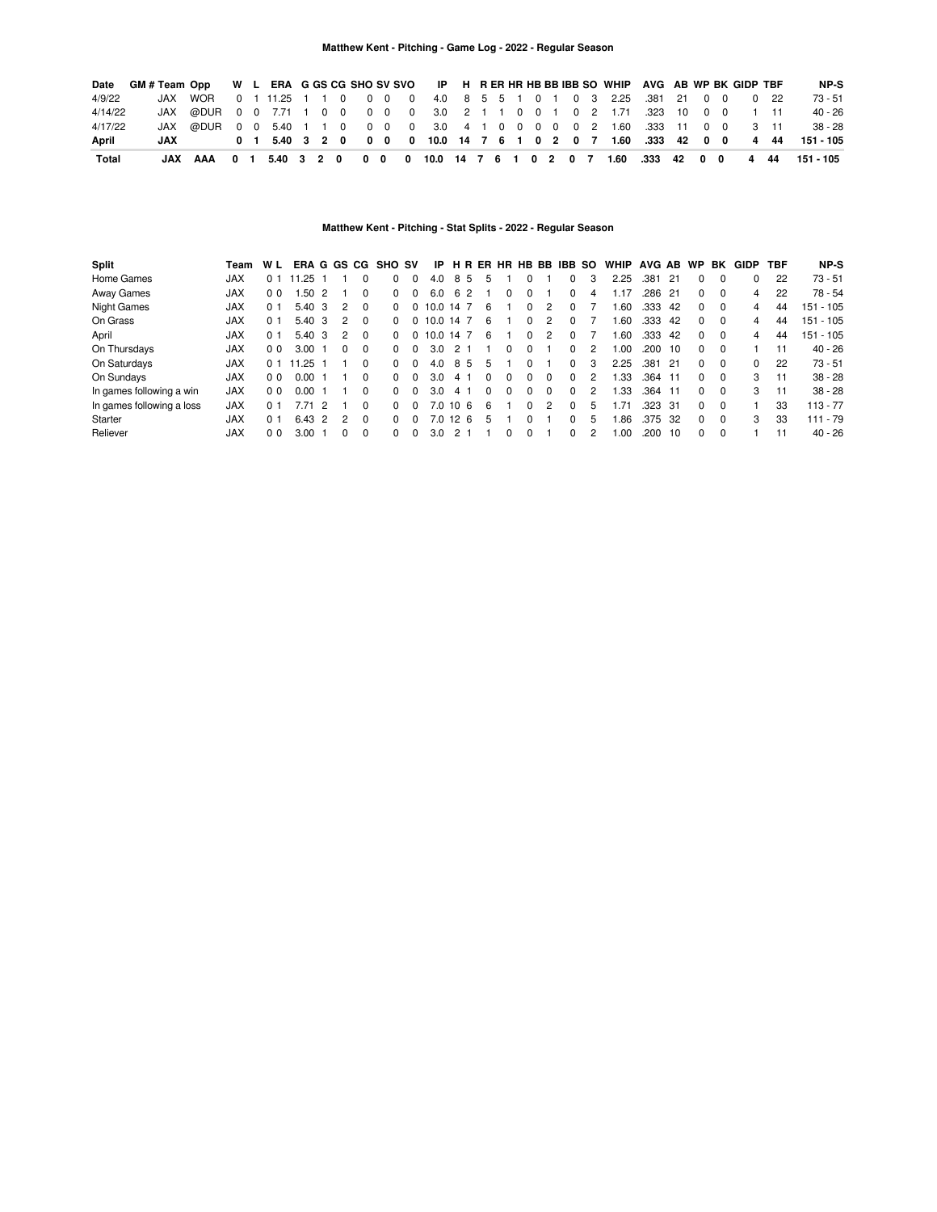## Matthew Kent - Pitching - Game Log - 2022 - Regular Season

| Date | GM # | Team | Opp | W | L | ERA | G | GS | CG | SHO | SV | SVO | IP | H | R | ER | HR | HB | BB | IBB | SO | WHIP | AVG | AB | WP | BK | GIDP | TBF | NP-S |
|---|---|---|---|---|---|---|---|---|---|---|---|---|---|---|---|---|---|---|---|---|---|---|---|---|---|---|---|---|---|
| 4/9/22 | | JAX | WOR | 0 | 1 | 11.25 | 1 | 1 | 0 | 0 | 0 | 0 | 4.0 | 8 | 5 | 5 | 1 | 0 | 1 | 0 | 3 | 2.25 | .381 | 21 | 0 | 0 | 0 | 22 | 73 - 51 |
| 4/14/22 | | JAX | @DUR | 0 | 0 | 7.71 | 1 | 0 | 0 | 0 | 0 | 0 | 3.0 | 2 | 1 | 1 | 0 | 0 | 1 | 0 | 2 | 1.71 | .323 | 10 | 0 | 0 | 1 | 11 | 40 - 26 |
| 4/17/22 | | JAX | @DUR | 0 | 0 | 5.40 | 1 | 1 | 0 | 0 | 0 | 0 | 3.0 | 4 | 1 | 0 | 0 | 0 | 0 | 0 | 2 | 1.60 | .333 | 11 | 0 | 0 | 3 | 11 | 38 - 28 |
| **April** | | **JAX** | | **0** | **1** | **5.40** | **3** | **2** | **0** | **0** | **0** | **0** | **10.0** | **14** | **7** | **6** | **1** | **0** | **2** | **0** | **7** | **1.60** | **.333** | **42** | **0** | **0** | **4** | **44** | **151 - 105** |
| **Total** | | **JAX** | **AAA** | **0** | **1** | **5.40** | **3** | **2** | **0** | **0** | **0** | **0** | **10.0** | **14** | **7** | **6** | **1** | **0** | **2** | **0** | **7** | **1.60** | **.333** | **42** | **0** | **0** | **4** | **44** | **151 - 105** |

## Matthew Kent - Pitching - Stat Splits - 2022 - Regular Season

| Split | Team | W | L | ERA | G | GS | CG | SHO | SV | IP | H | R | ER | HR | HB | BB | IBB | SO | WHIP | AVG | AB | WP | BK | GIDP | TBF | NP-S |
|---|---|---|---|---|---|---|---|---|---|---|---|---|---|---|---|---|---|---|---|---|---|---|---|---|---|---|
| Home Games | JAX | 0 | 1 | 11.25 | 1 | 1 | 0 | 0 | 0 | 4.0 | 8 | 5 | 5 | 1 | 0 | 1 | 0 | 3 | 2.25 | .381 | 21 | 0 | 0 | 0 | 22 | 73 - 51 |
| Away Games | JAX | 0 | 0 | 1.50 | 2 | 1 | 0 | 0 | 0 | 6.0 | 6 | 2 | 1 | 0 | 0 | 1 | 0 | 4 | 1.17 | .286 | 21 | 0 | 0 | 4 | 22 | 78 - 54 |
| Night Games | JAX | 0 | 1 | 5.40 | 3 | 2 | 0 | 0 | 0 | 10.0 | 14 | 7 | 6 | 1 | 0 | 2 | 0 | 7 | 1.60 | .333 | 42 | 0 | 0 | 4 | 44 | 151 - 105 |
| On Grass | JAX | 0 | 1 | 5.40 | 3 | 2 | 0 | 0 | 0 | 10.0 | 14 | 7 | 6 | 1 | 0 | 2 | 0 | 7 | 1.60 | .333 | 42 | 0 | 0 | 4 | 44 | 151 - 105 |
| April | JAX | 0 | 1 | 5.40 | 3 | 2 | 0 | 0 | 0 | 10.0 | 14 | 7 | 6 | 1 | 0 | 2 | 0 | 7 | 1.60 | .333 | 42 | 0 | 0 | 4 | 44 | 151 - 105 |
| On Thursdays | JAX | 0 | 0 | 3.00 | 1 | 0 | 0 | 0 | 0 | 3.0 | 2 | 1 | 1 | 0 | 0 | 1 | 0 | 2 | 1.00 | .200 | 10 | 0 | 0 | 1 | 11 | 40 - 26 |
| On Saturdays | JAX | 0 | 1 | 11.25 | 1 | 1 | 0 | 0 | 0 | 4.0 | 8 | 5 | 5 | 1 | 0 | 1 | 0 | 3 | 2.25 | .381 | 21 | 0 | 0 | 0 | 22 | 73 - 51 |
| On Sundays | JAX | 0 | 0 | 0.00 | 1 | 1 | 0 | 0 | 0 | 3.0 | 4 | 1 | 0 | 0 | 0 | 0 | 0 | 2 | 1.33 | .364 | 11 | 0 | 0 | 3 | 11 | 38 - 28 |
| In games following a win | JAX | 0 | 0 | 0.00 | 1 | 1 | 0 | 0 | 0 | 3.0 | 4 | 1 | 0 | 0 | 0 | 0 | 0 | 2 | 1.33 | .364 | 11 | 0 | 0 | 3 | 11 | 38 - 28 |
| In games following a loss | JAX | 0 | 1 | 7.71 | 2 | 1 | 0 | 0 | 0 | 7.0 | 10 | 6 | 6 | 1 | 0 | 2 | 0 | 5 | 1.71 | .323 | 31 | 0 | 0 | 1 | 33 | 113 - 77 |
| Starter | JAX | 0 | 1 | 6.43 | 2 | 2 | 0 | 0 | 0 | 7.0 | 12 | 6 | 5 | 1 | 0 | 1 | 0 | 5 | 1.86 | .375 | 32 | 0 | 0 | 3 | 33 | 111 - 79 |
| Reliever | JAX | 0 | 0 | 3.00 | 1 | 0 | 0 | 0 | 0 | 3.0 | 2 | 1 | 1 | 0 | 0 | 1 | 0 | 2 | 1.00 | .200 | 10 | 0 | 0 | 1 | 11 | 40 - 26 |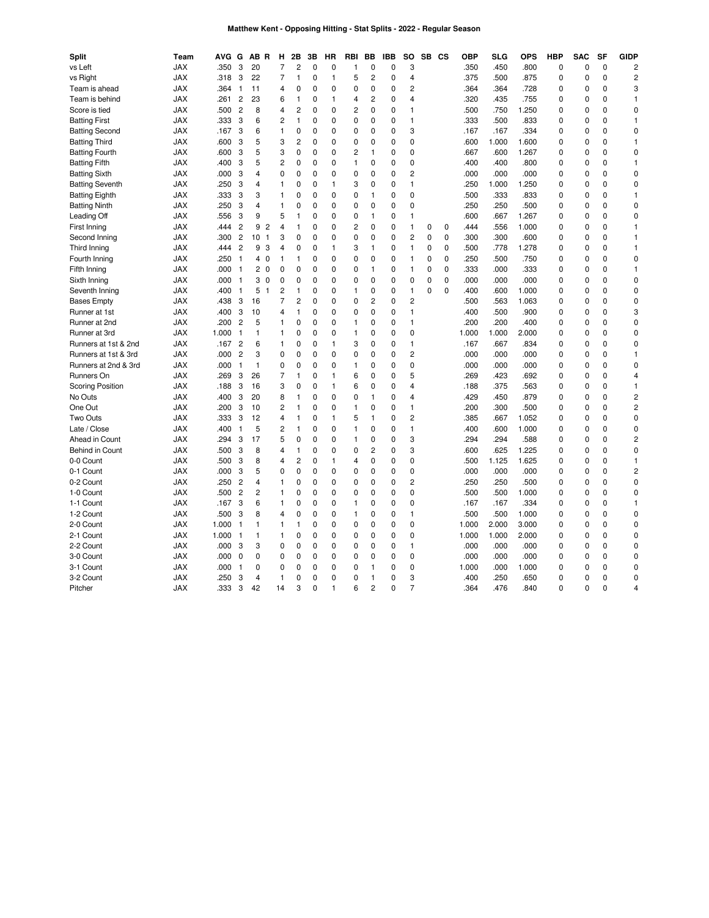**Matthew Kent - Opposing Hitting - Stat Splits - 2022 - Regular Season**

| Split | Team | AVG | G | AB | R | H | 2B | 3B | HR | RBI | BB | IBB | SO | SB | CS | OBP | SLG | OPS | HBP | SAC | SF | GIDP |
|---|---|---|---|---|---|---|---|---|---|---|---|---|---|---|---|---|---|---|---|---|---|---|
| vs Left | JAX | .350 | 3 | 20 | | 7 | 2 | 0 | 0 | 1 | 0 | 0 | 3 | | | .350 | .450 | .800 | 0 | 0 | 0 | 2 |
| vs Right | JAX | .318 | 3 | 22 | | 7 | 1 | 0 | 1 | 5 | 2 | 0 | 4 | | | .375 | .500 | .875 | 0 | 0 | 0 | 2 |
| Team is ahead | JAX | .364 | 1 | 11 | | 4 | 0 | 0 | 0 | 0 | 0 | 0 | 2 | | | .364 | .364 | .728 | 0 | 0 | 0 | 3 |
| Team is behind | JAX | .261 | 2 | 23 | | 6 | 1 | 0 | 1 | 4 | 2 | 0 | 4 | | | .320 | .435 | .755 | 0 | 0 | 0 | 1 |
| Score is tied | JAX | .500 | 2 | 8 | | 4 | 2 | 0 | 0 | 2 | 0 | 0 | 1 | | | .500 | .750 | 1.250 | 0 | 0 | 0 | 0 |
| Batting First | JAX | .333 | 3 | 6 | | 2 | 1 | 0 | 0 | 0 | 0 | 0 | 1 | | | .333 | .500 | .833 | 0 | 0 | 0 | 1 |
| Batting Second | JAX | .167 | 3 | 6 | | 1 | 0 | 0 | 0 | 0 | 0 | 0 | 3 | | | .167 | .167 | .334 | 0 | 0 | 0 | 0 |
| Batting Third | JAX | .600 | 3 | 5 | | 3 | 2 | 0 | 0 | 0 | 0 | 0 | 0 | | | .600 | 1.000 | 1.600 | 0 | 0 | 0 | 1 |
| Batting Fourth | JAX | .600 | 3 | 5 | | 3 | 0 | 0 | 0 | 2 | 1 | 0 | 0 | | | .667 | .600 | 1.267 | 0 | 0 | 0 | 0 |
| Batting Fifth | JAX | .400 | 3 | 5 | | 2 | 0 | 0 | 0 | 1 | 0 | 0 | 0 | | | .400 | .400 | .800 | 0 | 0 | 0 | 1 |
| Batting Sixth | JAX | .000 | 3 | 4 | | 0 | 0 | 0 | 0 | 0 | 0 | 0 | 2 | | | .000 | .000 | .000 | 0 | 0 | 0 | 0 |
| Batting Seventh | JAX | .250 | 3 | 4 | | 1 | 0 | 0 | 1 | 3 | 0 | 0 | 1 | | | .250 | 1.000 | 1.250 | 0 | 0 | 0 | 0 |
| Batting Eighth | JAX | .333 | 3 | 3 | | 1 | 0 | 0 | 0 | 0 | 1 | 0 | 0 | | | .500 | .333 | .833 | 0 | 0 | 0 | 1 |
| Batting Ninth | JAX | .250 | 3 | 4 | | 1 | 0 | 0 | 0 | 0 | 0 | 0 | 0 | | | .250 | .250 | .500 | 0 | 0 | 0 | 0 |
| Leading Off | JAX | .556 | 3 | 9 | | 5 | 1 | 0 | 0 | 0 | 1 | 0 | 1 | | | .600 | .667 | 1.267 | 0 | 0 | 0 | 0 |
| First Inning | JAX | .444 | 2 | 9 | 2 | 4 | 1 | 0 | 0 | 2 | 0 | 0 | 1 | 0 | 0 | .444 | .556 | 1.000 | 0 | 0 | 0 | 1 |
| Second Inning | JAX | .300 | 2 | 10 | 1 | 3 | 0 | 0 | 0 | 0 | 0 | 0 | 2 | 0 | 0 | .300 | .300 | .600 | 0 | 0 | 0 | 1 |
| Third Inning | JAX | .444 | 2 | 9 | 3 | 4 | 0 | 0 | 1 | 3 | 1 | 0 | 1 | 0 | 0 | .500 | .778 | 1.278 | 0 | 0 | 0 | 1 |
| Fourth Inning | JAX | .250 | 1 | 4 | 0 | 1 | 1 | 0 | 0 | 0 | 0 | 0 | 1 | 0 | 0 | .250 | .500 | .750 | 0 | 0 | 0 | 0 |
| Fifth Inning | JAX | .000 | 1 | 2 | 0 | 0 | 0 | 0 | 0 | 0 | 1 | 0 | 1 | 0 | 0 | .333 | .000 | .333 | 0 | 0 | 0 | 1 |
| Sixth Inning | JAX | .000 | 1 | 3 | 0 | 0 | 0 | 0 | 0 | 0 | 0 | 0 | 0 | 0 | 0 | .000 | .000 | .000 | 0 | 0 | 0 | 0 |
| Seventh Inning | JAX | .400 | 1 | 5 | 1 | 2 | 1 | 0 | 0 | 1 | 0 | 0 | 1 | 0 | 0 | .400 | .600 | 1.000 | 0 | 0 | 0 | 0 |
| Bases Empty | JAX | .438 | 3 | 16 | | 7 | 2 | 0 | 0 | 0 | 2 | 0 | 2 | | | .500 | .563 | 1.063 | 0 | 0 | 0 | 0 |
| Runner at 1st | JAX | .400 | 3 | 10 | | 4 | 1 | 0 | 0 | 0 | 0 | 0 | 1 | | | .400 | .500 | .900 | 0 | 0 | 0 | 3 |
| Runner at 2nd | JAX | .200 | 2 | 5 | | 1 | 0 | 0 | 0 | 1 | 0 | 0 | 1 | | | .200 | .200 | .400 | 0 | 0 | 0 | 0 |
| Runner at 3rd | JAX | 1.000 | 1 | 1 | | 1 | 0 | 0 | 0 | 1 | 0 | 0 | 0 | | | 1.000 | 1.000 | 2.000 | 0 | 0 | 0 | 0 |
| Runners at 1st & 2nd | JAX | .167 | 2 | 6 | | 1 | 0 | 0 | 1 | 3 | 0 | 0 | 1 | | | .167 | .667 | .834 | 0 | 0 | 0 | 0 |
| Runners at 1st & 3rd | JAX | .000 | 2 | 3 | | 0 | 0 | 0 | 0 | 0 | 0 | 0 | 2 | | | .000 | .000 | .000 | 0 | 0 | 0 | 1 |
| Runners at 2nd & 3rd | JAX | .000 | 1 | 1 | | 0 | 0 | 0 | 0 | 1 | 0 | 0 | 0 | | | .000 | .000 | .000 | 0 | 0 | 0 | 0 |
| Runners On | JAX | .269 | 3 | 26 | | 7 | 1 | 0 | 1 | 6 | 0 | 0 | 5 | | | .269 | .423 | .692 | 0 | 0 | 0 | 4 |
| Scoring Position | JAX | .188 | 3 | 16 | | 3 | 0 | 0 | 1 | 6 | 0 | 0 | 4 | | | .188 | .375 | .563 | 0 | 0 | 0 | 1 |
| No Outs | JAX | .400 | 3 | 20 | | 8 | 1 | 0 | 0 | 0 | 1 | 0 | 4 | | | .429 | .450 | .879 | 0 | 0 | 0 | 2 |
| One Out | JAX | .200 | 3 | 10 | | 2 | 1 | 0 | 0 | 1 | 0 | 0 | 1 | | | .200 | .300 | .500 | 0 | 0 | 0 | 2 |
| Two Outs | JAX | .333 | 3 | 12 | | 4 | 1 | 0 | 1 | 5 | 1 | 0 | 2 | | | .385 | .667 | 1.052 | 0 | 0 | 0 | 0 |
| Late / Close | JAX | .400 | 1 | 5 | | 2 | 1 | 0 | 0 | 1 | 0 | 0 | 1 | | | .400 | .600 | 1.000 | 0 | 0 | 0 | 0 |
| Ahead in Count | JAX | .294 | 3 | 17 | | 5 | 0 | 0 | 0 | 1 | 0 | 0 | 3 | | | .294 | .294 | .588 | 0 | 0 | 0 | 2 |
| Behind in Count | JAX | .500 | 3 | 8 | | 4 | 1 | 0 | 0 | 0 | 2 | 0 | 3 | | | .600 | .625 | 1.225 | 0 | 0 | 0 | 0 |
| 0-0 Count | JAX | .500 | 3 | 8 | | 4 | 2 | 0 | 1 | 4 | 0 | 0 | 0 | | | .500 | 1.125 | 1.625 | 0 | 0 | 0 | 1 |
| 0-1 Count | JAX | .000 | 3 | 5 | | 0 | 0 | 0 | 0 | 0 | 0 | 0 | 0 | | | .000 | .000 | .000 | 0 | 0 | 0 | 2 |
| 0-2 Count | JAX | .250 | 2 | 4 | | 1 | 0 | 0 | 0 | 0 | 0 | 0 | 2 | | | .250 | .250 | .500 | 0 | 0 | 0 | 0 |
| 1-0 Count | JAX | .500 | 2 | 2 | | 1 | 0 | 0 | 0 | 0 | 0 | 0 | 0 | | | .500 | .500 | 1.000 | 0 | 0 | 0 | 0 |
| 1-1 Count | JAX | .167 | 3 | 6 | | 1 | 0 | 0 | 0 | 1 | 0 | 0 | 0 | | | .167 | .167 | .334 | 0 | 0 | 0 | 1 |
| 1-2 Count | JAX | .500 | 3 | 8 | | 4 | 0 | 0 | 0 | 1 | 0 | 0 | 1 | | | .500 | .500 | 1.000 | 0 | 0 | 0 | 0 |
| 2-0 Count | JAX | 1.000 | 1 | 1 | | 1 | 1 | 0 | 0 | 0 | 0 | 0 | 0 | | | 1.000 | 2.000 | 3.000 | 0 | 0 | 0 | 0 |
| 2-1 Count | JAX | 1.000 | 1 | 1 | | 1 | 0 | 0 | 0 | 0 | 0 | 0 | 0 | | | 1.000 | 1.000 | 2.000 | 0 | 0 | 0 | 0 |
| 2-2 Count | JAX | .000 | 3 | 3 | | 0 | 0 | 0 | 0 | 0 | 0 | 0 | 1 | | | .000 | .000 | .000 | 0 | 0 | 0 | 0 |
| 3-0 Count | JAX | .000 | 0 | 0 | | 0 | 0 | 0 | 0 | 0 | 0 | 0 | 0 | | | .000 | .000 | .000 | 0 | 0 | 0 | 0 |
| 3-1 Count | JAX | .000 | 1 | 0 | | 0 | 0 | 0 | 0 | 0 | 1 | 0 | 0 | | | 1.000 | .000 | 1.000 | 0 | 0 | 0 | 0 |
| 3-2 Count | JAX | .250 | 3 | 4 | | 1 | 0 | 0 | 0 | 0 | 1 | 0 | 3 | | | .400 | .250 | .650 | 0 | 0 | 0 | 0 |
| Pitcher | JAX | .333 | 3 | 42 | | 14 | 3 | 0 | 1 | 6 | 2 | 0 | 7 | | | .364 | .476 | .840 | 0 | 0 | 0 | 4 |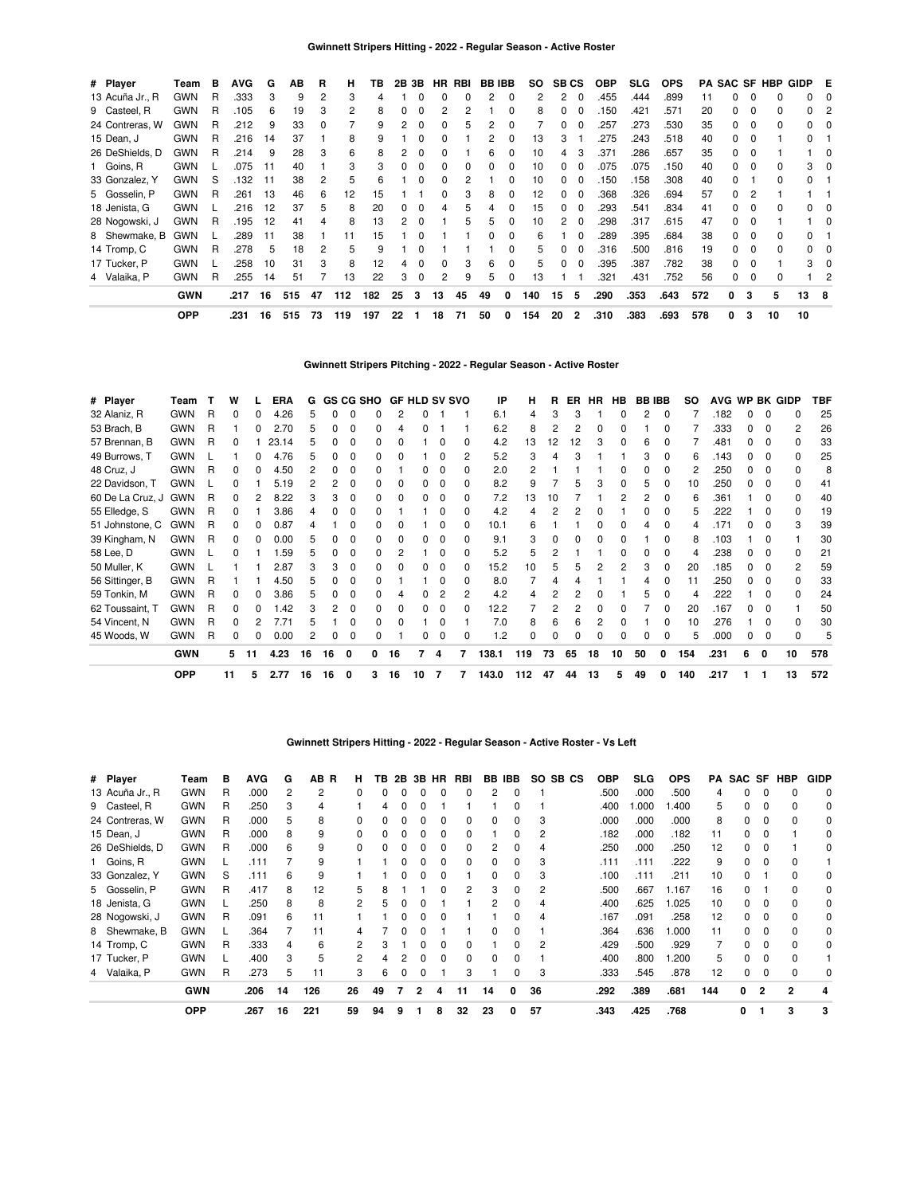## Gwinnett Stripers Hitting - 2022 - Regular Season - Active Roster

| # | Player | Team | B | AVG | G | AB | R | H | TB | 2B | 3B | HR | RBI | BB | IBB | SO | SB | CS | OBP | SLG | OPS | PA | SAC | SF | HBP | GIDP | E |
|---|---|---|---|---|---|---|---|---|---|---|---|---|---|---|---|---|---|---|---|---|---|---|---|---|---|---|---|
| 13 | Acuña Jr., R | GWN | R | .333 | 3 | 9 | 2 | 3 | 4 | 1 | 0 | 0 | 0 | 2 | 0 | 2 | 2 | 0 | .455 | .444 | .899 | 11 | 0 | 0 | 0 | 0 | 0 |
| 9 | Casteel, R | GWN | R | .105 | 6 | 19 | 3 | 2 | 8 | 0 | 0 | 2 | 2 | 1 | 0 | 8 | 0 | 0 | .150 | .421 | .571 | 20 | 0 | 0 | 0 | 0 | 2 |
| 24 | Contreras, W | GWN | R | .212 | 9 | 33 | 0 | 7 | 9 | 2 | 0 | 0 | 5 | 2 | 0 | 7 | 0 | 0 | .257 | .273 | .530 | 35 | 0 | 0 | 0 | 0 | 0 |
| 15 | Dean, J | GWN | R | .216 | 14 | 37 | 1 | 8 | 9 | 1 | 0 | 0 | 1 | 2 | 0 | 13 | 3 | 1 | .275 | .243 | .518 | 40 | 0 | 0 | 1 | 0 | 1 |
| 26 | DeShields, D | GWN | R | .214 | 9 | 28 | 3 | 6 | 8 | 2 | 0 | 0 | 1 | 6 | 0 | 10 | 4 | 3 | .371 | .286 | .657 | 35 | 0 | 0 | 1 | 1 | 0 |
| 1 | Goins, R | GWN | L | .075 | 11 | 40 | 1 | 3 | 3 | 0 | 0 | 0 | 0 | 0 | 0 | 10 | 0 | 0 | .075 | .075 | .150 | 40 | 0 | 0 | 0 | 3 | 0 |
| 33 | Gonzalez, Y | GWN | S | .132 | 11 | 38 | 2 | 5 | 6 | 1 | 0 | 0 | 2 | 1 | 0 | 10 | 0 | 0 | .150 | .158 | .308 | 40 | 0 | 1 | 0 | 0 | 1 |
| 5 | Gosselin, P | GWN | R | .261 | 13 | 46 | 6 | 12 | 15 | 1 | 1 | 0 | 3 | 8 | 0 | 12 | 0 | 0 | .368 | .326 | .694 | 57 | 0 | 2 | 1 | 1 | 1 |
| 18 | Jenista, G | GWN | L | .216 | 12 | 37 | 5 | 8 | 20 | 0 | 0 | 4 | 5 | 4 | 0 | 15 | 0 | 0 | .293 | .541 | .834 | 41 | 0 | 0 | 0 | 0 | 0 |
| 28 | Nogowski, J | GWN | R | .195 | 12 | 41 | 4 | 8 | 13 | 2 | 0 | 1 | 5 | 5 | 0 | 10 | 2 | 0 | .298 | .317 | .615 | 47 | 0 | 0 | 1 | 1 | 0 |
| 8 | Shewmake, B | GWN | L | .289 | 11 | 38 | 1 | 11 | 15 | 1 | 0 | 1 | 1 | 0 | 0 | 6 | 1 | 0 | .289 | .395 | .684 | 38 | 0 | 0 | 0 | 0 | 1 |
| 14 | Tromp, C | GWN | R | .278 | 5 | 18 | 2 | 5 | 9 | 1 | 0 | 1 | 1 | 1 | 0 | 5 | 0 | 0 | .316 | .500 | .816 | 19 | 0 | 0 | 0 | 0 | 0 |
| 17 | Tucker, P | GWN | L | .258 | 10 | 31 | 3 | 8 | 12 | 4 | 0 | 0 | 3 | 6 | 0 | 5 | 0 | 0 | .395 | .387 | .782 | 38 | 0 | 0 | 1 | 3 | 0 |
| 4 | Valaika, P | GWN | R | .255 | 14 | 51 | 7 | 13 | 22 | 3 | 0 | 2 | 9 | 5 | 0 | 13 | 1 | 1 | .321 | .431 | .752 | 56 | 0 | 0 | 0 | 1 | 2 |
| | | **GWN** | | **.217** | **16** | **515** | **47** | **112** | **182** | **25** | **3** | **13** | **45** | **49** | **0** | **140** | **15** | **5** | **.290** | **.353** | **.643** | **572** | **0** | **3** | **5** | **13** | **8** |
| | | **OPP** | | **.231** | **16** | **515** | **73** | **119** | **197** | **22** | **1** | **18** | **71** | **50** | **0** | **154** | **20** | **2** | **.310** | **.383** | **.693** | **578** | **0** | **3** | **10** | **10** | |

## Gwinnett Stripers Pitching - 2022 - Regular Season - Active Roster

| # | Player | Team | T | W | L | ERA | G | GS | CG | SHO | GF | HLD | SV | SVO | IP | H | R | ER | HR | HB | BB | IBB | SO | AVG | WP | BK | GIDP | TBF |
|---|---|---|---|---|---|---|---|---|---|---|---|---|---|---|---|---|---|---|---|---|---|---|---|---|---|---|---|---|
| 32 | Alaniz, R | GWN | R | 0 | 0 | 4.26 | 5 | 0 | 0 | 0 | 2 | 0 | 1 | 1 | 6.1 | 4 | 3 | 3 | 1 | 0 | 2 | 0 | 7 | .182 | 0 | 0 | 0 | 25 |
| 53 | Brach, B | GWN | R | 1 | 0 | 2.70 | 5 | 0 | 0 | 0 | 4 | 0 | 1 | 1 | 6.2 | 8 | 2 | 2 | 0 | 0 | 1 | 0 | 7 | .333 | 0 | 0 | 2 | 26 |
| 57 | Brennan, B | GWN | R | 0 | 1 | 23.14 | 5 | 0 | 0 | 0 | 0 | 1 | 0 | 0 | 4.2 | 13 | 12 | 12 | 3 | 0 | 6 | 0 | 7 | .481 | 0 | 0 | 0 | 33 |
| 49 | Burrows, T | GWN | L | 1 | 0 | 4.76 | 5 | 0 | 0 | 0 | 0 | 1 | 0 | 2 | 5.2 | 3 | 4 | 3 | 1 | 1 | 3 | 0 | 6 | .143 | 0 | 0 | 0 | 25 |
| 48 | Cruz, J | GWN | R | 0 | 0 | 4.50 | 2 | 0 | 0 | 0 | 1 | 0 | 0 | 0 | 2.0 | 2 | 1 | 1 | 1 | 0 | 0 | 0 | 2 | .250 | 0 | 0 | 0 | 8 |
| 22 | Davidson, T | GWN | L | 0 | 1 | 5.19 | 2 | 2 | 0 | 0 | 0 | 0 | 0 | 0 | 8.2 | 9 | 7 | 5 | 3 | 0 | 5 | 0 | 10 | .250 | 0 | 0 | 0 | 41 |
| 60 | De La Cruz, J | GWN | R | 0 | 2 | 8.22 | 3 | 3 | 0 | 0 | 0 | 0 | 0 | 0 | 7.2 | 13 | 10 | 7 | 1 | 2 | 2 | 0 | 6 | .361 | 1 | 0 | 0 | 40 |
| 55 | Elledge, S | GWN | R | 0 | 1 | 3.86 | 4 | 0 | 0 | 0 | 1 | 1 | 0 | 0 | 4.2 | 4 | 2 | 2 | 0 | 1 | 0 | 0 | 5 | .222 | 1 | 0 | 0 | 19 |
| 51 | Johnstone, C | GWN | R | 0 | 0 | 0.87 | 4 | 1 | 0 | 0 | 0 | 1 | 0 | 0 | 10.1 | 6 | 1 | 1 | 0 | 0 | 4 | 0 | 4 | .171 | 0 | 0 | 3 | 39 |
| 39 | Kingham, N | GWN | R | 0 | 0 | 0.00 | 5 | 0 | 0 | 0 | 0 | 0 | 0 | 0 | 9.1 | 3 | 0 | 0 | 0 | 0 | 1 | 0 | 8 | .103 | 1 | 0 | 1 | 30 |
| 58 | Lee, D | GWN | L | 0 | 1 | 1.59 | 5 | 0 | 0 | 0 | 2 | 1 | 0 | 0 | 5.2 | 5 | 2 | 1 | 1 | 0 | 0 | 0 | 4 | .238 | 0 | 0 | 0 | 21 |
| 50 | Muller, K | GWN | L | 1 | 1 | 2.87 | 3 | 3 | 0 | 0 | 0 | 0 | 0 | 0 | 15.2 | 10 | 5 | 5 | 2 | 2 | 3 | 0 | 20 | .185 | 0 | 0 | 2 | 59 |
| 56 | Sittinger, B | GWN | R | 1 | 1 | 4.50 | 5 | 0 | 0 | 0 | 1 | 1 | 0 | 0 | 8.0 | 7 | 4 | 4 | 1 | 1 | 4 | 0 | 11 | .250 | 0 | 0 | 0 | 33 |
| 59 | Tonkin, M | GWN | R | 0 | 0 | 3.86 | 5 | 0 | 0 | 0 | 4 | 0 | 2 | 2 | 4.2 | 4 | 2 | 2 | 0 | 1 | 5 | 0 | 4 | .222 | 1 | 0 | 0 | 24 |
| 62 | Toussaint, T | GWN | R | 0 | 0 | 1.42 | 3 | 2 | 0 | 0 | 0 | 0 | 0 | 0 | 12.2 | 7 | 2 | 2 | 0 | 0 | 7 | 0 | 20 | .167 | 0 | 0 | 1 | 50 |
| 54 | Vincent, N | GWN | R | 0 | 2 | 7.71 | 5 | 1 | 0 | 0 | 0 | 1 | 0 | 1 | 7.0 | 8 | 6 | 6 | 2 | 0 | 1 | 0 | 10 | .276 | 1 | 0 | 0 | 30 |
| 45 | Woods, W | GWN | R | 0 | 0 | 0.00 | 2 | 0 | 0 | 0 | 1 | 0 | 0 | 0 | 1.2 | 0 | 0 | 0 | 0 | 0 | 0 | 0 | 5 | .000 | 0 | 0 | 0 | 5 |
| | | **GWN** | | **5** | **11** | **4.23** | **16** | **16** | **0** | **0** | **16** | **7** | **4** | **7** | **138.1** | **119** | **73** | **65** | **18** | **10** | **50** | **0** | **154** | **.231** | **6** | **0** | **10** | **578** |
| | | **OPP** | | **11** | **5** | **2.77** | **16** | **16** | **0** | **3** | **16** | **10** | **7** | **7** | **143.0** | **112** | **47** | **44** | **13** | **5** | **49** | **0** | **140** | **.217** | **1** | **1** | **13** | **572** |

## Gwinnett Stripers Hitting - 2022 - Regular Season - Active Roster - Vs Left

| # | Player | Team | B | AVG | G | AB | R | H | TB | 2B | 3B | HR | RBI | BB | IBB | SO | SB | CS | OBP | SLG | OPS | PA | SAC | SF | HBP | GIDP |
|---|---|---|---|---|---|---|---|---|---|---|---|---|---|---|---|---|---|---|---|---|---|---|---|---|---|---|
| 13 | Acuña Jr., R | GWN | R | .000 | 2 | 2 | | 0 | 0 | 0 | 0 | 0 | 0 | 2 | 0 | 1 | | | .500 | .000 | .500 | 4 | 0 | 0 | 0 | 0 |
| 9 | Casteel, R | GWN | R | .250 | 3 | 4 | | 1 | 4 | 0 | 0 | 1 | 1 | 1 | 0 | 1 | | | .400 | 1.000 | 1.400 | 5 | 0 | 0 | 0 | 0 |
| 24 | Contreras, W | GWN | R | .000 | 5 | 8 | | 0 | 0 | 0 | 0 | 0 | 0 | 0 | 0 | 3 | | | .000 | .000 | .000 | 8 | 0 | 0 | 0 | 0 |
| 15 | Dean, J | GWN | R | .000 | 8 | 9 | | 0 | 0 | 0 | 0 | 0 | 0 | 1 | 0 | 2 | | | .182 | .000 | .182 | 11 | 0 | 0 | 1 | 0 |
| 26 | DeShields, D | GWN | R | .000 | 6 | 9 | | 0 | 0 | 0 | 0 | 0 | 0 | 2 | 0 | 4 | | | .250 | .000 | .250 | 12 | 0 | 0 | 1 | 0 |
| 1 | Goins, R | GWN | L | .111 | 7 | 9 | | 1 | 1 | 0 | 0 | 0 | 0 | 0 | 0 | 3 | | | .111 | .111 | .222 | 9 | 0 | 0 | 0 | 1 |
| 33 | Gonzalez, Y | GWN | S | .111 | 6 | 9 | | 1 | 1 | 0 | 0 | 0 | 1 | 0 | 0 | 3 | | | .100 | .111 | .211 | 10 | 0 | 1 | 0 | 0 |
| 5 | Gosselin, P | GWN | R | .417 | 8 | 12 | | 5 | 8 | 1 | 1 | 0 | 2 | 3 | 0 | 2 | | | .500 | .667 | 1.167 | 16 | 0 | 1 | 0 | 0 |
| 18 | Jenista, G | GWN | L | .250 | 8 | 8 | | 2 | 5 | 0 | 0 | 1 | 1 | 2 | 0 | 4 | | | .400 | .625 | 1.025 | 10 | 0 | 0 | 0 | 0 |
| 28 | Nogowski, J | GWN | R | .091 | 6 | 11 | | 1 | 1 | 0 | 0 | 0 | 1 | 1 | 0 | 4 | | | .167 | .091 | .258 | 12 | 0 | 0 | 0 | 0 |
| 8 | Shewmake, B | GWN | L | .364 | 7 | 11 | | 4 | 7 | 0 | 0 | 1 | 1 | 0 | 0 | 1 | | | .364 | .636 | 1.000 | 11 | 0 | 0 | 0 | 0 |
| 14 | Tromp, C | GWN | R | .333 | 4 | 6 | | 2 | 3 | 1 | 0 | 0 | 0 | 1 | 0 | 2 | | | .429 | .500 | .929 | 7 | 0 | 0 | 0 | 0 |
| 17 | Tucker, P | GWN | L | .400 | 3 | 5 | | 2 | 4 | 2 | 0 | 0 | 0 | 0 | 0 | 1 | | | .400 | .800 | 1.200 | 5 | 0 | 0 | 0 | 1 |
| 4 | Valaika, P | GWN | R | .273 | 5 | 11 | | 3 | 6 | 0 | 0 | 1 | 3 | 1 | 0 | 3 | | | .333 | .545 | .878 | 12 | 0 | 0 | 0 | 0 |
| | | **GWN** | | **.206** | **14** | **126** | | **26** | **49** | **7** | **2** | **4** | **11** | **14** | **0** | **36** | | | **.292** | **.389** | **.681** | **144** | **0** | **2** | **2** | **4** |
| | | **OPP** | | **.267** | **16** | **221** | | **59** | **94** | **9** | **1** | **8** | **32** | **23** | **0** | **57** | | | **.343** | **.425** | **.768** | | **0** | **1** | **3** | **3** |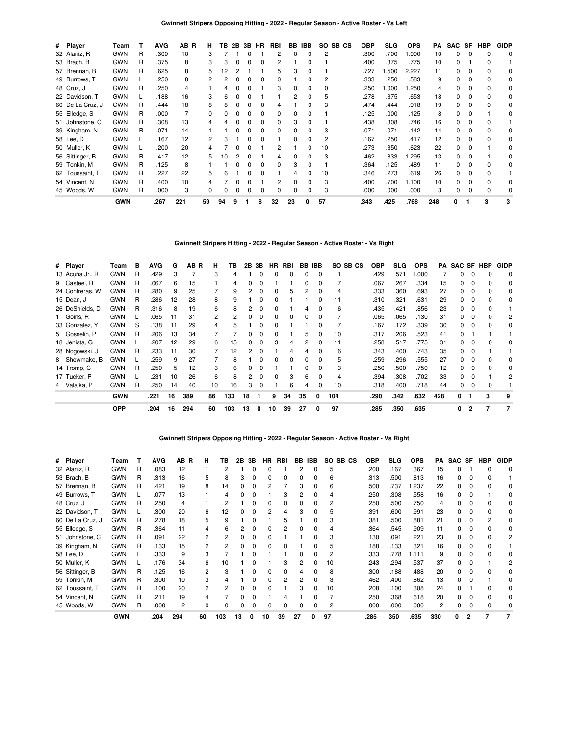### Gwinnett Stripers Opposing Hitting - 2022 - Regular Season - Active Roster - Vs Left

| # | Player | Team | T | AVG | AB | R | H | TB | 2B | 3B | HR | RBI | BB | IBB | SO | SB | CS | OBP | SLG | OPS | PA | SAC | SF | HBP | GIDP |
|---|---|---|---|---|---|---|---|---|---|---|---|---|---|---|---|---|---|---|---|---|---|---|---|---|---|
| 32 | Alaniz, R | GWN | R | .300 | 10 | | 3 | 7 | 1 | 0 | 1 | 2 | 0 | 0 | 2 | | | .300 | .700 | 1.000 | 10 | 0 | 0 | 0 | 0 |
| 53 | Brach, B | GWN | R | .375 | 8 | | 3 | 3 | 0 | 0 | 0 | 2 | 1 | 0 | 1 | | | .400 | .375 | .775 | 10 | 0 | 1 | 0 | 1 |
| 57 | Brennan, B | GWN | R | .625 | 8 | | 5 | 12 | 2 | 1 | 1 | 5 | 3 | 0 | 1 | | | .727 | 1.500 | 2.227 | 11 | 0 | 0 | 0 | 0 |
| 49 | Burrows, T | GWN | L | .250 | 8 | | 2 | 2 | 0 | 0 | 0 | 0 | 1 | 0 | 2 | | | .333 | .250 | .583 | 9 | 0 | 0 | 0 | 0 |
| 48 | Cruz, J | GWN | R | .250 | 4 | | 1 | 4 | 0 | 0 | 1 | 3 | 0 | 0 | 0 | | | .250 | 1.000 | 1.250 | 4 | 0 | 0 | 0 | 0 |
| 22 | Davidson, T | GWN | L | .188 | 16 | | 3 | 6 | 0 | 0 | 1 | 1 | 2 | 0 | 5 | | | .278 | .375 | .653 | 18 | 0 | 0 | 0 | 0 |
| 60 | De La Cruz, J | GWN | R | .444 | 18 | | 8 | 8 | 0 | 0 | 0 | 4 | 1 | 0 | 3 | | | .474 | .444 | .918 | 19 | 0 | 0 | 0 | 0 |
| 55 | Elledge, S | GWN | R | .000 | 7 | | 0 | 0 | 0 | 0 | 0 | 0 | 0 | 0 | 1 | | | .125 | .000 | .125 | 8 | 0 | 0 | 1 | 0 |
| 51 | Johnstone, C | GWN | R | .308 | 13 | | 4 | 4 | 0 | 0 | 0 | 0 | 3 | 0 | 1 | | | .438 | .308 | .746 | 16 | 0 | 0 | 0 | 1 |
| 39 | Kingham, N | GWN | R | .071 | 14 | | 1 | 1 | 0 | 0 | 0 | 0 | 0 | 0 | 3 | | | .071 | .071 | .142 | 14 | 0 | 0 | 0 | 0 |
| 58 | Lee, D | GWN | L | .167 | 12 | | 2 | 3 | 1 | 0 | 0 | 1 | 0 | 0 | 2 | | | .167 | .250 | .417 | 12 | 0 | 0 | 0 | 0 |
| 50 | Muller, K | GWN | L | .200 | 20 | | 4 | 7 | 0 | 0 | 1 | 2 | 1 | 0 | 10 | | | .273 | .350 | .623 | 22 | 0 | 0 | 1 | 0 |
| 56 | Sittinger, B | GWN | R | .417 | 12 | | 5 | 10 | 2 | 0 | 1 | 4 | 0 | 0 | 3 | | | .462 | .833 | 1.295 | 13 | 0 | 0 | 1 | 0 |
| 59 | Tonkin, M | GWN | R | .125 | 8 | | 1 | 1 | 0 | 0 | 0 | 0 | 3 | 0 | 1 | | | .364 | .125 | .489 | 11 | 0 | 0 | 0 | 0 |
| 62 | Toussaint, T | GWN | R | .227 | 22 | | 5 | 6 | 1 | 0 | 0 | 1 | 4 | 0 | 10 | | | .346 | .273 | .619 | 26 | 0 | 0 | 0 | 1 |
| 54 | Vincent, N | GWN | R | .400 | 10 | | 4 | 7 | 0 | 0 | 1 | 2 | 0 | 0 | 3 | | | .400 | .700 | 1.100 | 10 | 0 | 0 | 0 | 0 |
| 45 | Woods, W | GWN | R | .000 | 3 | | 0 | 0 | 0 | 0 | 0 | 0 | 0 | 0 | 3 | | | .000 | .000 | .000 | 3 | 0 | 0 | 0 | 0 |
| | | **GWN** | | **.267** | **221** | | **59** | **94** | **9** | **1** | **8** | **32** | **23** | **0** | **57** | | | **.343** | **.425** | **.768** | **248** | **0** | **1** | **3** | **3** |

### Gwinnett Stripers Hitting - 2022 - Regular Season - Active Roster - Vs Right

| # | Player | Team | B | AVG | G | AB | R | H | TB | 2B | 3B | HR | RBI | BB | IBB | SO | SB | CS | OBP | SLG | OPS | PA | SAC | SF | HBP | GIDP |
|---|---|---|---|---|---|---|---|---|---|---|---|---|---|---|---|---|---|---|---|---|---|---|---|---|---|---|
| 13 | Acuña Jr., R | GWN | R | .429 | 3 | 7 | | 3 | 4 | 1 | 0 | 0 | 0 | 0 | 0 | 1 | | | .429 | .571 | 1.000 | 7 | 0 | 0 | 0 | 0 |
| 9 | Casteel, R | GWN | R | .067 | 6 | 15 | | 1 | 4 | 0 | 0 | 1 | 1 | 0 | 0 | 7 | | | .067 | .267 | .334 | 15 | 0 | 0 | 0 | 0 |
| 24 | Contreras, W | GWN | R | .280 | 9 | 25 | | 7 | 9 | 2 | 0 | 0 | 5 | 2 | 0 | 4 | | | .333 | .360 | .693 | 27 | 0 | 0 | 0 | 0 |
| 15 | Dean, J | GWN | R | .286 | 12 | 28 | | 8 | 9 | 1 | 0 | 0 | 1 | 1 | 0 | 11 | | | .310 | .321 | .631 | 29 | 0 | 0 | 0 | 0 |
| 26 | DeShields, D | GWN | R | .316 | 8 | 19 | | 6 | 8 | 2 | 0 | 0 | 1 | 4 | 0 | 6 | | | .435 | .421 | .856 | 23 | 0 | 0 | 0 | 1 |
| 1 | Goins, R | GWN | L | .065 | 11 | 31 | | 2 | 2 | 0 | 0 | 0 | 0 | 0 | 0 | 7 | | | .065 | .065 | .130 | 31 | 0 | 0 | 0 | 2 |
| 33 | Gonzalez, Y | GWN | S | .138 | 11 | 29 | | 4 | 5 | 1 | 0 | 0 | 1 | 1 | 0 | 7 | | | .167 | .172 | .339 | 30 | 0 | 0 | 0 | 0 |
| 5 | Gosselin, P | GWN | R | .206 | 13 | 34 | | 7 | 7 | 0 | 0 | 0 | 1 | 5 | 0 | 10 | | | .317 | .206 | .523 | 41 | 0 | 1 | 1 | 1 |
| 18 | Jenista, G | GWN | L | .207 | 12 | 29 | | 6 | 15 | 0 | 0 | 3 | 4 | 2 | 0 | 11 | | | .258 | .517 | .775 | 31 | 0 | 0 | 0 | 0 |
| 28 | Nogowski, J | GWN | R | .233 | 11 | 30 | | 7 | 12 | 2 | 0 | 1 | 4 | 4 | 0 | 6 | | | .343 | .400 | .743 | 35 | 0 | 0 | 1 | 1 |
| 8 | Shewmake, B | GWN | L | .259 | 9 | 27 | | 7 | 8 | 1 | 0 | 0 | 0 | 0 | 0 | 5 | | | .259 | .296 | .555 | 27 | 0 | 0 | 0 | 0 |
| 14 | Tromp, C | GWN | R | .250 | 5 | 12 | | 3 | 6 | 0 | 0 | 1 | 1 | 0 | 0 | 3 | | | .250 | .500 | .750 | 12 | 0 | 0 | 0 | 0 |
| 17 | Tucker, P | GWN | L | .231 | 10 | 26 | | 6 | 8 | 2 | 0 | 0 | 3 | 6 | 0 | 4 | | | .394 | .308 | .702 | 33 | 0 | 0 | 1 | 2 |
| 4 | Valaika, P | GWN | R | .250 | 14 | 40 | | 10 | 16 | 3 | 0 | 1 | 6 | 4 | 0 | 10 | | | .318 | .400 | .718 | 44 | 0 | 0 | 0 | 1 |
| | | **GWN** | | **.221** | **16** | **389** | | **86** | **133** | **18** | **1** | **9** | **34** | **35** | **0** | **104** | | | **.290** | **.342** | **.632** | **428** | **0** | **1** | **3** | **9** |
| | | **OPP** | | **.204** | **16** | **294** | | **60** | **103** | **13** | **0** | **10** | **39** | **27** | **0** | **97** | | | **.285** | **.350** | **.635** | | **0** | **2** | **7** | **7** |

### Gwinnett Stripers Opposing Hitting - 2022 - Regular Season - Active Roster - Vs Right

| # | Player | Team | T | AVG | AB | R | H | TB | 2B | 3B | HR | RBI | BB | IBB | SO | SB | CS | OBP | SLG | OPS | PA | SAC | SF | HBP | GIDP |
|---|---|---|---|---|---|---|---|---|---|---|---|---|---|---|---|---|---|---|---|---|---|---|---|---|---|
| 32 | Alaniz, R | GWN | R | .083 | 12 | | 1 | 2 | 1 | 0 | 0 | 1 | 2 | 0 | 5 | | | .200 | .167 | .367 | 15 | 0 | 1 | 0 | 0 |
| 53 | Brach, B | GWN | R | .313 | 16 | | 5 | 8 | 3 | 0 | 0 | 0 | 0 | 0 | 6 | | | .313 | .500 | .813 | 16 | 0 | 0 | 0 | 1 |
| 57 | Brennan, B | GWN | R | .421 | 19 | | 8 | 14 | 0 | 0 | 2 | 7 | 3 | 0 | 6 | | | .500 | .737 | 1.237 | 22 | 0 | 0 | 0 | 0 |
| 49 | Burrows, T | GWN | L | .077 | 13 | | 1 | 4 | 0 | 0 | 1 | 3 | 2 | 0 | 4 | | | .250 | .308 | .558 | 16 | 0 | 0 | 1 | 0 |
| 48 | Cruz, J | GWN | R | .250 | 4 | | 1 | 2 | 1 | 0 | 0 | 0 | 0 | 0 | 2 | | | .250 | .500 | .750 | 4 | 0 | 0 | 0 | 0 |
| 22 | Davidson, T | GWN | L | .300 | 20 | | 6 | 12 | 0 | 0 | 2 | 4 | 3 | 0 | 5 | | | .391 | .600 | .991 | 23 | 0 | 0 | 0 | 0 |
| 60 | De La Cruz, J | GWN | R | .278 | 18 | | 5 | 9 | 1 | 0 | 1 | 5 | 1 | 0 | 3 | | | .381 | .500 | .881 | 21 | 0 | 0 | 2 | 0 |
| 55 | Elledge, S | GWN | R | .364 | 11 | | 4 | 6 | 2 | 0 | 0 | 2 | 0 | 0 | 4 | | | .364 | .545 | .909 | 11 | 0 | 0 | 0 | 0 |
| 51 | Johnstone, C | GWN | R | .091 | 22 | | 2 | 2 | 0 | 0 | 0 | 1 | 1 | 0 | 3 | | | .130 | .091 | .221 | 23 | 0 | 0 | 0 | 2 |
| 39 | Kingham, N | GWN | R | .133 | 15 | | 2 | 2 | 0 | 0 | 0 | 0 | 1 | 0 | 5 | | | .188 | .133 | .321 | 16 | 0 | 0 | 0 | 1 |
| 58 | Lee, D | GWN | L | .333 | 9 | | 3 | 7 | 1 | 0 | 1 | 1 | 0 | 0 | 2 | | | .333 | .778 | 1.111 | 9 | 0 | 0 | 0 | 0 |
| 50 | Muller, K | GWN | L | .176 | 34 | | 6 | 10 | 1 | 0 | 1 | 3 | 2 | 0 | 10 | | | .243 | .294 | .537 | 37 | 0 | 0 | 1 | 2 |
| 56 | Sittinger, B | GWN | R | .125 | 16 | | 2 | 3 | 1 | 0 | 0 | 0 | 4 | 0 | 8 | | | .300 | .188 | .488 | 20 | 0 | 0 | 0 | 0 |
| 59 | Tonkin, M | GWN | R | .300 | 10 | | 3 | 4 | 1 | 0 | 0 | 2 | 2 | 0 | 3 | | | .462 | .400 | .862 | 13 | 0 | 0 | 1 | 0 |
| 62 | Toussaint, T | GWN | R | .100 | 20 | | 2 | 2 | 0 | 0 | 0 | 1 | 3 | 0 | 10 | | | .208 | .100 | .308 | 24 | 0 | 1 | 0 | 0 |
| 54 | Vincent, N | GWN | R | .211 | 19 | | 4 | 7 | 0 | 0 | 1 | 4 | 1 | 0 | 7 | | | .250 | .368 | .618 | 20 | 0 | 0 | 0 | 0 |
| 45 | Woods, W | GWN | R | .000 | 2 | | 0 | 0 | 0 | 0 | 0 | 0 | 0 | 0 | 2 | | | .000 | .000 | .000 | 2 | 0 | 0 | 0 | 0 |
| | | **GWN** | | **.204** | **294** | | **60** | **103** | **13** | **0** | **10** | **39** | **27** | **0** | **97** | | | **.285** | **.350** | **.635** | **330** | **0** | **2** | **7** | **7** |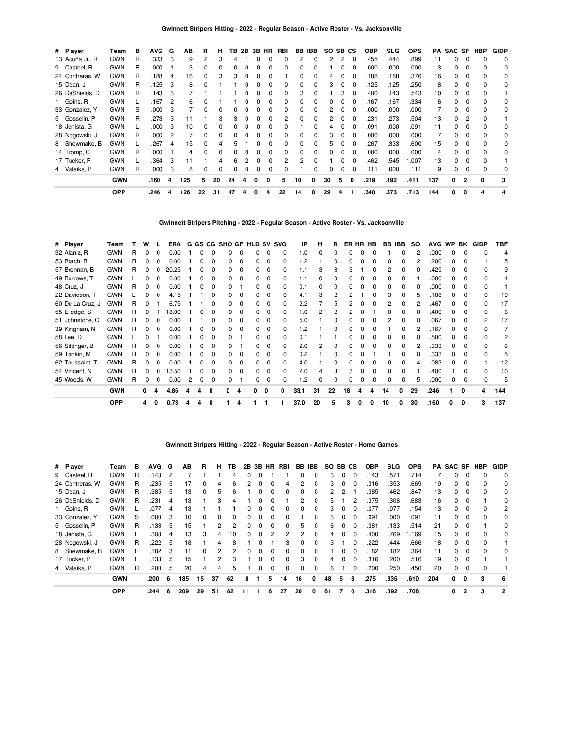### Gwinnett Stripers Hitting - 2022 - Regular Season - Active Roster - Vs. Jacksonville

| # | Player | Team | B | AVG | G | AB | R | H | TB | 2B | 3B | HR | RBI | BB | IBB | SO | SB | CS | OBP | SLG | OPS | PA | SAC | SF | HBP | GIDP |
|---|---|---|---|---|---|---|---|---|---|---|---|---|---|---|---|---|---|---|---|---|---|---|---|---|---|---|
| 13 | Acuña Jr., R | GWN | R | .333 | 3 | 9 | 2 | 3 | 4 | 1 | 0 | 0 | 0 | 2 | 0 | 2 | 2 | 0 | .455 | .444 | .899 | 11 | 0 | 0 | 0 | 0 |
| 9 | Casteel, R | GWN | R | .000 | 1 | 3 | 0 | 0 | 0 | 0 | 0 | 0 | 0 | 0 | 0 | 1 | 0 | 0 | .000 | .000 | .000 | 3 | 0 | 0 | 0 | 0 |
| 24 | Contreras, W | GWN | R | .188 | 4 | 16 | 0 | 3 | 3 | 0 | 0 | 0 | 1 | 0 | 0 | 4 | 0 | 0 | .188 | .188 | .376 | 16 | 0 | 0 | 0 | 0 |
| 15 | Dean, J | GWN | R | .125 | 3 | 8 | 0 | 1 | 1 | 0 | 0 | 0 | 0 | 0 | 0 | 3 | 0 | 0 | .125 | .125 | .250 | 8 | 0 | 0 | 0 | 0 |
| 26 | DeShields, D | GWN | R | .143 | 3 | 7 | 1 | 1 | 1 | 0 | 0 | 0 | 0 | 3 | 0 | 1 | 3 | 0 | .400 | .143 | .543 | 10 | 0 | 0 | 0 | 1 |
| 1 | Goins, R | GWN | L | .167 | 2 | 6 | 0 | 1 | 1 | 0 | 0 | 0 | 0 | 0 | 0 | 0 | 0 | 0 | .167 | .167 | .334 | 6 | 0 | 0 | 0 | 0 |
| 33 | Gonzalez, Y | GWN | S | .000 | 3 | 7 | 0 | 0 | 0 | 0 | 0 | 0 | 0 | 0 | 0 | 2 | 0 | 0 | .000 | .000 | .000 | 7 | 0 | 0 | 0 | 0 |
| 5 | Gosselin, P | GWN | R | .273 | 3 | 11 | 1 | 3 | 3 | 0 | 0 | 0 | 2 | 0 | 0 | 2 | 0 | 0 | .231 | .273 | .504 | 13 | 0 | 2 | 0 | 1 |
| 18 | Jenista, G | GWN | L | .000 | 3 | 10 | 0 | 0 | 0 | 0 | 0 | 0 | 0 | 1 | 0 | 4 | 0 | 0 | .091 | .000 | .091 | 11 | 0 | 0 | 0 | 0 |
| 28 | Nogowski, J | GWN | R | .000 | 2 | 7 | 0 | 0 | 0 | 0 | 0 | 0 | 0 | 0 | 0 | 3 | 0 | 0 | .000 | .000 | .000 | 7 | 0 | 0 | 0 | 0 |
| 8 | Shewmake, B | GWN | L | .267 | 4 | 15 | 0 | 4 | 5 | 1 | 0 | 0 | 0 | 0 | 0 | 5 | 0 | 0 | .267 | .333 | .600 | 15 | 0 | 0 | 0 | 0 |
| 14 | Tromp, C | GWN | R | .000 | 1 | 4 | 0 | 0 | 0 | 0 | 0 | 0 | 0 | 0 | 0 | 0 | 0 | 0 | .000 | .000 | .000 | 4 | 0 | 0 | 0 | 0 |
| 17 | Tucker, P | GWN | L | .364 | 3 | 11 | 1 | 4 | 6 | 2 | 0 | 0 | 2 | 2 | 0 | 1 | 0 | 0 | .462 | .545 | 1.007 | 13 | 0 | 0 | 0 | 1 |
| 4 | Valaika, P | GWN | R | .000 | 3 | 8 | 0 | 0 | 0 | 0 | 0 | 0 | 0 | 1 | 0 | 0 | 0 | 0 | .111 | .000 | .111 | 9 | 0 | 0 | 0 | 0 |
| | **GWN** | | | **.160** | **4** | **125** | **5** | **20** | **24** | **4** | **0** | **0** | **5** | **10** | **0** | **30** | **5** | **0** | **.219** | **.192** | **.411** | **137** | **0** | **2** | **0** | **3** |
| | **OPP** | | | **.246** | **4** | **126** | **22** | **31** | **47** | **4** | **0** | **4** | **22** | **14** | **0** | **29** | **4** | **1** | **.340** | **.373** | **.713** | **144** | **0** | **0** | **4** | **4** |

### Gwinnett Stripers Pitching - 2022 - Regular Season - Active Roster - Vs. Jacksonville

| # | Player | Team | T | W | L | ERA | G | GS | CG | SHO | GF | HLD | SV | SVO | IP | H | R | ER | HR | HB | BB | IBB | SO | AVG | WP | BK | GIDP | TBF |
|---|---|---|---|---|---|---|---|---|---|---|---|---|---|---|---|---|---|---|---|---|---|---|---|---|---|---|---|---|
| 32 | Alaniz, R | GWN | R | 0 | 0 | 0.00 | 1 | 0 | 0 | 0 | 0 | 0 | 0 | 0 | 1.0 | 0 | 0 | 0 | 0 | 0 | 1 | 0 | 2 | .000 | 0 | 0 | 0 | 4 |
| 53 | Brach, B | GWN | R | 0 | 0 | 0.00 | 1 | 0 | 0 | 0 | 0 | 0 | 0 | 0 | 1.2 | 1 | 0 | 0 | 0 | 0 | 0 | 0 | 2 | .200 | 0 | 0 | 1 | 5 |
| 57 | Brennan, B | GWN | R | 0 | 0 | 20.25 | 1 | 0 | 0 | 0 | 0 | 0 | 0 | 0 | 1.1 | 3 | 3 | 3 | 1 | 0 | 2 | 0 | 0 | .429 | 0 | 0 | 0 | 9 |
| 49 | Burrows, T | GWN | L | 0 | 0 | 0.00 | 1 | 0 | 0 | 0 | 0 | 0 | 0 | 0 | 1.1 | 0 | 0 | 0 | 0 | 0 | 0 | 0 | 1 | .000 | 0 | 0 | 0 | 4 |
| 48 | Cruz, J | GWN | R | 0 | 0 | 0.00 | 1 | 0 | 0 | 0 | 1 | 0 | 0 | 0 | 0.1 | 0 | 0 | 0 | 0 | 0 | 0 | 0 | 0 | .000 | 0 | 0 | 0 | 1 |
| 22 | Davidson, T | GWN | L | 0 | 0 | 4.15 | 1 | 1 | 0 | 0 | 0 | 0 | 0 | 0 | 4.1 | 3 | 2 | 2 | 1 | 0 | 3 | 0 | 5 | .188 | 0 | 0 | 0 | 19 |
| 60 | De La Cruz, J | GWN | R | 0 | 1 | 6.75 | 1 | 1 | 0 | 0 | 0 | 0 | 0 | 0 | 2.2 | 7 | 5 | 2 | 0 | 0 | 2 | 0 | 2 | .467 | 0 | 0 | 0 | 17 |
| 55 | Elledge, S | GWN | R | 0 | 1 | 18.00 | 1 | 0 | 0 | 0 | 0 | 0 | 0 | 0 | 1.0 | 2 | 2 | 2 | 0 | 1 | 0 | 0 | 0 | .400 | 0 | 0 | 0 | 6 |
| 51 | Johnstone, C | GWN | R | 0 | 0 | 0.00 | 1 | 1 | 0 | 0 | 0 | 0 | 0 | 0 | 5.0 | 1 | 0 | 0 | 0 | 0 | 2 | 0 | 0 | .067 | 0 | 0 | 2 | 17 |
| 39 | Kingham, N | GWN | R | 0 | 0 | 0.00 | 1 | 0 | 0 | 0 | 0 | 0 | 0 | 0 | 1.2 | 1 | 0 | 0 | 0 | 0 | 1 | 0 | 2 | .167 | 0 | 0 | 0 | 7 |
| 58 | Lee, D | GWN | L | 0 | 1 | 0.00 | 1 | 0 | 0 | 0 | 1 | 0 | 0 | 0 | 0.1 | 1 | 1 | 0 | 0 | 0 | 0 | 0 | 0 | .500 | 0 | 0 | 0 | 2 |
| 56 | Sittinger, B | GWN | R | 0 | 0 | 0.00 | 1 | 0 | 0 | 0 | 1 | 0 | 0 | 0 | 2.0 | 2 | 0 | 0 | 0 | 0 | 0 | 0 | 2 | .333 | 0 | 0 | 0 | 6 |
| 59 | Tonkin, M | GWN | R | 0 | 0 | 0.00 | 1 | 0 | 0 | 0 | 0 | 0 | 0 | 0 | 0.2 | 1 | 0 | 0 | 0 | 1 | 1 | 0 | 0 | .333 | 0 | 0 | 0 | 5 |
| 62 | Toussaint, T | GWN | R | 0 | 0 | 0.00 | 1 | 0 | 0 | 0 | 0 | 0 | 0 | 0 | 4.0 | 1 | 0 | 0 | 0 | 0 | 0 | 0 | 4 | .083 | 0 | 0 | 1 | 12 |
| 54 | Vincent, N | GWN | R | 0 | 0 | 13.50 | 1 | 0 | 0 | 0 | 0 | 0 | 0 | 0 | 2.0 | 4 | 3 | 3 | 0 | 0 | 0 | 0 | 1 | .400 | 1 | 0 | 0 | 10 |
| 45 | Woods, W | GWN | R | 0 | 0 | 0.00 | 2 | 0 | 0 | 0 | 1 | 0 | 0 | 0 | 1.2 | 0 | 0 | 0 | 0 | 0 | 0 | 0 | 5 | .000 | 0 | 0 | 0 | 5 |
| | **GWN** | | | **0** | **4** | **4.86** | **4** | **4** | **0** | **0** | **4** | **0** | **0** | **0** | **33.1** | **31** | **22** | **18** | **4** | **4** | **14** | **0** | **29** | **.246** | **1** | **0** | **4** | **144** |
| | **OPP** | | | **4** | **0** | **0.73** | **4** | **4** | **0** | **1** | **4** | **1** | **1** | **1** | **37.0** | **20** | **5** | **3** | **0** | **0** | **10** | **0** | **30** | **.160** | **0** | **0** | **3** | **137** |

### Gwinnett Stripers Hitting - 2022 - Regular Season - Active Roster - Home Games

| # | Player | Team | B | AVG | G | AB | R | H | TB | 2B | 3B | HR | RBI | BB | IBB | SO | SB | CS | OBP | SLG | OPS | PA | SAC | SF | HBP | GIDP |
|---|---|---|---|---|---|---|---|---|---|---|---|---|---|---|---|---|---|---|---|---|---|---|---|---|---|---|
| 9 | Casteel, R | GWN | R | .143 | 2 | 7 | 1 | 1 | 4 | 0 | 0 | 1 | 1 | 0 | 0 | 3 | 0 | 0 | .143 | .571 | .714 | 7 | 0 | 0 | 0 | 0 |
| 24 | Contreras, W | GWN | R | .235 | 5 | 17 | 0 | 4 | 6 | 2 | 0 | 0 | 4 | 2 | 0 | 3 | 0 | 0 | .316 | .353 | .669 | 19 | 0 | 0 | 0 | 0 |
| 15 | Dean, J | GWN | R | .385 | 5 | 13 | 0 | 5 | 6 | 1 | 0 | 0 | 0 | 0 | 0 | 2 | 2 | 1 | .385 | .462 | .847 | 13 | 0 | 0 | 0 | 0 |
| 26 | DeShields, D | GWN | R | .231 | 4 | 13 | 1 | 3 | 4 | 1 | 0 | 0 | 1 | 2 | 0 | 5 | 1 | 2 | .375 | .308 | .683 | 16 | 0 | 0 | 1 | 0 |
| 1 | Goins, R | GWN | L | .077 | 4 | 13 | 1 | 1 | 1 | 0 | 0 | 0 | 0 | 0 | 0 | 3 | 0 | 0 | .077 | .077 | .154 | 13 | 0 | 0 | 0 | 2 |
| 33 | Gonzalez, Y | GWN | S | .000 | 3 | 10 | 0 | 0 | 0 | 0 | 0 | 0 | 0 | 1 | 0 | 3 | 0 | 0 | .091 | .000 | .091 | 11 | 0 | 0 | 0 | 0 |
| 5 | Gosselin, P | GWN | R | .133 | 5 | 15 | 1 | 2 | 2 | 0 | 0 | 0 | 0 | 5 | 0 | 6 | 0 | 0 | .381 | .133 | .514 | 21 | 0 | 0 | 1 | 0 |
| 18 | Jenista, G | GWN | L | .308 | 4 | 13 | 3 | 4 | 10 | 0 | 0 | 2 | 2 | 2 | 0 | 4 | 0 | 0 | .400 | .769 | 1.169 | 15 | 0 | 0 | 0 | 0 |
| 28 | Nogowski, J | GWN | R | .222 | 5 | 18 | 1 | 4 | 8 | 1 | 0 | 1 | 3 | 0 | 0 | 3 | 1 | 0 | .222 | .444 | .666 | 18 | 0 | 0 | 0 | 1 |
| 8 | Shewmake, B | GWN | L | .182 | 3 | 11 | 0 | 2 | 2 | 0 | 0 | 0 | 0 | 0 | 0 | 1 | 0 | 0 | .182 | .182 | .364 | 11 | 0 | 0 | 0 | 0 |
| 17 | Tucker, P | GWN | L | .133 | 5 | 15 | 1 | 2 | 3 | 1 | 0 | 0 | 0 | 3 | 0 | 4 | 0 | 0 | .316 | .200 | .516 | 19 | 0 | 0 | 1 | 1 |
| 4 | Valaika, P | GWN | R | .200 | 5 | 20 | 4 | 4 | 5 | 1 | 0 | 0 | 0 | 0 | 0 | 6 | 1 | 0 | .200 | .250 | .450 | 20 | 0 | 0 | 0 | 1 |
| | **GWN** | | | **.200** | **6** | **185** | **15** | **37** | **62** | **8** | **1** | **5** | **14** | **16** | **0** | **48** | **5** | **3** | **.275** | **.335** | **.610** | **204** | **0** | **0** | **3** | **6** |
| | **OPP** | | | **.244** | **6** | **209** | **29** | **51** | **82** | **11** | **1** | **6** | **27** | **20** | **0** | **61** | **7** | **0** | **.316** | **.392** | **.708** | | **0** | **2** | **3** | **2** |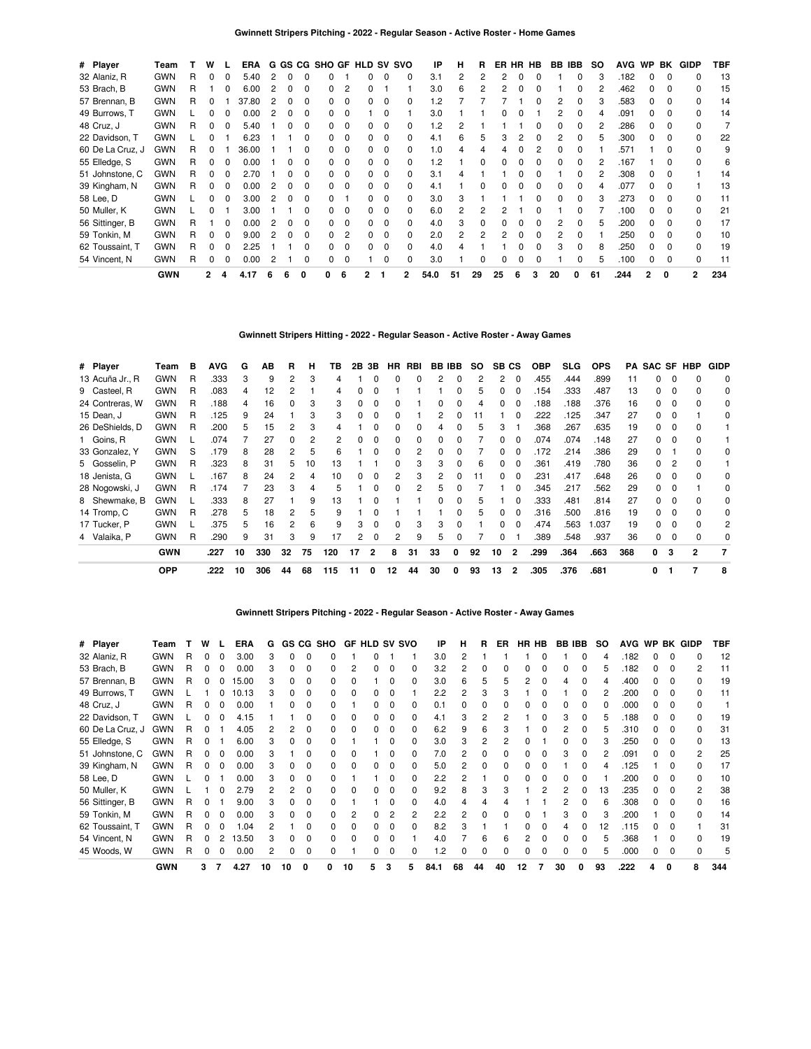## Gwinnett Stripers Pitching - 2022 - Regular Season - Active Roster - Home Games

| # | Player | Team | T | W | L | ERA | G | GS | CG | SHO | GF | HLD | SV | SVO | IP | H | R | ER | HR | HB | BB | IBB | SO | AVG | WP | BK | GIDP | TBF |
|---|---|---|---|---|---|---|---|---|---|---|---|---|---|---|---|---|---|---|---|---|---|---|---|---|---|---|---|---|
| 32 | Alaniz, R | GWN | R | 0 | 0 | 5.40 | 2 | 0 | 0 | 0 | 1 | 0 | 0 | 0 | 3.1 | 2 | 2 | 2 | 0 | 0 | 1 | 0 | 3 | .182 | 0 | 0 | 0 | 13 |
| 53 | Brach, B | GWN | R | 1 | 0 | 6.00 | 2 | 0 | 0 | 0 | 2 | 0 | 1 | 1 | 3.0 | 6 | 2 | 2 | 0 | 0 | 1 | 0 | 2 | .462 | 0 | 0 | 0 | 15 |
| 57 | Brennan, B | GWN | R | 0 | 1 | 37.80 | 2 | 0 | 0 | 0 | 0 | 0 | 0 | 0 | 1.2 | 7 | 7 | 7 | 1 | 0 | 2 | 0 | 3 | .583 | 0 | 0 | 0 | 14 |
| 49 | Burrows, T | GWN | L | 0 | 0 | 0.00 | 2 | 0 | 0 | 0 | 0 | 1 | 0 | 1 | 3.0 | 1 | 1 | 0 | 0 | 1 | 2 | 0 | 4 | .091 | 0 | 0 | 0 | 14 |
| 48 | Cruz, J | GWN | R | 0 | 0 | 5.40 | 1 | 0 | 0 | 0 | 0 | 0 | 0 | 0 | 1.2 | 2 | 1 | 1 | 1 | 0 | 0 | 0 | 2 | .286 | 0 | 0 | 0 | 7 |
| 22 | Davidson, T | GWN | L | 0 | 1 | 6.23 | 1 | 1 | 0 | 0 | 0 | 0 | 0 | 0 | 4.1 | 6 | 5 | 3 | 2 | 0 | 2 | 0 | 5 | .300 | 0 | 0 | 0 | 22 |
| 60 | De La Cruz, J | GWN | R | 0 | 1 | 36.00 | 1 | 1 | 0 | 0 | 0 | 0 | 0 | 0 | 1.0 | 4 | 4 | 4 | 0 | 2 | 0 | 0 | 1 | .571 | 1 | 0 | 0 | 9 |
| 55 | Elledge, S | GWN | R | 0 | 1 | 0.00 | 1 | 0 | 0 | 0 | 0 | 0 | 0 | 0 | 1.2 | 1 | 0 | 0 | 0 | 0 | 0 | 0 | 2 | .167 | 1 | 0 | 0 | 6 |
| 51 | Johnstone, C | GWN | R | 0 | 0 | 2.70 | 1 | 0 | 0 | 0 | 0 | 0 | 0 | 0 | 3.1 | 4 | 1 | 1 | 0 | 0 | 1 | 0 | 2 | .308 | 0 | 0 | 1 | 14 |
| 39 | Kingham, N | GWN | R | 0 | 0 | 0.00 | 2 | 0 | 0 | 0 | 0 | 0 | 0 | 0 | 4.1 | 1 | 0 | 0 | 0 | 0 | 0 | 0 | 4 | .077 | 0 | 0 | 1 | 13 |
| 58 | Lee, D | GWN | L | 0 | 0 | 3.00 | 2 | 0 | 0 | 0 | 1 | 0 | 0 | 0 | 3.0 | 3 | 1 | 1 | 1 | 0 | 0 | 0 | 3 | .273 | 0 | 0 | 0 | 11 |
| 50 | Muller, K | GWN | L | 0 | 1 | 3.00 | 1 | 1 | 0 | 0 | 0 | 0 | 0 | 0 | 6.0 | 2 | 2 | 2 | 1 | 0 | 1 | 0 | 7 | .100 | 0 | 0 | 0 | 21 |
| 56 | Sittinger, B | GWN | R | 1 | 0 | 0.00 | 2 | 0 | 0 | 0 | 0 | 0 | 0 | 0 | 4.0 | 3 | 0 | 0 | 0 | 0 | 2 | 0 | 5 | .200 | 0 | 0 | 0 | 17 |
| 59 | Tonkin, M | GWN | R | 0 | 0 | 9.00 | 2 | 0 | 0 | 0 | 2 | 0 | 0 | 0 | 2.0 | 2 | 2 | 2 | 0 | 0 | 2 | 0 | 1 | .250 | 0 | 0 | 0 | 10 |
| 62 | Toussaint, T | GWN | R | 0 | 0 | 2.25 | 1 | 1 | 0 | 0 | 0 | 0 | 0 | 0 | 4.0 | 4 | 1 | 1 | 0 | 0 | 3 | 0 | 8 | .250 | 0 | 0 | 0 | 19 |
| 54 | Vincent, N | GWN | R | 0 | 0 | 0.00 | 2 | 1 | 0 | 0 | 0 | 1 | 0 | 0 | 3.0 | 1 | 0 | 0 | 0 | 0 | 1 | 0 | 5 | .100 | 0 | 0 | 0 | 11 |
| | | GWN | | 2 | 4 | 4.17 | 6 | 6 | 0 | 0 | 6 | 2 | 1 | 2 | 54.0 | 51 | 29 | 25 | 6 | 3 | 20 | 0 | 61 | .244 | 2 | 0 | 2 | 234 |

## Gwinnett Stripers Hitting - 2022 - Regular Season - Active Roster - Away Games

| # | Player | Team | B | AVG | G | AB | R | H | TB | 2B | 3B | HR | RBI | BB | IBB | SO | SB | CS | OBP | SLG | OPS | PA | SAC | SF | HBP | GIDP |
|---|---|---|---|---|---|---|---|---|---|---|---|---|---|---|---|---|---|---|---|---|---|---|---|---|---|---|
| 13 | Acuña Jr., R | GWN | R | .333 | 3 | 9 | 2 | 3 | 4 | 1 | 0 | 0 | 0 | 2 | 0 | 2 | 2 | 0 | .455 | .444 | .899 | 11 | 0 | 0 | 0 | 0 |
| 9 | Casteel, R | GWN | R | .083 | 4 | 12 | 2 | 1 | 4 | 0 | 0 | 1 | 1 | 1 | 0 | 5 | 0 | 0 | .154 | .333 | .487 | 13 | 0 | 0 | 0 | 0 |
| 24 | Contreras, W | GWN | R | .188 | 4 | 16 | 0 | 3 | 3 | 0 | 0 | 0 | 1 | 0 | 0 | 4 | 0 | 0 | .188 | .188 | .376 | 16 | 0 | 0 | 0 | 0 |
| 15 | Dean, J | GWN | R | .125 | 9 | 24 | 1 | 3 | 3 | 0 | 0 | 0 | 1 | 2 | 0 | 11 | 1 | 0 | .222 | .125 | .347 | 27 | 0 | 0 | 1 | 0 |
| 26 | DeShields, D | GWN | R | .200 | 5 | 15 | 2 | 3 | 4 | 1 | 0 | 0 | 0 | 4 | 0 | 5 | 3 | 1 | .368 | .267 | .635 | 19 | 0 | 0 | 0 | 1 |
| 1 | Goins, R | GWN | L | .074 | 7 | 27 | 0 | 2 | 2 | 0 | 0 | 0 | 0 | 0 | 0 | 7 | 0 | 0 | .074 | .074 | .148 | 27 | 0 | 0 | 0 | 1 |
| 33 | Gonzalez, Y | GWN | S | .179 | 8 | 28 | 2 | 5 | 6 | 1 | 0 | 0 | 2 | 0 | 0 | 7 | 0 | 0 | .172 | .214 | .386 | 29 | 0 | 1 | 0 | 0 |
| 5 | Gosselin, P | GWN | R | .323 | 8 | 31 | 5 | 10 | 13 | 1 | 1 | 0 | 3 | 3 | 0 | 6 | 0 | 0 | .361 | .419 | .780 | 36 | 0 | 2 | 0 | 1 |
| 18 | Jenista, G | GWN | L | .167 | 8 | 24 | 2 | 4 | 10 | 0 | 0 | 2 | 3 | 2 | 0 | 11 | 0 | 0 | .231 | .417 | .648 | 26 | 0 | 0 | 0 | 0 |
| 28 | Nogowski, J | GWN | R | .174 | 7 | 23 | 3 | 4 | 5 | 1 | 0 | 0 | 2 | 5 | 0 | 7 | 1 | 0 | .345 | .217 | .562 | 29 | 0 | 0 | 1 | 0 |
| 8 | Shewmake, B | GWN | L | .333 | 8 | 27 | 1 | 9 | 13 | 1 | 0 | 1 | 1 | 0 | 0 | 5 | 1 | 0 | .333 | .481 | .814 | 27 | 0 | 0 | 0 | 0 |
| 14 | Tromp, C | GWN | R | .278 | 5 | 18 | 2 | 5 | 9 | 1 | 0 | 1 | 1 | 1 | 0 | 5 | 0 | 0 | .316 | .500 | .816 | 19 | 0 | 0 | 0 | 0 |
| 17 | Tucker, P | GWN | L | .375 | 5 | 16 | 2 | 6 | 9 | 3 | 0 | 0 | 3 | 3 | 0 | 1 | 0 | 0 | .474 | .563 | 1.037 | 19 | 0 | 0 | 0 | 2 |
| 4 | Valaika, P | GWN | R | .290 | 9 | 31 | 3 | 9 | 17 | 2 | 0 | 2 | 9 | 5 | 0 | 7 | 0 | 1 | .389 | .548 | .937 | 36 | 0 | 0 | 0 | 0 |
| | | GWN | | .227 | 10 | 330 | 32 | 75 | 120 | 17 | 2 | 8 | 31 | 33 | 0 | 92 | 10 | 2 | .299 | .364 | .663 | 368 | 0 | 3 | 2 | 7 |
| | | OPP | | .222 | 10 | 306 | 44 | 68 | 115 | 11 | 0 | 12 | 44 | 30 | 0 | 93 | 13 | 2 | .305 | .376 | .681 | | 0 | 1 | 7 | 8 |

## Gwinnett Stripers Pitching - 2022 - Regular Season - Active Roster - Away Games

| # | Player | Team | T | W | L | ERA | G | GS | CG | SHO | GF | HLD | SV | SVO | IP | H | R | ER | HR | HB | BB | IBB | SO | AVG | WP | BK | GIDP | TBF |
|---|---|---|---|---|---|---|---|---|---|---|---|---|---|---|---|---|---|---|---|---|---|---|---|---|---|---|---|---|
| 32 | Alaniz, R | GWN | R | 0 | 0 | 3.00 | 3 | 0 | 0 | 0 | 1 | 0 | 1 | 1 | 3.0 | 2 | 1 | 1 | 1 | 0 | 1 | 0 | 4 | .182 | 0 | 0 | 0 | 12 |
| 53 | Brach, B | GWN | R | 0 | 0 | 0.00 | 3 | 0 | 0 | 0 | 2 | 0 | 0 | 0 | 3.2 | 2 | 0 | 0 | 0 | 0 | 0 | 0 | 5 | .182 | 0 | 0 | 2 | 11 |
| 57 | Brennan, B | GWN | R | 0 | 0 | 15.00 | 3 | 0 | 0 | 0 | 0 | 1 | 0 | 0 | 3.0 | 6 | 5 | 5 | 2 | 0 | 4 | 0 | 4 | .400 | 0 | 0 | 0 | 19 |
| 49 | Burrows, T | GWN | L | 1 | 0 | 10.13 | 3 | 0 | 0 | 0 | 0 | 0 | 0 | 1 | 2.2 | 2 | 3 | 3 | 1 | 0 | 1 | 0 | 2 | .200 | 0 | 0 | 0 | 11 |
| 48 | Cruz, J | GWN | R | 0 | 0 | 0.00 | 1 | 0 | 0 | 0 | 1 | 0 | 0 | 0 | 0.1 | 0 | 0 | 0 | 0 | 0 | 0 | 0 | 0 | .000 | 0 | 0 | 0 | 1 |
| 22 | Davidson, T | GWN | L | 0 | 0 | 4.15 | 1 | 1 | 0 | 0 | 0 | 0 | 0 | 0 | 4.1 | 3 | 2 | 2 | 1 | 0 | 3 | 0 | 5 | .188 | 0 | 0 | 0 | 19 |
| 60 | De La Cruz, J | GWN | R | 0 | 1 | 4.05 | 2 | 2 | 0 | 0 | 0 | 0 | 0 | 0 | 6.2 | 9 | 6 | 3 | 1 | 0 | 2 | 0 | 5 | .310 | 0 | 0 | 0 | 31 |
| 55 | Elledge, S | GWN | R | 0 | 1 | 6.00 | 3 | 0 | 0 | 0 | 1 | 1 | 0 | 0 | 3.0 | 3 | 2 | 2 | 0 | 1 | 0 | 0 | 3 | .250 | 0 | 0 | 0 | 13 |
| 51 | Johnstone, C | GWN | R | 0 | 0 | 0.00 | 3 | 1 | 0 | 0 | 0 | 1 | 0 | 0 | 7.0 | 2 | 0 | 0 | 0 | 0 | 3 | 0 | 2 | .091 | 0 | 0 | 2 | 25 |
| 39 | Kingham, N | GWN | R | 0 | 0 | 0.00 | 3 | 0 | 0 | 0 | 0 | 0 | 0 | 0 | 5.0 | 2 | 0 | 0 | 0 | 0 | 1 | 0 | 4 | .125 | 1 | 0 | 0 | 17 |
| 58 | Lee, D | GWN | L | 0 | 1 | 0.00 | 3 | 0 | 0 | 0 | 1 | 1 | 0 | 0 | 2.2 | 2 | 1 | 0 | 0 | 0 | 0 | 0 | 1 | .200 | 0 | 0 | 0 | 10 |
| 50 | Muller, K | GWN | L | 1 | 0 | 2.79 | 2 | 2 | 0 | 0 | 0 | 0 | 0 | 0 | 9.2 | 8 | 3 | 3 | 1 | 2 | 2 | 0 | 13 | .235 | 0 | 0 | 2 | 38 |
| 56 | Sittinger, B | GWN | R | 0 | 1 | 9.00 | 3 | 0 | 0 | 0 | 1 | 1 | 0 | 0 | 4.0 | 4 | 4 | 4 | 1 | 0 | 2 | 0 | 6 | .308 | 0 | 0 | 0 | 16 |
| 59 | Tonkin, M | GWN | R | 0 | 0 | 0.00 | 3 | 0 | 0 | 0 | 2 | 0 | 2 | 2 | 2.2 | 2 | 0 | 0 | 0 | 1 | 3 | 0 | 3 | .200 | 1 | 0 | 0 | 14 |
| 62 | Toussaint, T | GWN | R | 0 | 0 | 1.04 | 2 | 1 | 0 | 0 | 0 | 0 | 0 | 0 | 8.2 | 3 | 1 | 1 | 0 | 0 | 4 | 0 | 12 | .115 | 0 | 0 | 1 | 31 |
| 54 | Vincent, N | GWN | R | 0 | 2 | 13.50 | 3 | 0 | 0 | 0 | 0 | 0 | 0 | 1 | 4.0 | 7 | 6 | 6 | 2 | 0 | 0 | 0 | 5 | .368 | 1 | 0 | 0 | 19 |
| 45 | Woods, W | GWN | R | 0 | 0 | 0.00 | 2 | 0 | 0 | 0 | 1 | 0 | 0 | 0 | 1.2 | 0 | 0 | 0 | 0 | 0 | 0 | 0 | 5 | .000 | 0 | 0 | 0 | 5 |
| | | GWN | | 3 | 7 | 4.27 | 10 | 10 | 0 | 0 | 10 | 5 | 3 | 5 | 84.1 | 68 | 44 | 40 | 12 | 7 | 30 | 0 | 93 | .222 | 4 | 0 | 8 | 344 |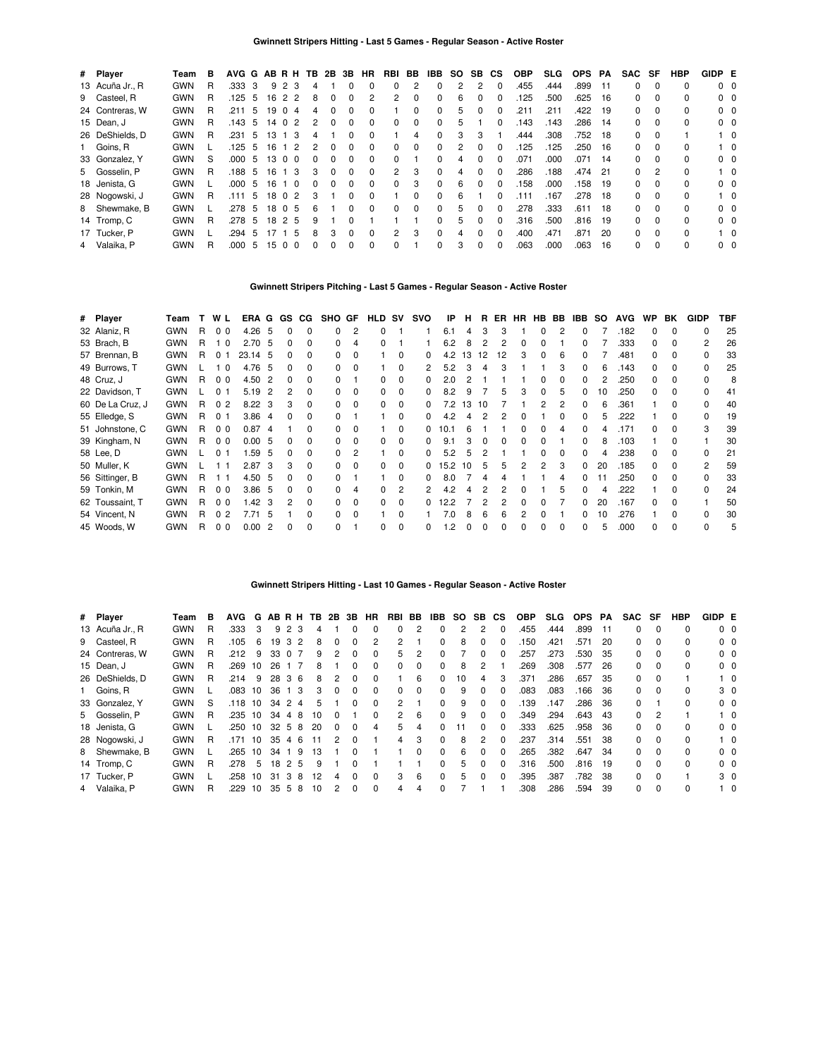## Gwinnett Stripers Hitting - Last 5 Games - Regular Season - Active Roster

| # | Player | Team | B | AVG | G | AB | R | H | TB | 2B | 3B | HR | RBI | BB | IBB | SO | SB | CS | OBP | SLG | OPS | PA | SAC | SF | HBP | GIDP | E |
|---|---|---|---|---|---|---|---|---|---|---|---|---|---|---|---|---|---|---|---|---|---|---|---|---|---|---|---|
| 13 | Acuña Jr., R | GWN | R | .333 | 3 | 9 | 2 | 3 | 4 | 1 | 0 | 0 | 0 | 2 | 0 | 2 | 2 | 0 | .455 | .444 | .899 | 11 | 0 | 0 | 0 | 0 | 0 |
| 9 | Casteel, R | GWN | R | .125 | 5 | 16 | 2 | 2 | 8 | 0 | 0 | 2 | 2 | 0 | 0 | 6 | 0 | 0 | .125 | .500 | .625 | 16 | 0 | 0 | 0 | 0 | 0 |
| 24 | Contreras, W | GWN | R | .211 | 5 | 19 | 0 | 4 | 4 | 0 | 0 | 0 | 1 | 0 | 0 | 5 | 0 | 0 | .211 | .211 | .422 | 19 | 0 | 0 | 0 | 0 | 0 |
| 15 | Dean, J | GWN | R | .143 | 5 | 14 | 0 | 2 | 2 | 0 | 0 | 0 | 0 | 0 | 0 | 5 | 1 | 0 | .143 | .143 | .286 | 14 | 0 | 0 | 0 | 0 | 0 |
| 26 | DeShields, D | GWN | R | .231 | 5 | 13 | 1 | 3 | 4 | 1 | 0 | 0 | 1 | 4 | 0 | 3 | 3 | 1 | .444 | .308 | .752 | 18 | 0 | 0 | 1 | 1 | 0 |
| 1 | Goins, R | GWN | L | .125 | 5 | 16 | 1 | 2 | 2 | 0 | 0 | 0 | 0 | 0 | 0 | 2 | 0 | 0 | .125 | .125 | .250 | 16 | 0 | 0 | 0 | 1 | 0 |
| 33 | Gonzalez, Y | GWN | S | .000 | 5 | 13 | 0 | 0 | 0 | 0 | 0 | 0 | 0 | 1 | 0 | 4 | 0 | 0 | .071 | .000 | .071 | 14 | 0 | 0 | 0 | 0 | 0 |
| 5 | Gosselin, P | GWN | R | .188 | 5 | 16 | 1 | 3 | 3 | 0 | 0 | 0 | 2 | 3 | 0 | 4 | 0 | 0 | .286 | .188 | .474 | 21 | 0 | 2 | 0 | 1 | 0 |
| 18 | Jenista, G | GWN | L | .000 | 5 | 16 | 1 | 0 | 0 | 0 | 0 | 0 | 0 | 3 | 0 | 6 | 0 | 0 | .158 | .000 | .158 | 19 | 0 | 0 | 0 | 0 | 0 |
| 28 | Nogowski, J | GWN | R | .111 | 5 | 18 | 0 | 2 | 3 | 1 | 0 | 0 | 1 | 0 | 0 | 6 | 1 | 0 | .111 | .167 | .278 | 18 | 0 | 0 | 0 | 1 | 0 |
| 8 | Shewmake, B | GWN | L | .278 | 5 | 18 | 0 | 5 | 6 | 1 | 0 | 0 | 0 | 0 | 0 | 5 | 0 | 0 | .278 | .333 | .611 | 18 | 0 | 0 | 0 | 0 | 0 |
| 14 | Tromp, C | GWN | R | .278 | 5 | 18 | 2 | 5 | 9 | 1 | 0 | 1 | 1 | 1 | 0 | 5 | 0 | 0 | .316 | .500 | .816 | 19 | 0 | 0 | 0 | 0 | 0 |
| 17 | Tucker, P | GWN | L | .294 | 5 | 17 | 1 | 5 | 8 | 3 | 0 | 0 | 2 | 3 | 0 | 4 | 0 | 0 | .400 | .471 | .871 | 20 | 0 | 0 | 0 | 1 | 0 |
| 4 | Valaika, P | GWN | R | .000 | 5 | 15 | 0 | 0 | 0 | 0 | 0 | 0 | 0 | 1 | 0 | 3 | 0 | 0 | .063 | .000 | .063 | 16 | 0 | 0 | 0 | 0 | 0 |

## Gwinnett Stripers Pitching - Last 5 Games - Regular Season - Active Roster

| # | Player | Team | T | W | L | ERA | G | GS | CG | SHO | GF | HLD | SV | SVO | IP | H | R | ER | HR | HB | BB | IBB | SO | AVG | WP | BK | GIDP | TBF |
|---|---|---|---|---|---|---|---|---|---|---|---|---|---|---|---|---|---|---|---|---|---|---|---|---|---|---|---|---|
| 32 | Alaniz, R | GWN | R | 0 | 0 | 4.26 | 5 | 0 | 0 | 0 | 2 | 0 | 1 | 1 | 6.1 | 4 | 3 | 3 | 1 | 0 | 2 | 0 | 7 | .182 | 0 | 0 | 0 | 25 |
| 53 | Brach, B | GWN | R | 1 | 0 | 2.70 | 5 | 0 | 0 | 0 | 4 | 0 | 1 | 1 | 6.2 | 8 | 2 | 2 | 0 | 0 | 1 | 0 | 7 | .333 | 0 | 0 | 2 | 26 |
| 57 | Brennan, B | GWN | R | 0 | 1 | 23.14 | 5 | 0 | 0 | 0 | 0 | 1 | 0 | 0 | 4.2 | 13 | 12 | 12 | 3 | 0 | 6 | 0 | 7 | .481 | 0 | 0 | 0 | 33 |
| 49 | Burrows, T | GWN | L | 1 | 0 | 4.76 | 5 | 0 | 0 | 0 | 0 | 1 | 0 | 2 | 5.2 | 3 | 4 | 3 | 1 | 1 | 3 | 0 | 6 | .143 | 0 | 0 | 0 | 25 |
| 48 | Cruz, J | GWN | R | 0 | 0 | 4.50 | 2 | 0 | 0 | 0 | 1 | 0 | 0 | 0 | 2.0 | 2 | 1 | 1 | 1 | 0 | 0 | 0 | 2 | .250 | 0 | 0 | 0 | 8 |
| 22 | Davidson, T | GWN | L | 0 | 1 | 5.19 | 2 | 2 | 0 | 0 | 0 | 0 | 0 | 0 | 8.2 | 9 | 7 | 5 | 3 | 0 | 5 | 0 | 10 | .250 | 0 | 0 | 0 | 41 |
| 60 | De La Cruz, J | GWN | R | 0 | 2 | 8.22 | 3 | 3 | 0 | 0 | 0 | 0 | 0 | 0 | 7.2 | 13 | 10 | 7 | 1 | 2 | 2 | 0 | 6 | .361 | 1 | 0 | 0 | 40 |
| 55 | Elledge, S | GWN | R | 0 | 1 | 3.86 | 4 | 0 | 0 | 0 | 1 | 1 | 0 | 0 | 4.2 | 4 | 2 | 2 | 0 | 1 | 0 | 0 | 5 | .222 | 1 | 0 | 0 | 19 |
| 51 | Johnstone, C | GWN | R | 0 | 0 | 0.87 | 4 | 1 | 0 | 0 | 0 | 1 | 0 | 0 | 10.1 | 6 | 1 | 1 | 0 | 0 | 4 | 0 | 4 | .171 | 0 | 0 | 3 | 39 |
| 39 | Kingham, N | GWN | R | 0 | 0 | 0.00 | 5 | 0 | 0 | 0 | 0 | 0 | 0 | 0 | 9.1 | 3 | 0 | 0 | 0 | 0 | 1 | 0 | 8 | .103 | 1 | 0 | 1 | 30 |
| 58 | Lee, D | GWN | L | 0 | 1 | 1.59 | 5 | 0 | 0 | 0 | 2 | 1 | 0 | 0 | 5.2 | 5 | 2 | 1 | 1 | 0 | 0 | 0 | 4 | .238 | 0 | 0 | 0 | 21 |
| 50 | Muller, K | GWN | L | 1 | 1 | 2.87 | 3 | 3 | 0 | 0 | 0 | 0 | 0 | 0 | 15.2 | 10 | 5 | 5 | 2 | 2 | 3 | 0 | 20 | .185 | 0 | 0 | 2 | 59 |
| 56 | Sittinger, B | GWN | R | 1 | 1 | 4.50 | 5 | 0 | 0 | 0 | 1 | 1 | 0 | 0 | 8.0 | 7 | 4 | 4 | 1 | 1 | 4 | 0 | 11 | .250 | 0 | 0 | 0 | 33 |
| 59 | Tonkin, M | GWN | R | 0 | 0 | 3.86 | 5 | 0 | 0 | 0 | 4 | 0 | 2 | 2 | 4.2 | 4 | 2 | 2 | 0 | 1 | 5 | 0 | 4 | .222 | 1 | 0 | 0 | 24 |
| 62 | Toussaint, T | GWN | R | 0 | 0 | 1.42 | 3 | 2 | 0 | 0 | 0 | 0 | 0 | 0 | 12.2 | 7 | 2 | 2 | 0 | 0 | 7 | 0 | 20 | .167 | 0 | 0 | 1 | 50 |
| 54 | Vincent, N | GWN | R | 0 | 2 | 7.71 | 5 | 1 | 0 | 0 | 0 | 1 | 0 | 1 | 7.0 | 8 | 6 | 6 | 2 | 0 | 1 | 0 | 10 | .276 | 1 | 0 | 0 | 30 |
| 45 | Woods, W | GWN | R | 0 | 0 | 0.00 | 2 | 0 | 0 | 0 | 1 | 0 | 0 | 0 | 1.2 | 0 | 0 | 0 | 0 | 0 | 0 | 0 | 5 | .000 | 0 | 0 | 0 | 5 |

## Gwinnett Stripers Hitting - Last 10 Games - Regular Season - Active Roster

| # | Player | Team | B | AVG | G | AB | R | H | TB | 2B | 3B | HR | RBI | BB | IBB | SO | SB | CS | OBP | SLG | OPS | PA | SAC | SF | HBP | GIDP | E |
|---|---|---|---|---|---|---|---|---|---|---|---|---|---|---|---|---|---|---|---|---|---|---|---|---|---|---|---|
| 13 | Acuña Jr., R | GWN | R | .333 | 3 | 9 | 2 | 3 | 4 | 1 | 0 | 0 | 0 | 2 | 0 | 2 | 2 | 0 | .455 | .444 | .899 | 11 | 0 | 0 | 0 | 0 | 0 |
| 9 | Casteel, R | GWN | R | .105 | 6 | 19 | 3 | 2 | 8 | 0 | 0 | 2 | 2 | 1 | 0 | 8 | 0 | 0 | .150 | .421 | .571 | 20 | 0 | 0 | 0 | 0 | 0 |
| 24 | Contreras, W | GWN | R | .212 | 9 | 33 | 0 | 7 | 9 | 2 | 0 | 0 | 5 | 2 | 0 | 7 | 0 | 0 | .257 | .273 | .530 | 35 | 0 | 0 | 0 | 0 | 0 |
| 15 | Dean, J | GWN | R | .269 | 10 | 26 | 1 | 7 | 8 | 1 | 0 | 0 | 0 | 0 | 0 | 8 | 2 | 1 | .269 | .308 | .577 | 26 | 0 | 0 | 0 | 0 | 0 |
| 26 | DeShields, D | GWN | R | .214 | 9 | 28 | 3 | 6 | 8 | 2 | 0 | 0 | 1 | 6 | 0 | 10 | 4 | 3 | .371 | .286 | .657 | 35 | 0 | 0 | 1 | 1 | 0 |
| 1 | Goins, R | GWN | L | .083 | 10 | 36 | 1 | 3 | 3 | 0 | 0 | 0 | 0 | 0 | 0 | 9 | 0 | 0 | .083 | .083 | .166 | 36 | 0 | 0 | 0 | 3 | 0 |
| 33 | Gonzalez, Y | GWN | S | .118 | 10 | 34 | 2 | 4 | 5 | 1 | 0 | 0 | 2 | 1 | 0 | 9 | 0 | 0 | .139 | .147 | .286 | 36 | 0 | 1 | 0 | 0 | 0 |
| 5 | Gosselin, P | GWN | R | .235 | 10 | 34 | 4 | 8 | 10 | 0 | 1 | 0 | 2 | 6 | 0 | 9 | 0 | 0 | .349 | .294 | .643 | 43 | 0 | 2 | 1 | 1 | 0 |
| 18 | Jenista, G | GWN | L | .250 | 10 | 32 | 5 | 8 | 20 | 0 | 0 | 4 | 5 | 4 | 0 | 11 | 0 | 0 | .333 | .625 | .958 | 36 | 0 | 0 | 0 | 0 | 0 |
| 28 | Nogowski, J | GWN | R | .171 | 10 | 35 | 4 | 6 | 11 | 2 | 0 | 1 | 4 | 3 | 0 | 8 | 2 | 0 | .237 | .314 | .551 | 38 | 0 | 0 | 0 | 1 | 0 |
| 8 | Shewmake, B | GWN | L | .265 | 10 | 34 | 1 | 9 | 13 | 1 | 0 | 1 | 1 | 0 | 0 | 6 | 0 | 0 | .265 | .382 | .647 | 34 | 0 | 0 | 0 | 0 | 0 |
| 14 | Tromp, C | GWN | R | .278 | 5 | 18 | 2 | 5 | 9 | 1 | 0 | 1 | 1 | 1 | 0 | 5 | 0 | 0 | .316 | .500 | .816 | 19 | 0 | 0 | 0 | 0 | 0 |
| 17 | Tucker, P | GWN | L | .258 | 10 | 31 | 3 | 8 | 12 | 4 | 0 | 0 | 3 | 6 | 0 | 5 | 0 | 0 | .395 | .387 | .782 | 38 | 0 | 0 | 1 | 3 | 0 |
| 4 | Valaika, P | GWN | R | .229 | 10 | 35 | 5 | 8 | 10 | 2 | 0 | 0 | 4 | 4 | 0 | 7 | 1 | 1 | .308 | .286 | .594 | 39 | 0 | 0 | 0 | 1 | 0 |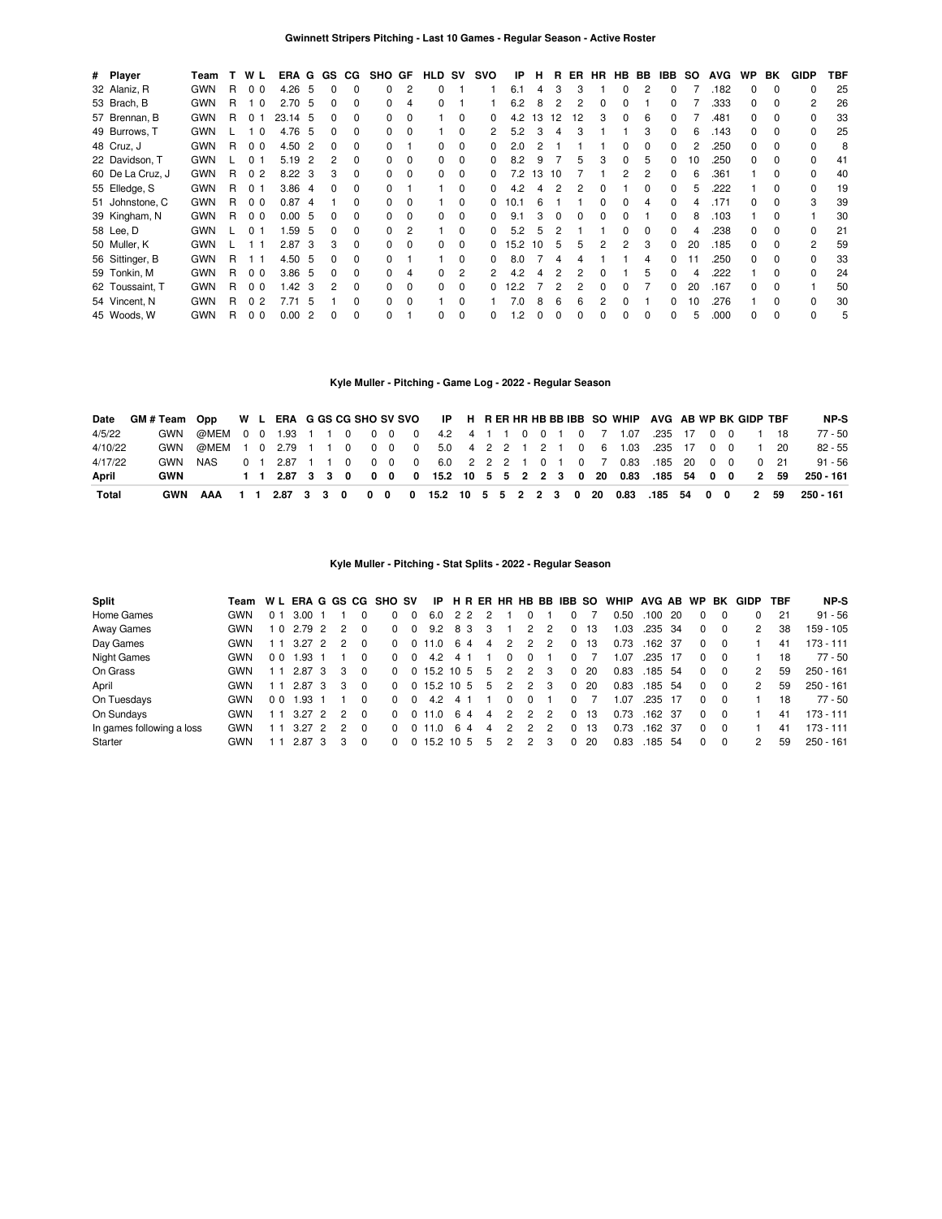## Gwinnett Stripers Pitching - Last 10 Games - Regular Season - Active Roster

| # | Player | Team | T | W | L | ERA | G | GS | CG | SHO | GF | HLD | SV | SVO | IP | H | R | ER | HR | HB | BB | IBB | SO | AVG | WP | BK | GIDP | TBF |
|---|---|---|---|---|---|---|---|---|---|---|---|---|---|---|---|---|---|---|---|---|---|---|---|---|---|---|---|---|
| 32 | Alaniz, R | GWN | R | 0 | 0 | 4.26 | 5 | 0 | 0 | 0 | 2 | 0 | 1 | 1 | 6.1 | 4 | 3 | 3 | 1 | 0 | 2 | 0 | 7 | .182 | 0 | 0 | 0 | 25 |
| 53 | Brach, B | GWN | R | 1 | 0 | 2.70 | 5 | 0 | 0 | 0 | 4 | 0 | 1 | 1 | 6.2 | 8 | 2 | 2 | 0 | 0 | 1 | 0 | 7 | .333 | 0 | 0 | 2 | 26 |
| 57 | Brennan, B | GWN | R | 0 | 1 | 23.14 | 5 | 0 | 0 | 0 | 0 | 1 | 0 | 0 | 4.2 | 13 | 12 | 12 | 3 | 0 | 6 | 0 | 7 | .481 | 0 | 0 | 0 | 33 |
| 49 | Burrows, T | GWN | L | 1 | 0 | 4.76 | 5 | 0 | 0 | 0 | 0 | 1 | 0 | 2 | 5.2 | 3 | 4 | 3 | 1 | 1 | 3 | 0 | 6 | .143 | 0 | 0 | 0 | 25 |
| 48 | Cruz, J | GWN | R | 0 | 0 | 4.50 | 2 | 0 | 0 | 0 | 1 | 0 | 0 | 0 | 2.0 | 2 | 1 | 1 | 1 | 0 | 0 | 0 | 2 | .250 | 0 | 0 | 0 | 8 |
| 22 | Davidson, T | GWN | L | 0 | 1 | 5.19 | 2 | 2 | 0 | 0 | 0 | 0 | 0 | 0 | 8.2 | 9 | 7 | 5 | 3 | 0 | 5 | 0 | 10 | .250 | 0 | 0 | 0 | 41 |
| 60 | De La Cruz, J | GWN | R | 0 | 2 | 8.22 | 3 | 3 | 0 | 0 | 0 | 0 | 0 | 0 | 7.2 | 13 | 10 | 7 | 1 | 2 | 2 | 0 | 6 | .361 | 1 | 0 | 0 | 40 |
| 55 | Elledge, S | GWN | R | 0 | 1 | 3.86 | 4 | 0 | 0 | 0 | 1 | 1 | 0 | 0 | 4.2 | 4 | 2 | 2 | 0 | 1 | 0 | 0 | 5 | .222 | 1 | 0 | 0 | 19 |
| 51 | Johnstone, C | GWN | R | 0 | 0 | 0.87 | 4 | 1 | 0 | 0 | 0 | 1 | 0 | 0 | 10.1 | 6 | 1 | 1 | 0 | 0 | 4 | 0 | 4 | .171 | 0 | 0 | 3 | 39 |
| 39 | Kingham, N | GWN | R | 0 | 0 | 0.00 | 5 | 0 | 0 | 0 | 0 | 0 | 0 | 0 | 9.1 | 3 | 0 | 0 | 0 | 0 | 1 | 0 | 8 | .103 | 1 | 0 | 1 | 30 |
| 58 | Lee, D | GWN | L | 0 | 1 | 1.59 | 5 | 0 | 0 | 0 | 2 | 1 | 0 | 0 | 5.2 | 5 | 2 | 1 | 1 | 0 | 0 | 0 | 4 | .238 | 0 | 0 | 0 | 21 |
| 50 | Muller, K | GWN | L | 1 | 1 | 2.87 | 3 | 3 | 0 | 0 | 0 | 0 | 0 | 0 | 15.2 | 10 | 5 | 5 | 2 | 2 | 3 | 0 | 20 | .185 | 0 | 0 | 2 | 59 |
| 56 | Sittinger, B | GWN | R | 1 | 1 | 4.50 | 5 | 0 | 0 | 0 | 1 | 1 | 0 | 0 | 8.0 | 7 | 4 | 4 | 1 | 1 | 4 | 0 | 11 | .250 | 0 | 0 | 0 | 33 |
| 59 | Tonkin, M | GWN | R | 0 | 0 | 3.86 | 5 | 0 | 0 | 0 | 4 | 0 | 2 | 2 | 4.2 | 4 | 2 | 2 | 0 | 1 | 5 | 0 | 4 | .222 | 1 | 0 | 0 | 24 |
| 62 | Toussaint, T | GWN | R | 0 | 0 | 1.42 | 3 | 2 | 0 | 0 | 0 | 0 | 0 | 0 | 12.2 | 7 | 2 | 2 | 0 | 0 | 7 | 0 | 20 | .167 | 0 | 0 | 1 | 50 |
| 54 | Vincent, N | GWN | R | 0 | 2 | 7.71 | 5 | 1 | 0 | 0 | 0 | 1 | 0 | 1 | 7.0 | 8 | 6 | 6 | 2 | 0 | 1 | 0 | 10 | .276 | 1 | 0 | 0 | 30 |
| 45 | Woods, W | GWN | R | 0 | 0 | 0.00 | 2 | 0 | 0 | 0 | 1 | 0 | 0 | 0 | 1.2 | 0 | 0 | 0 | 0 | 0 | 0 | 0 | 5 | .000 | 0 | 0 | 0 | 5 |

## Kyle Muller - Pitching - Game Log - 2022 - Regular Season

| Date | GM # | Team | Opp | W | L | ERA | G | GS | CG | SHO | SV | SVO | IP | H | R | ER | HR | HB | BB | IBB | SO | WHIP | AVG | AB | WP | BK | GIDP | TBF | NP-S |
|---|---|---|---|---|---|---|---|---|---|---|---|---|---|---|---|---|---|---|---|---|---|---|---|---|---|---|---|---|---|
| 4/5/22 | | GWN | @MEM | 0 | 0 | 1.93 | 1 | 1 | 0 | 0 | 0 | 0 | 4.2 | 4 | 1 | 1 | 0 | 0 | 1 | 0 | 7 | 1.07 | .235 | 17 | 0 | 0 | 1 | 18 | 77 - 50 |
| 4/10/22 | | GWN | @MEM | 1 | 0 | 2.79 | 1 | 1 | 0 | 0 | 0 | 0 | 5.0 | 4 | 2 | 2 | 1 | 2 | 1 | 0 | 6 | 1.03 | .235 | 17 | 0 | 0 | 1 | 20 | 82 - 55 |
| 4/17/22 | | GWN | NAS | 0 | 1 | 2.87 | 1 | 1 | 0 | 0 | 0 | 0 | 6.0 | 2 | 2 | 2 | 1 | 0 | 1 | 0 | 7 | 0.83 | .185 | 20 | 0 | 0 | 0 | 21 | 91 - 56 |
| **April** | | **GWN** | | **1** | **1** | **2.87** | **3** | **3** | **0** | **0** | **0** | **0** | **15.2** | **10** | **5** | **5** | **2** | **2** | **3** | **0** | **20** | **0.83** | **.185** | **54** | **0** | **0** | **2** | **59** | **250 - 161** |
| **Total** | | **GWN** | **AAA** | **1** | **1** | **2.87** | **3** | **3** | **0** | **0** | **0** | **0** | **15.2** | **10** | **5** | **5** | **2** | **2** | **3** | **0** | **20** | **0.83** | **.185** | **54** | **0** | **0** | **2** | **59** | **250 - 161** |

## Kyle Muller - Pitching - Stat Splits - 2022 - Regular Season

| Split | Team | W | L | ERA | G | GS | CG | SHO | SV | IP | H | R | ER | HR | HB | BB | IBB | SO | WHIP | AVG | AB | WP | BK | GIDP | TBF | NP-S |
|---|---|---|---|---|---|---|---|---|---|---|---|---|---|---|---|---|---|---|---|---|---|---|---|---|---|---|
| Home Games | GWN | 0 | 1 | 3.00 | 1 | 1 | 0 | 0 | 0 | 6.0 | 2 | 2 | 2 | 1 | 0 | 1 | 0 | 7 | 0.50 | .100 | 20 | 0 | 0 | 0 | 21 | 91 - 56 |
| Away Games | GWN | 1 | 0 | 2.79 | 2 | 2 | 0 | 0 | 0 | 9.2 | 8 | 3 | 3 | 1 | 2 | 2 | 0 | 13 | 1.03 | .235 | 34 | 0 | 0 | 2 | 38 | 159 - 105 |
| Day Games | GWN | 1 | 1 | 3.27 | 2 | 2 | 0 | 0 | 0 | 11.0 | 6 | 4 | 4 | 2 | 2 | 2 | 0 | 13 | 0.73 | .162 | 37 | 0 | 0 | 1 | 41 | 173 - 111 |
| Night Games | GWN | 0 | 0 | 1.93 | 1 | 1 | 0 | 0 | 0 | 4.2 | 4 | 1 | 1 | 0 | 0 | 1 | 0 | 7 | 1.07 | .235 | 17 | 0 | 0 | 1 | 18 | 77 - 50 |
| On Grass | GWN | 1 | 1 | 2.87 | 3 | 3 | 0 | 0 | 0 | 15.2 | 10 | 5 | 5 | 2 | 2 | 3 | 0 | 20 | 0.83 | .185 | 54 | 0 | 0 | 2 | 59 | 250 - 161 |
| April | GWN | 1 | 1 | 2.87 | 3 | 3 | 0 | 0 | 0 | 15.2 | 10 | 5 | 5 | 2 | 2 | 3 | 0 | 20 | 0.83 | .185 | 54 | 0 | 0 | 2 | 59 | 250 - 161 |
| On Tuesdays | GWN | 0 | 0 | 1.93 | 1 | 1 | 0 | 0 | 0 | 4.2 | 4 | 1 | 1 | 0 | 0 | 1 | 0 | 7 | 1.07 | .235 | 17 | 0 | 0 | 1 | 18 | 77 - 50 |
| On Sundays | GWN | 1 | 1 | 3.27 | 2 | 2 | 0 | 0 | 0 | 11.0 | 6 | 4 | 4 | 2 | 2 | 2 | 0 | 13 | 0.73 | .162 | 37 | 0 | 0 | 1 | 41 | 173 - 111 |
| In games following a loss | GWN | 1 | 1 | 3.27 | 2 | 2 | 0 | 0 | 0 | 11.0 | 6 | 4 | 4 | 2 | 2 | 2 | 0 | 13 | 0.73 | .162 | 37 | 0 | 0 | 1 | 41 | 173 - 111 |
| Starter | GWN | 1 | 1 | 2.87 | 3 | 3 | 0 | 0 | 0 | 15.2 | 10 | 5 | 5 | 2 | 2 | 3 | 0 | 20 | 0.83 | .185 | 54 | 0 | 0 | 2 | 59 | 250 - 161 |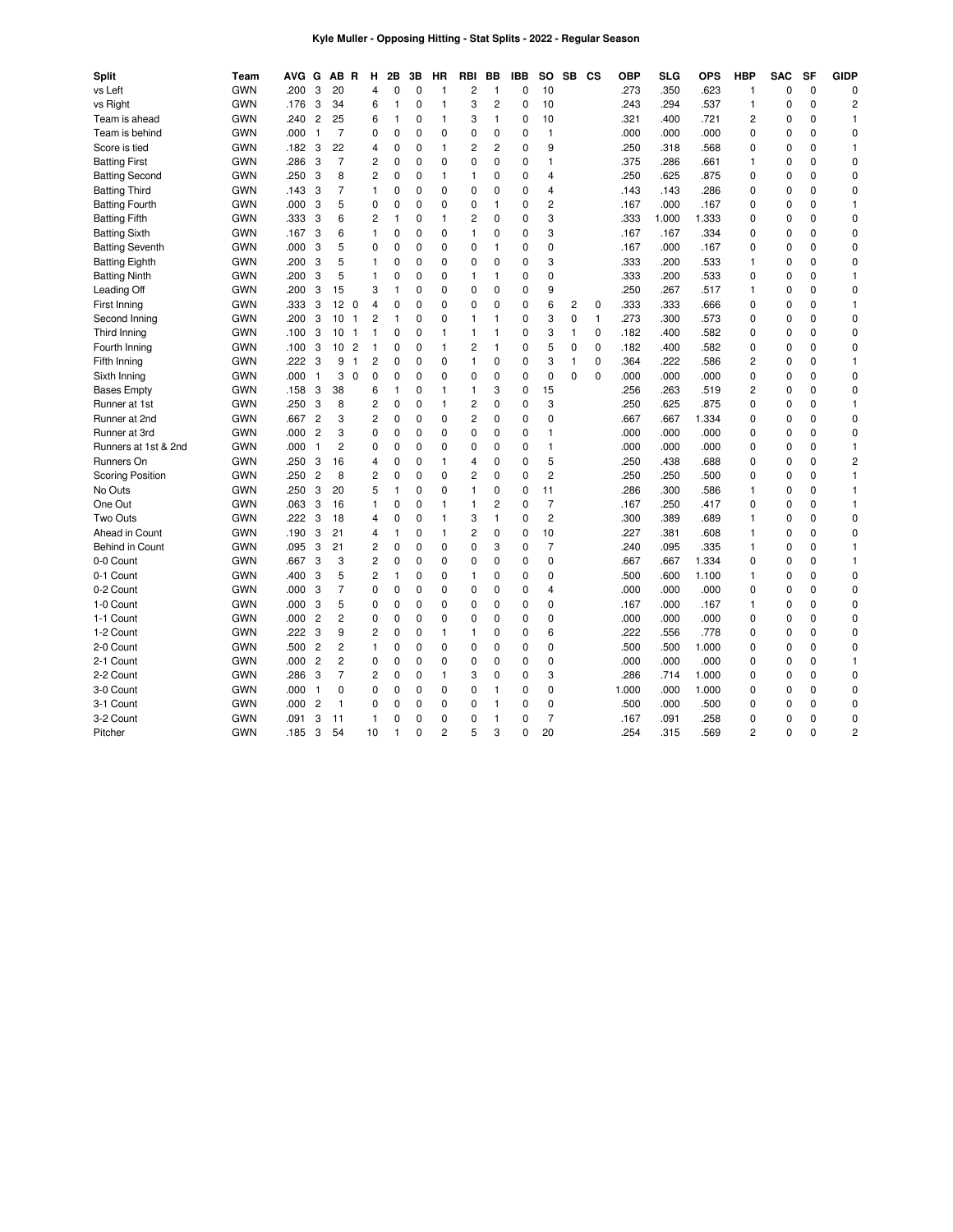# Kyle Muller - Opposing Hitting - Stat Splits - 2022 - Regular Season

| Split | Team | AVG | G | AB | R | H | 2B | 3B | HR | RBI | BB | IBB | SO | SB | CS | OBP | SLG | OPS | HBP | SAC | SF | GIDP |
|---|---|---|---|---|---|---|---|---|---|---|---|---|---|---|---|---|---|---|---|---|---|---|
| vs Left | GWN | .200 | 3 | 20 | | 4 | 0 | 0 | 1 | 2 | 1 | 0 | 10 | | | .273 | .350 | .623 | 1 | 0 | 0 | 0 |
| vs Right | GWN | .176 | 3 | 34 | | 6 | 1 | 0 | 1 | 3 | 2 | 0 | 10 | | | .243 | .294 | .537 | 1 | 0 | 0 | 2 |
| Team is ahead | GWN | .240 | 2 | 25 | | 6 | 1 | 0 | 1 | 3 | 1 | 0 | 10 | | | .321 | .400 | .721 | 2 | 0 | 0 | 1 |
| Team is behind | GWN | .000 | 1 | 7 | | 0 | 0 | 0 | 0 | 0 | 0 | 0 | 1 | | | .000 | .000 | .000 | 0 | 0 | 0 | 0 |
| Score is tied | GWN | .182 | 3 | 22 | | 4 | 0 | 0 | 1 | 2 | 2 | 0 | 9 | | | .250 | .318 | .568 | 0 | 0 | 0 | 1 |
| Batting First | GWN | .286 | 3 | 7 | | 2 | 0 | 0 | 0 | 0 | 0 | 0 | 1 | | | .375 | .286 | .661 | 1 | 0 | 0 | 0 |
| Batting Second | GWN | .250 | 3 | 8 | | 2 | 0 | 0 | 1 | 1 | 0 | 0 | 4 | | | .250 | .625 | .875 | 0 | 0 | 0 | 0 |
| Batting Third | GWN | .143 | 3 | 7 | | 1 | 0 | 0 | 0 | 0 | 0 | 0 | 4 | | | .143 | .143 | .286 | 0 | 0 | 0 | 0 |
| Batting Fourth | GWN | .000 | 3 | 5 | | 0 | 0 | 0 | 0 | 0 | 1 | 0 | 2 | | | .167 | .000 | .167 | 0 | 0 | 0 | 1 |
| Batting Fifth | GWN | .333 | 3 | 6 | | 2 | 1 | 0 | 1 | 2 | 0 | 0 | 3 | | | .333 | 1.000 | 1.333 | 0 | 0 | 0 | 0 |
| Batting Sixth | GWN | .167 | 3 | 6 | | 1 | 0 | 0 | 0 | 1 | 0 | 0 | 3 | | | .167 | .167 | .334 | 0 | 0 | 0 | 0 |
| Batting Seventh | GWN | .000 | 3 | 5 | | 0 | 0 | 0 | 0 | 0 | 1 | 0 | 0 | | | .167 | .000 | .167 | 0 | 0 | 0 | 0 |
| Batting Eighth | GWN | .200 | 3 | 5 | | 1 | 0 | 0 | 0 | 0 | 0 | 0 | 3 | | | .333 | .200 | .533 | 1 | 0 | 0 | 0 |
| Batting Ninth | GWN | .200 | 3 | 5 | | 1 | 0 | 0 | 0 | 1 | 1 | 0 | 0 | | | .333 | .200 | .533 | 0 | 0 | 0 | 1 |
| Leading Off | GWN | .200 | 3 | 15 | | 3 | 1 | 0 | 0 | 0 | 0 | 0 | 9 | | | .250 | .267 | .517 | 1 | 0 | 0 | 0 |
| First Inning | GWN | .333 | 3 | 12 | 0 | 4 | 0 | 0 | 0 | 0 | 0 | 0 | 6 | 2 | 0 | .333 | .333 | .666 | 0 | 0 | 0 | 1 |
| Second Inning | GWN | .200 | 3 | 10 | 1 | 2 | 1 | 0 | 0 | 1 | 1 | 0 | 3 | 0 | 1 | .273 | .300 | .573 | 0 | 0 | 0 | 0 |
| Third Inning | GWN | .100 | 3 | 10 | 1 | 1 | 0 | 0 | 1 | 1 | 1 | 0 | 3 | 1 | 0 | .182 | .400 | .582 | 0 | 0 | 0 | 0 |
| Fourth Inning | GWN | .100 | 3 | 10 | 2 | 1 | 0 | 0 | 1 | 2 | 1 | 0 | 5 | 0 | 0 | .182 | .400 | .582 | 0 | 0 | 0 | 0 |
| Fifth Inning | GWN | .222 | 3 | 9 | 1 | 2 | 0 | 0 | 0 | 1 | 0 | 0 | 3 | 1 | 0 | .364 | .222 | .586 | 2 | 0 | 0 | 1 |
| Sixth Inning | GWN | .000 | 1 | 3 | 0 | 0 | 0 | 0 | 0 | 0 | 0 | 0 | 0 | 0 | 0 | .000 | .000 | .000 | 0 | 0 | 0 | 0 |
| Bases Empty | GWN | .158 | 3 | 38 | | 6 | 1 | 0 | 1 | 1 | 3 | 0 | 15 | | | .256 | .263 | .519 | 2 | 0 | 0 | 0 |
| Runner at 1st | GWN | .250 | 3 | 8 | | 2 | 0 | 0 | 1 | 2 | 0 | 0 | 3 | | | .250 | .625 | .875 | 0 | 0 | 0 | 1 |
| Runner at 2nd | GWN | .667 | 2 | 3 | | 2 | 0 | 0 | 0 | 2 | 0 | 0 | 0 | | | .667 | .667 | 1.334 | 0 | 0 | 0 | 0 |
| Runner at 3rd | GWN | .000 | 2 | 3 | | 0 | 0 | 0 | 0 | 0 | 0 | 0 | 1 | | | .000 | .000 | .000 | 0 | 0 | 0 | 0 |
| Runners at 1st & 2nd | GWN | .000 | 1 | 2 | | 0 | 0 | 0 | 0 | 0 | 0 | 0 | 1 | | | .000 | .000 | .000 | 0 | 0 | 0 | 1 |
| Runners On | GWN | .250 | 3 | 16 | | 4 | 0 | 0 | 1 | 4 | 0 | 0 | 5 | | | .250 | .438 | .688 | 0 | 0 | 0 | 2 |
| Scoring Position | GWN | .250 | 2 | 8 | | 2 | 0 | 0 | 0 | 2 | 0 | 0 | 2 | | | .250 | .250 | .500 | 0 | 0 | 0 | 1 |
| No Outs | GWN | .250 | 3 | 20 | | 5 | 1 | 0 | 0 | 1 | 0 | 0 | 11 | | | .286 | .300 | .586 | 1 | 0 | 0 | 1 |
| One Out | GWN | .063 | 3 | 16 | | 1 | 0 | 0 | 1 | 1 | 2 | 0 | 7 | | | .167 | .250 | .417 | 0 | 0 | 0 | 1 |
| Two Outs | GWN | .222 | 3 | 18 | | 4 | 0 | 0 | 1 | 3 | 1 | 0 | 2 | | | .300 | .389 | .689 | 1 | 0 | 0 | 0 |
| Ahead in Count | GWN | .190 | 3 | 21 | | 4 | 1 | 0 | 1 | 2 | 0 | 0 | 10 | | | .227 | .381 | .608 | 1 | 0 | 0 | 0 |
| Behind in Count | GWN | .095 | 3 | 21 | | 2 | 0 | 0 | 0 | 0 | 3 | 0 | 7 | | | .240 | .095 | .335 | 1 | 0 | 0 | 1 |
| 0-0 Count | GWN | .667 | 3 | 3 | | 2 | 0 | 0 | 0 | 0 | 0 | 0 | 0 | | | .667 | .667 | 1.334 | 0 | 0 | 0 | 1 |
| 0-1 Count | GWN | .400 | 3 | 5 | | 2 | 1 | 0 | 0 | 1 | 0 | 0 | 0 | | | .500 | .600 | 1.100 | 1 | 0 | 0 | 0 |
| 0-2 Count | GWN | .000 | 3 | 7 | | 0 | 0 | 0 | 0 | 0 | 0 | 0 | 4 | | | .000 | .000 | .000 | 0 | 0 | 0 | 0 |
| 1-0 Count | GWN | .000 | 3 | 5 | | 0 | 0 | 0 | 0 | 0 | 0 | 0 | 0 | | | .167 | .000 | .167 | 1 | 0 | 0 | 0 |
| 1-1 Count | GWN | .000 | 2 | 2 | | 0 | 0 | 0 | 0 | 0 | 0 | 0 | 0 | | | .000 | .000 | .000 | 0 | 0 | 0 | 0 |
| 1-2 Count | GWN | .222 | 3 | 9 | | 2 | 0 | 0 | 1 | 1 | 0 | 0 | 6 | | | .222 | .556 | .778 | 0 | 0 | 0 | 0 |
| 2-0 Count | GWN | .500 | 2 | 2 | | 1 | 0 | 0 | 0 | 0 | 0 | 0 | 0 | | | .500 | .500 | 1.000 | 0 | 0 | 0 | 0 |
| 2-1 Count | GWN | .000 | 2 | 2 | | 0 | 0 | 0 | 0 | 0 | 0 | 0 | 0 | | | .000 | .000 | .000 | 0 | 0 | 0 | 1 |
| 2-2 Count | GWN | .286 | 3 | 7 | | 2 | 0 | 0 | 1 | 3 | 0 | 0 | 3 | | | .286 | .714 | 1.000 | 0 | 0 | 0 | 0 |
| 3-0 Count | GWN | .000 | 1 | 0 | | 0 | 0 | 0 | 0 | 0 | 1 | 0 | 0 | | | 1.000 | .000 | 1.000 | 0 | 0 | 0 | 0 |
| 3-1 Count | GWN | .000 | 2 | 1 | | 0 | 0 | 0 | 0 | 0 | 1 | 0 | 0 | | | .500 | .000 | .500 | 0 | 0 | 0 | 0 |
| 3-2 Count | GWN | .091 | 3 | 11 | | 1 | 0 | 0 | 0 | 0 | 1 | 0 | 7 | | | .167 | .091 | .258 | 0 | 0 | 0 | 0 |
| Pitcher | GWN | .185 | 3 | 54 | | 10 | 1 | 0 | 2 | 5 | 3 | 0 | 20 | | | .254 | .315 | .569 | 2 | 0 | 0 | 2 |